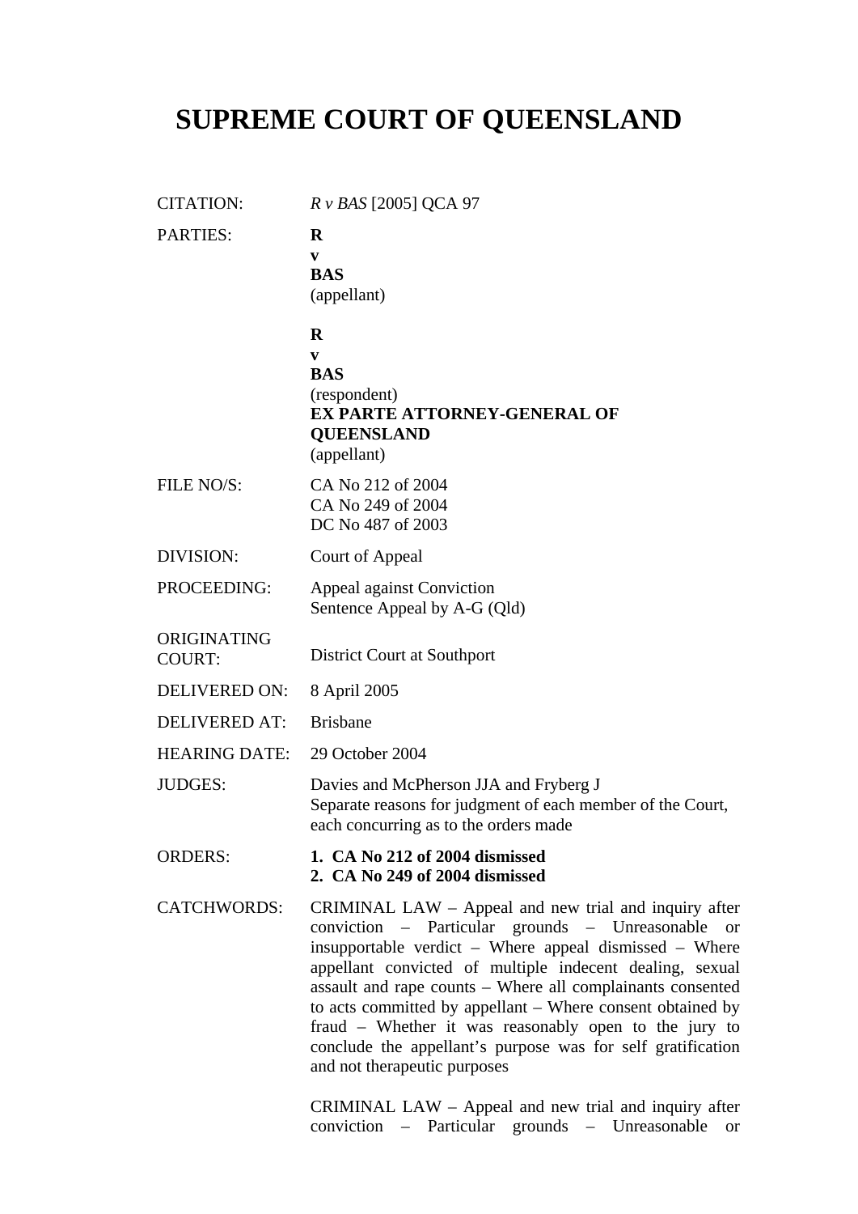# SUPREME COURT OF QUEENSLAND

| | |
|---|---|
| CITATION: | *R v BAS* [2005] QCA 97 |
| PARTIES: | **R**<br>**v**<br>**BAS**<br>(appellant)<br><br>**R**<br>**v**<br>**BAS**<br>(respondent)<br>**EX PARTE ATTORNEY-GENERAL OF QUEENSLAND**<br>(appellant) |
| FILE NO/S: | CA No 212 of 2004<br>CA No 249 of 2004<br>DC No 487 of 2003 |
| DIVISION: | Court of Appeal |
| PROCEEDING: | Appeal against Conviction<br>Sentence Appeal by A-G (Qld) |
| ORIGINATING COURT: | District Court at Southport |
| DELIVERED ON: | 8 April 2005 |
| DELIVERED AT: | Brisbane |
| HEARING DATE: | 29 October 2004 |
| JUDGES: | Davies and McPherson JJA and Fryberg J<br>Separate reasons for judgment of each member of the Court, each concurring as to the orders made |
| ORDERS: | **1. CA No 212 of 2004 dismissed**<br>**2. CA No 249 of 2004 dismissed** |
| CATCHWORDS: | CRIMINAL LAW – Appeal and new trial and inquiry after conviction – Particular grounds – Unreasonable or insupportable verdict – Where appeal dismissed – Where appellant convicted of multiple indecent dealing, sexual assault and rape counts – Where all complainants consented to acts committed by appellant – Where consent obtained by fraud – Whether it was reasonably open to the jury to conclude the appellant's purpose was for self gratification and not therapeutic purposes<br><br>CRIMINAL LAW – Appeal and new trial and inquiry after conviction – Particular grounds – Unreasonable or |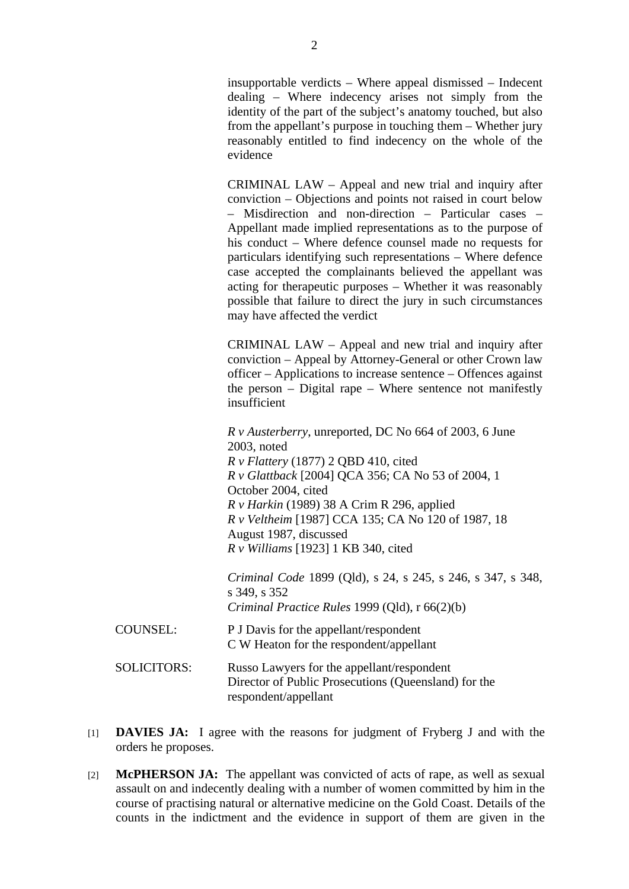insupportable verdicts – Where appeal dismissed – Indecent dealing – Where indecency arises not simply from the identity of the part of the subject's anatomy touched, but also from the appellant's purpose in touching them – Whether jury reasonably entitled to find indecency on the whole of the evidence

CRIMINAL LAW – Appeal and new trial and inquiry after conviction – Objections and points not raised in court below – Misdirection and non-direction – Particular cases – Appellant made implied representations as to the purpose of his conduct – Where defence counsel made no requests for particulars identifying such representations – Where defence case accepted the complainants believed the appellant was acting for therapeutic purposes – Whether it was reasonably possible that failure to direct the jury in such circumstances may have affected the verdict

CRIMINAL LAW – Appeal and new trial and inquiry after conviction – Appeal by Attorney-General or other Crown law officer – Applications to increase sentence – Offences against the person – Digital rape – Where sentence not manifestly insufficient

*R v Austerberry*, unreported, DC No 664 of 2003, 6 June 2003, noted
*R v Flattery* (1877) 2 QBD 410, cited
*R v Glattback* [2004] QCA 356; CA No 53 of 2004, 1 October 2004, cited
*R v Harkin* (1989) 38 A Crim R 296, applied
*R v Veltheim* [1987] CCA 135; CA No 120 of 1987, 18 August 1987, discussed
*R v Williams* [1923] 1 KB 340, cited

*Criminal Code* 1899 (Qld), s 24, s 245, s 246, s 347, s 348, s 349, s 352
*Criminal Practice Rules* 1999 (Qld), r 66(2)(b)

COUNSEL: P J Davis for the appellant/respondent
C W Heaton for the respondent/appellant

SOLICITORS: Russo Lawyers for the appellant/respondent
Director of Public Prosecutions (Queensland) for the respondent/appellant

[1] **DAVIES JA:** I agree with the reasons for judgment of Fryberg J and with the orders he proposes.

[2] **McPHERSON JA:** The appellant was convicted of acts of rape, as well as sexual assault on and indecently dealing with a number of women committed by him in the course of practising natural or alternative medicine on the Gold Coast. Details of the counts in the indictment and the evidence in support of them are given in the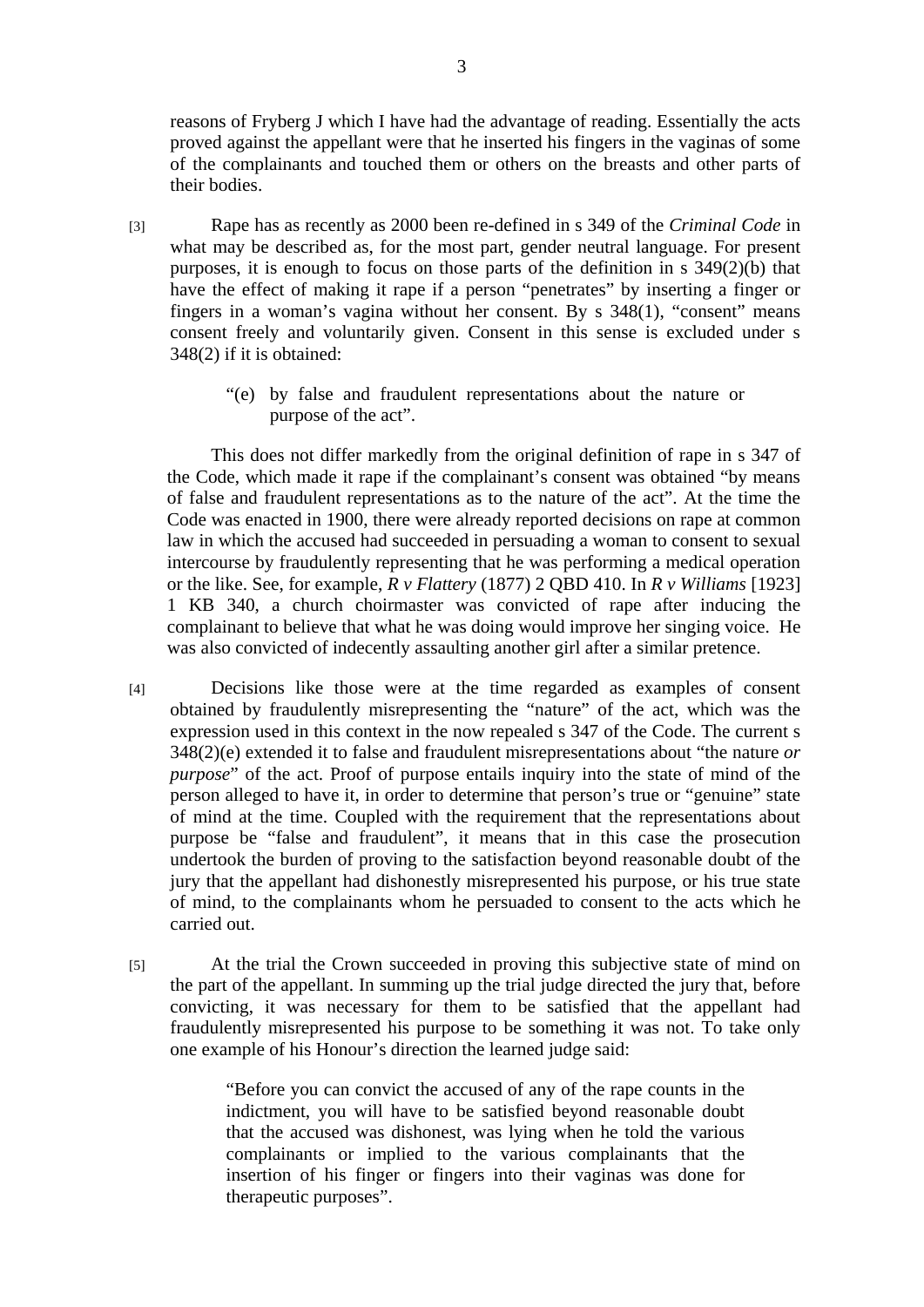reasons of Fryberg J which I have had the advantage of reading. Essentially the acts proved against the appellant were that he inserted his fingers in the vaginas of some of the complainants and touched them or others on the breasts and other parts of their bodies.

[3] Rape has as recently as 2000 been re-defined in s 349 of the *Criminal Code* in what may be described as, for the most part, gender neutral language. For present purposes, it is enough to focus on those parts of the definition in s 349(2)(b) that have the effect of making it rape if a person "penetrates" by inserting a finger or fingers in a woman's vagina without her consent. By s 348(1), "consent" means consent freely and voluntarily given. Consent in this sense is excluded under s 348(2) if it is obtained:

> "(e) by false and fraudulent representations about the nature or purpose of the act".

This does not differ markedly from the original definition of rape in s 347 of the Code, which made it rape if the complainant's consent was obtained "by means of false and fraudulent representations as to the nature of the act". At the time the Code was enacted in 1900, there were already reported decisions on rape at common law in which the accused had succeeded in persuading a woman to consent to sexual intercourse by fraudulently representing that he was performing a medical operation or the like. See, for example, *R v Flattery* (1877) 2 QBD 410. In *R v Williams* [1923] 1 KB 340, a church choirmaster was convicted of rape after inducing the complainant to believe that what he was doing would improve her singing voice. He was also convicted of indecently assaulting another girl after a similar pretence.

[4] Decisions like those were at the time regarded as examples of consent obtained by fraudulently misrepresenting the "nature" of the act, which was the expression used in this context in the now repealed s 347 of the Code. The current s 348(2)(e) extended it to false and fraudulent misrepresentations about "the nature *or purpose*" of the act. Proof of purpose entails inquiry into the state of mind of the person alleged to have it, in order to determine that person's true or "genuine" state of mind at the time. Coupled with the requirement that the representations about purpose be "false and fraudulent", it means that in this case the prosecution undertook the burden of proving to the satisfaction beyond reasonable doubt of the jury that the appellant had dishonestly misrepresented his purpose, or his true state of mind, to the complainants whom he persuaded to consent to the acts which he carried out.

[5] At the trial the Crown succeeded in proving this subjective state of mind on the part of the appellant. In summing up the trial judge directed the jury that, before convicting, it was necessary for them to be satisfied that the appellant had fraudulently misrepresented his purpose to be something it was not. To take only one example of his Honour's direction the learned judge said:

> "Before you can convict the accused of any of the rape counts in the indictment, you will have to be satisfied beyond reasonable doubt that the accused was dishonest, was lying when he told the various complainants or implied to the various complainants that the insertion of his finger or fingers into their vaginas was done for therapeutic purposes".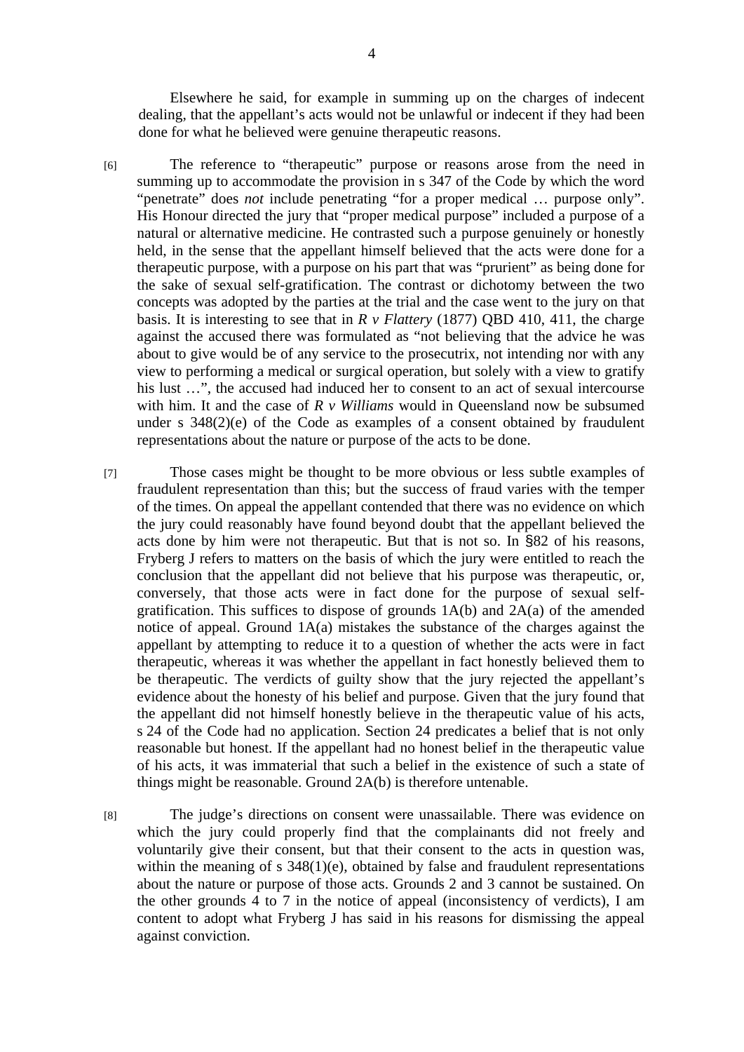Elsewhere he said, for example in summing up on the charges of indecent dealing, that the appellant's acts would not be unlawful or indecent if they had been done for what he believed were genuine therapeutic reasons.

[6] The reference to "therapeutic" purpose or reasons arose from the need in summing up to accommodate the provision in s 347 of the Code by which the word "penetrate" does *not* include penetrating "for a proper medical … purpose only". His Honour directed the jury that "proper medical purpose" included a purpose of a natural or alternative medicine. He contrasted such a purpose genuinely or honestly held, in the sense that the appellant himself believed that the acts were done for a therapeutic purpose, with a purpose on his part that was "prurient" as being done for the sake of sexual self-gratification. The contrast or dichotomy between the two concepts was adopted by the parties at the trial and the case went to the jury on that basis. It is interesting to see that in *R v Flattery* (1877) QBD 410, 411, the charge against the accused there was formulated as "not believing that the advice he was about to give would be of any service to the prosecutrix, not intending nor with any view to performing a medical or surgical operation, but solely with a view to gratify his lust …", the accused had induced her to consent to an act of sexual intercourse with him. It and the case of *R v Williams* would in Queensland now be subsumed under s 348(2)(e) of the Code as examples of a consent obtained by fraudulent representations about the nature or purpose of the acts to be done.

[7] Those cases might be thought to be more obvious or less subtle examples of fraudulent representation than this; but the success of fraud varies with the temper of the times. On appeal the appellant contended that there was no evidence on which the jury could reasonably have found beyond doubt that the appellant believed the acts done by him were not therapeutic. But that is not so. In §82 of his reasons, Fryberg J refers to matters on the basis of which the jury were entitled to reach the conclusion that the appellant did not believe that his purpose was therapeutic, or, conversely, that those acts were in fact done for the purpose of sexual self-gratification. This suffices to dispose of grounds 1A(b) and 2A(a) of the amended notice of appeal. Ground 1A(a) mistakes the substance of the charges against the appellant by attempting to reduce it to a question of whether the acts were in fact therapeutic, whereas it was whether the appellant in fact honestly believed them to be therapeutic. The verdicts of guilty show that the jury rejected the appellant's evidence about the honesty of his belief and purpose. Given that the jury found that the appellant did not himself honestly believe in the therapeutic value of his acts, s 24 of the Code had no application. Section 24 predicates a belief that is not only reasonable but honest. If the appellant had no honest belief in the therapeutic value of his acts, it was immaterial that such a belief in the existence of such a state of things might be reasonable. Ground 2A(b) is therefore untenable.

[8] The judge's directions on consent were unassailable. There was evidence on which the jury could properly find that the complainants did not freely and voluntarily give their consent, but that their consent to the acts in question was, within the meaning of s 348(1)(e), obtained by false and fraudulent representations about the nature or purpose of those acts. Grounds 2 and 3 cannot be sustained. On the other grounds 4 to 7 in the notice of appeal (inconsistency of verdicts), I am content to adopt what Fryberg J has said in his reasons for dismissing the appeal against conviction.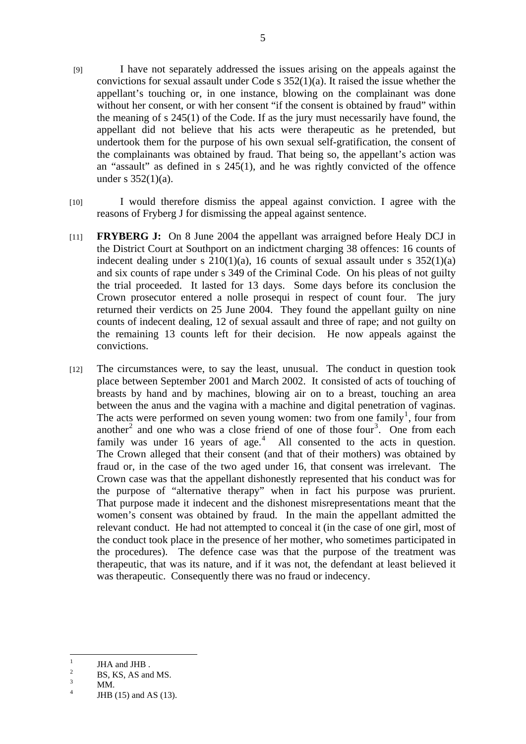[9] I have not separately addressed the issues arising on the appeals against the convictions for sexual assault under Code s 352(1)(a). It raised the issue whether the appellant's touching or, in one instance, blowing on the complainant was done without her consent, or with her consent "if the consent is obtained by fraud" within the meaning of s 245(1) of the Code. If as the jury must necessarily have found, the appellant did not believe that his acts were therapeutic as he pretended, but undertook them for the purpose of his own sexual self-gratification, the consent of the complainants was obtained by fraud. That being so, the appellant's action was an "assault" as defined in s 245(1), and he was rightly convicted of the offence under s 352(1)(a).

[10] I would therefore dismiss the appeal against conviction. I agree with the reasons of Fryberg J for dismissing the appeal against sentence.

[11] **FRYBERG J:** On 8 June 2004 the appellant was arraigned before Healy DCJ in the District Court at Southport on an indictment charging 38 offences: 16 counts of indecent dealing under s 210(1)(a), 16 counts of sexual assault under s 352(1)(a) and six counts of rape under s 349 of the Criminal Code. On his pleas of not guilty the trial proceeded. It lasted for 13 days. Some days before its conclusion the Crown prosecutor entered a nolle prosequi in respect of count four. The jury returned their verdicts on 25 June 2004. They found the appellant guilty on nine counts of indecent dealing, 12 of sexual assault and three of rape; and not guilty on the remaining 13 counts left for their decision. He now appeals against the convictions.

[12] The circumstances were, to say the least, unusual. The conduct in question took place between September 2001 and March 2002. It consisted of acts of touching of breasts by hand and by machines, blowing air on to a breast, touching an area between the anus and the vagina with a machine and digital penetration of vaginas. The acts were performed on seven young women: two from one family[1], four from another[2] and one who was a close friend of one of those four[3]. One from each family was under 16 years of age.[4] All consented to the acts in question. The Crown alleged that their consent (and that of their mothers) was obtained by fraud or, in the case of the two aged under 16, that consent was irrelevant. The Crown case was that the appellant dishonestly represented that his conduct was for the purpose of "alternative therapy" when in fact his purpose was prurient. That purpose made it indecent and the dishonest misrepresentations meant that the women's consent was obtained by fraud. In the main the appellant admitted the relevant conduct. He had not attempted to conceal it (in the case of one girl, most of the conduct took place in the presence of her mother, who sometimes participated in the procedures). The defence case was that the purpose of the treatment was therapeutic, that was its nature, and if it was not, the defendant at least believed it was therapeutic. Consequently there was no fraud or indecency.

---

[1] JHA and JHB .

[2] BS, KS, AS and MS.

[3] MM.

[4] JHB (15) and AS (13).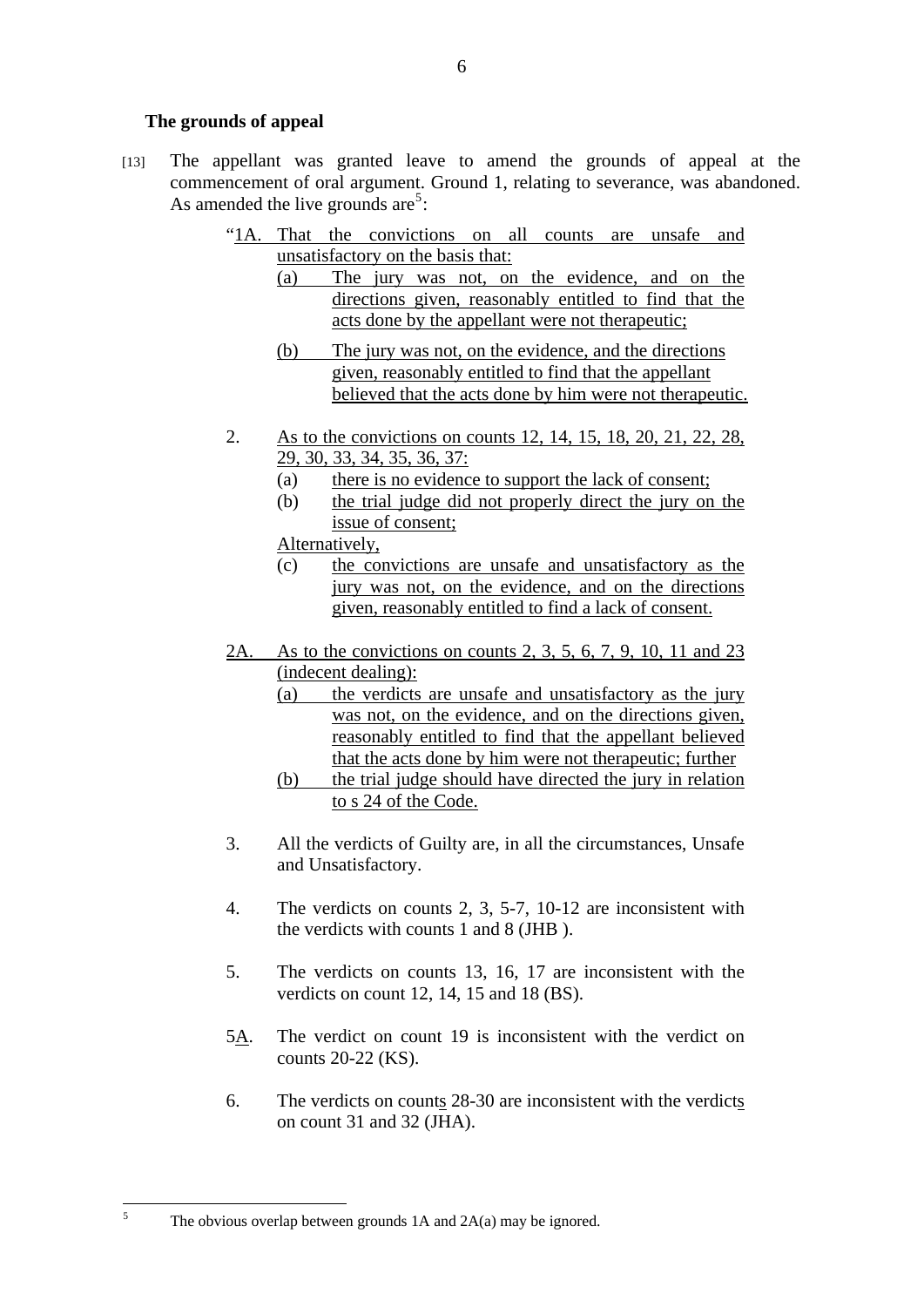**The grounds of appeal**

[13] The appellant was granted leave to amend the grounds of appeal at the commencement of oral argument. Ground 1, relating to severance, was abandoned. As amended the live grounds are[5]:

"1A. That the convictions on all counts are unsafe and unsatisfactory on the basis that:

(a) The jury was not, on the evidence, and on the directions given, reasonably entitled to find that the acts done by the appellant were not therapeutic;

(b) The jury was not, on the evidence, and the directions given, reasonably entitled to find that the appellant believed that the acts done by him were not therapeutic.

2. As to the convictions on counts 12, 14, 15, 18, 20, 21, 22, 28, 29, 30, 33, 34, 35, 36, 37:

(a) there is no evidence to support the lack of consent;

(b) the trial judge did not properly direct the jury on the issue of consent;

Alternatively,

(c) the convictions are unsafe and unsatisfactory as the jury was not, on the evidence, and on the directions given, reasonably entitled to find a lack of consent.

2A. As to the convictions on counts 2, 3, 5, 6, 7, 9, 10, 11 and 23 (indecent dealing):

(a) the verdicts are unsafe and unsatisfactory as the jury was not, on the evidence, and on the directions given, reasonably entitled to find that the appellant believed that the acts done by him were not therapeutic; further

(b) the trial judge should have directed the jury in relation to s 24 of the Code.

3. All the verdicts of Guilty are, in all the circumstances, Unsafe and Unsatisfactory.

4. The verdicts on counts 2, 3, 5-7, 10-12 are inconsistent with the verdicts with counts 1 and 8 (JHB ).

5. The verdicts on counts 13, 16, 17 are inconsistent with the verdicts on count 12, 14, 15 and 18 (BS).

5A. The verdict on count 19 is inconsistent with the verdict on counts 20-22 (KS).

6. The verdicts on counts 28-30 are inconsistent with the verdicts on count 31 and 32 (JHA).

---

[5] The obvious overlap between grounds 1A and 2A(a) may be ignored.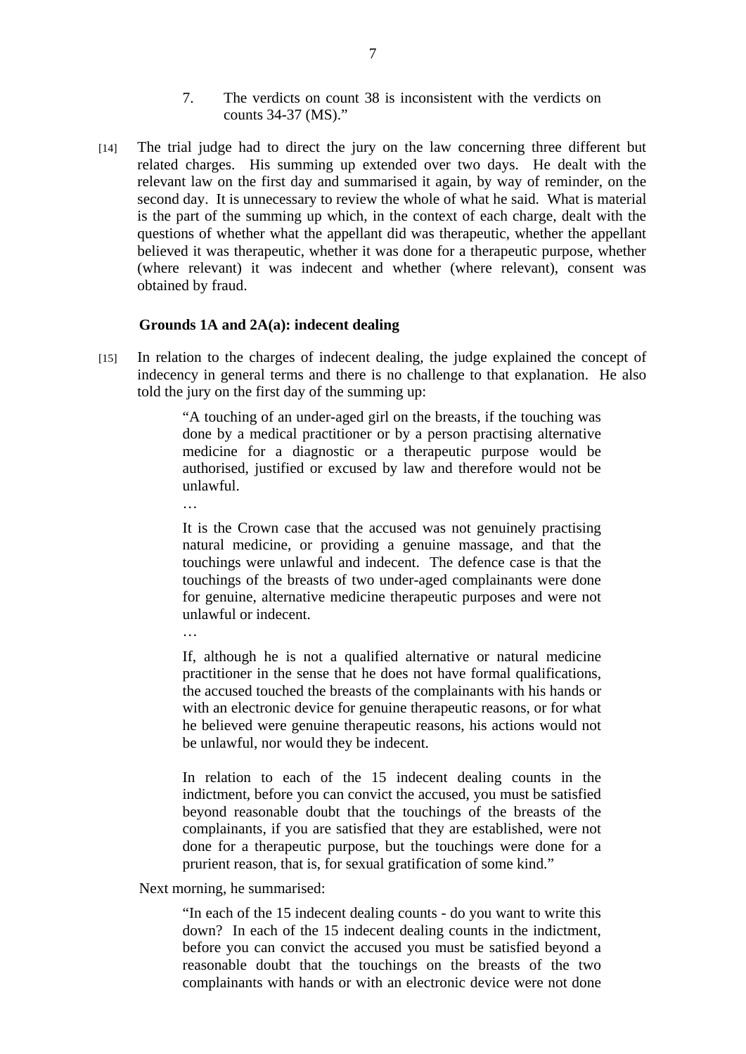7. The verdicts on count 38 is inconsistent with the verdicts on counts 34-37 (MS)."

[14] The trial judge had to direct the jury on the law concerning three different but related charges. His summing up extended over two days. He dealt with the relevant law on the first day and summarised it again, by way of reminder, on the second day. It is unnecessary to review the whole of what he said. What is material is the part of the summing up which, in the context of each charge, dealt with the questions of whether what the appellant did was therapeutic, whether the appellant believed it was therapeutic, whether it was done for a therapeutic purpose, whether (where relevant) it was indecent and whether (where relevant), consent was obtained by fraud.

**Grounds 1A and 2A(a): indecent dealing**

[15] In relation to the charges of indecent dealing, the judge explained the concept of indecency in general terms and there is no challenge to that explanation. He also told the jury on the first day of the summing up:

> "A touching of an under-aged girl on the breasts, if the touching was done by a medical practitioner or by a person practising alternative medicine for a diagnostic or a therapeutic purpose would be authorised, justified or excused by law and therefore would not be unlawful.
>
> …
>
> It is the Crown case that the accused was not genuinely practising natural medicine, or providing a genuine massage, and that the touchings were unlawful and indecent. The defence case is that the touchings of the breasts of two under-aged complainants were done for genuine, alternative medicine therapeutic purposes and were not unlawful or indecent.
>
> …
>
> If, although he is not a qualified alternative or natural medicine practitioner in the sense that he does not have formal qualifications, the accused touched the breasts of the complainants with his hands or with an electronic device for genuine therapeutic reasons, or for what he believed were genuine therapeutic reasons, his actions would not be unlawful, nor would they be indecent.
>
> In relation to each of the 15 indecent dealing counts in the indictment, before you can convict the accused, you must be satisfied beyond reasonable doubt that the touchings of the breasts of the complainants, if you are satisfied that they are established, were not done for a therapeutic purpose, but the touchings were done for a prurient reason, that is, for sexual gratification of some kind."

Next morning, he summarised:

> "In each of the 15 indecent dealing counts - do you want to write this down? In each of the 15 indecent dealing counts in the indictment, before you can convict the accused you must be satisfied beyond a reasonable doubt that the touchings on the breasts of the two complainants with hands or with an electronic device were not done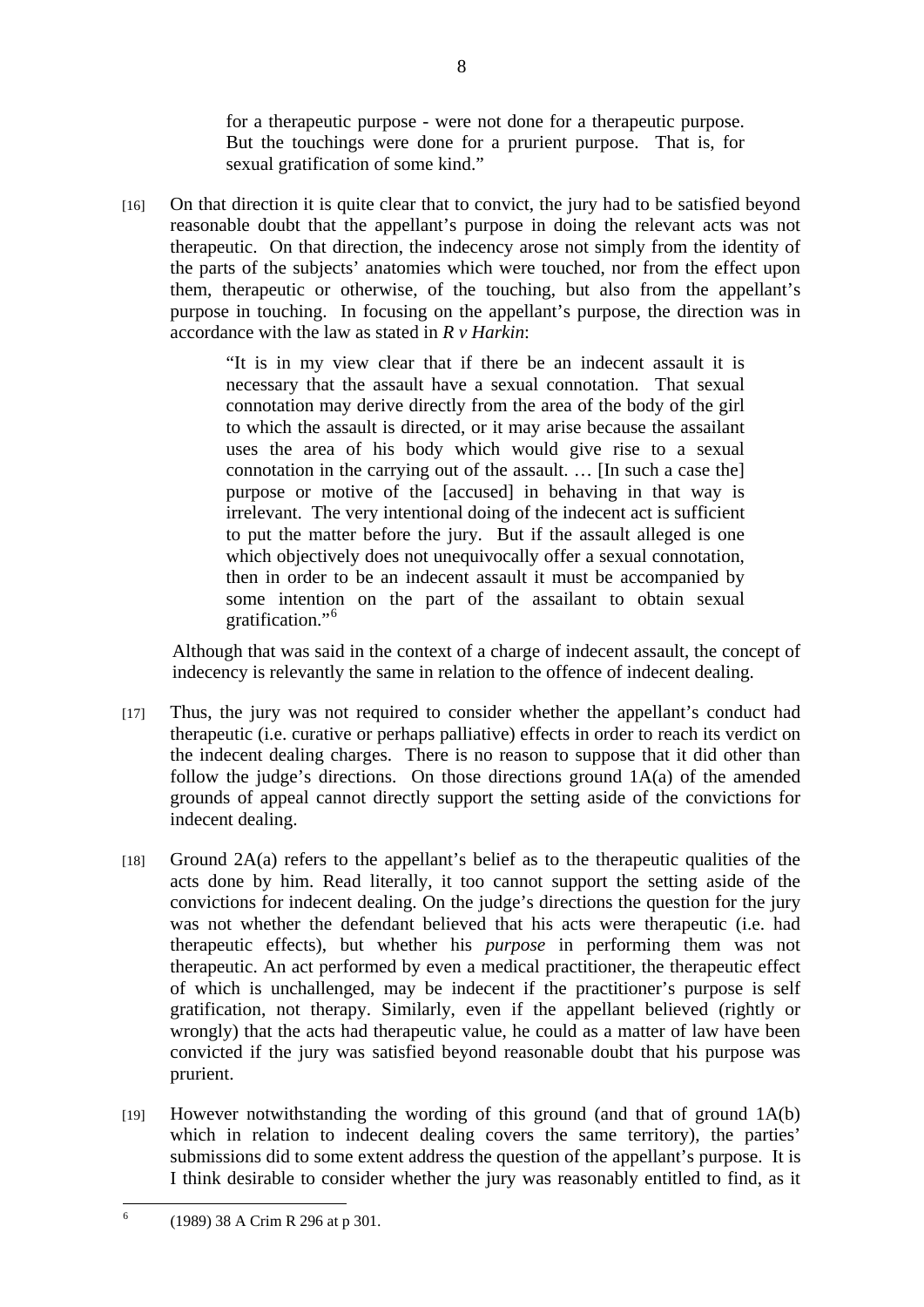> for a therapeutic purpose - were not done for a therapeutic purpose. But the touchings were done for a prurient purpose. That is, for sexual gratification of some kind."

[16] On that direction it is quite clear that to convict, the jury had to be satisfied beyond reasonable doubt that the appellant's purpose in doing the relevant acts was not therapeutic. On that direction, the indecency arose not simply from the identity of the parts of the subjects' anatomies which were touched, nor from the effect upon them, therapeutic or otherwise, of the touching, but also from the appellant's purpose in touching. In focusing on the appellant's purpose, the direction was in accordance with the law as stated in *R v Harkin*:

> "It is in my view clear that if there be an indecent assault it is necessary that the assault have a sexual connotation. That sexual connotation may derive directly from the area of the body of the girl to which the assault is directed, or it may arise because the assailant uses the area of his body which would give rise to a sexual connotation in the carrying out of the assault. … [In such a case the] purpose or motive of the [accused] in behaving in that way is irrelevant. The very intentional doing of the indecent act is sufficient to put the matter before the jury. But if the assault alleged is one which objectively does not unequivocally offer a sexual connotation, then in order to be an indecent assault it must be accompanied by some intention on the part of the assailant to obtain sexual gratification."[6]

Although that was said in the context of a charge of indecent assault, the concept of indecency is relevantly the same in relation to the offence of indecent dealing.

[17] Thus, the jury was not required to consider whether the appellant's conduct had therapeutic (i.e. curative or perhaps palliative) effects in order to reach its verdict on the indecent dealing charges. There is no reason to suppose that it did other than follow the judge's directions. On those directions ground 1A(a) of the amended grounds of appeal cannot directly support the setting aside of the convictions for indecent dealing.

[18] Ground 2A(a) refers to the appellant's belief as to the therapeutic qualities of the acts done by him. Read literally, it too cannot support the setting aside of the convictions for indecent dealing. On the judge's directions the question for the jury was not whether the defendant believed that his acts were therapeutic (i.e. had therapeutic effects), but whether his *purpose* in performing them was not therapeutic. An act performed by even a medical practitioner, the therapeutic effect of which is unchallenged, may be indecent if the practitioner's purpose is self gratification, not therapy. Similarly, even if the appellant believed (rightly or wrongly) that the acts had therapeutic value, he could as a matter of law have been convicted if the jury was satisfied beyond reasonable doubt that his purpose was prurient.

[19] However notwithstanding the wording of this ground (and that of ground 1A(b) which in relation to indecent dealing covers the same territory), the parties' submissions did to some extent address the question of the appellant's purpose. It is I think desirable to consider whether the jury was reasonably entitled to find, as it

---

[6] (1989) 38 A Crim R 296 at p 301.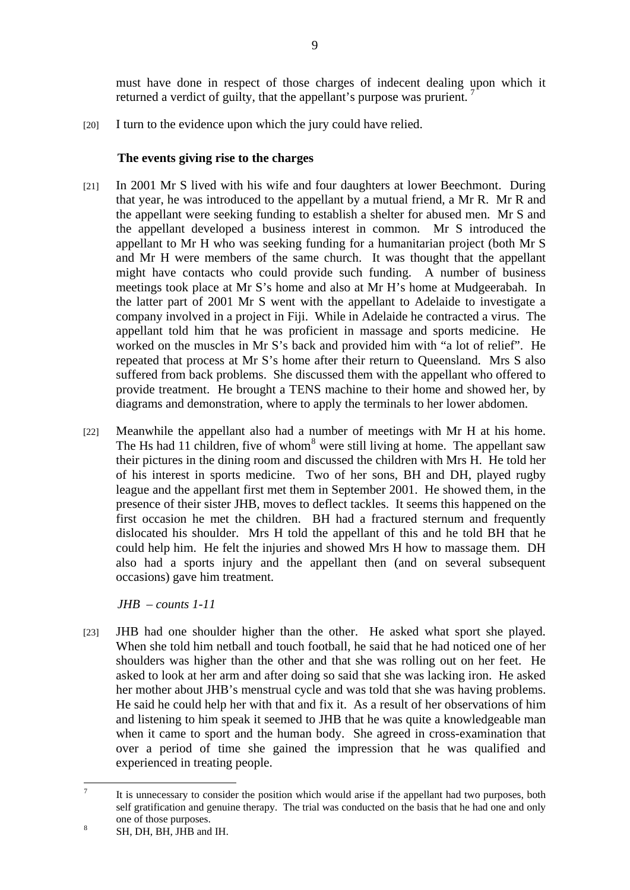must have done in respect of those charges of indecent dealing upon which it returned a verdict of guilty, that the appellant's purpose was prurient. [7]

[20] I turn to the evidence upon which the jury could have relied.

**The events giving rise to the charges**

[21] In 2001 Mr S lived with his wife and four daughters at lower Beechmont. During that year, he was introduced to the appellant by a mutual friend, a Mr R. Mr R and the appellant were seeking funding to establish a shelter for abused men. Mr S and the appellant developed a business interest in common. Mr S introduced the appellant to Mr H who was seeking funding for a humanitarian project (both Mr S and Mr H were members of the same church. It was thought that the appellant might have contacts who could provide such funding. A number of business meetings took place at Mr S's home and also at Mr H's home at Mudgeerabah. In the latter part of 2001 Mr S went with the appellant to Adelaide to investigate a company involved in a project in Fiji. While in Adelaide he contracted a virus. The appellant told him that he was proficient in massage and sports medicine. He worked on the muscles in Mr S's back and provided him with "a lot of relief". He repeated that process at Mr S's home after their return to Queensland. Mrs S also suffered from back problems. She discussed them with the appellant who offered to provide treatment. He brought a TENS machine to their home and showed her, by diagrams and demonstration, where to apply the terminals to her lower abdomen.

[22] Meanwhile the appellant also had a number of meetings with Mr H at his home. The Hs had 11 children, five of whom[8] were still living at home. The appellant saw their pictures in the dining room and discussed the children with Mrs H. He told her of his interest in sports medicine. Two of her sons, BH and DH, played rugby league and the appellant first met them in September 2001. He showed them, in the presence of their sister JHB, moves to deflect tackles. It seems this happened on the first occasion he met the children. BH had a fractured sternum and frequently dislocated his shoulder. Mrs H told the appellant of this and he told BH that he could help him. He felt the injuries and showed Mrs H how to massage them. DH also had a sports injury and the appellant then (and on several subsequent occasions) gave him treatment.

*JHB – counts 1-11*

[23] JHB had one shoulder higher than the other. He asked what sport she played. When she told him netball and touch football, he said that he had noticed one of her shoulders was higher than the other and that she was rolling out on her feet. He asked to look at her arm and after doing so said that she was lacking iron. He asked her mother about JHB's menstrual cycle and was told that she was having problems. He said he could help her with that and fix it. As a result of her observations of him and listening to him speak it seemed to JHB that he was quite a knowledgeable man when it came to sport and the human body. She agreed in cross-examination that over a period of time she gained the impression that he was qualified and experienced in treating people.

---

[7] It is unnecessary to consider the position which would arise if the appellant had two purposes, both self gratification and genuine therapy. The trial was conducted on the basis that he had one and only one of those purposes.

[8] SH, DH, BH, JHB and IH.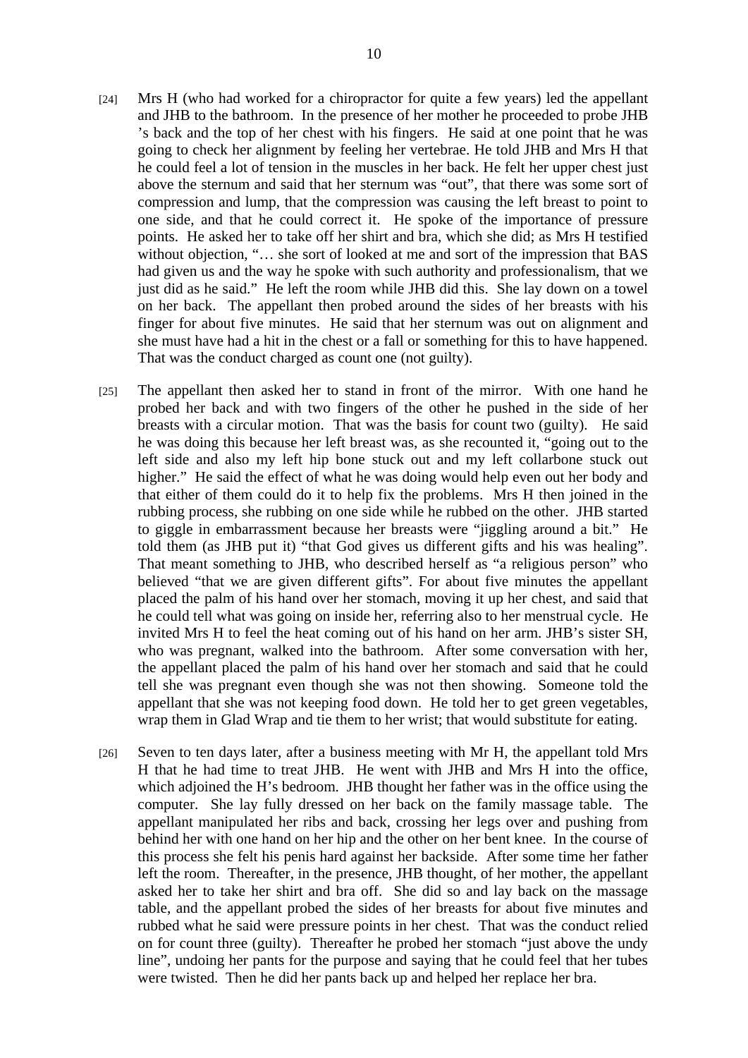[24] Mrs H (who had worked for a chiropractor for quite a few years) led the appellant and JHB to the bathroom. In the presence of her mother he proceeded to probe JHB 's back and the top of her chest with his fingers. He said at one point that he was going to check her alignment by feeling her vertebrae. He told JHB and Mrs H that he could feel a lot of tension in the muscles in her back. He felt her upper chest just above the sternum and said that her sternum was "out", that there was some sort of compression and lump, that the compression was causing the left breast to point to one side, and that he could correct it. He spoke of the importance of pressure points. He asked her to take off her shirt and bra, which she did; as Mrs H testified without objection, "… she sort of looked at me and sort of the impression that BAS had given us and the way he spoke with such authority and professionalism, that we just did as he said." He left the room while JHB did this. She lay down on a towel on her back. The appellant then probed around the sides of her breasts with his finger for about five minutes. He said that her sternum was out on alignment and she must have had a hit in the chest or a fall or something for this to have happened. That was the conduct charged as count one (not guilty).

[25] The appellant then asked her to stand in front of the mirror. With one hand he probed her back and with two fingers of the other he pushed in the side of her breasts with a circular motion. That was the basis for count two (guilty). He said he was doing this because her left breast was, as she recounted it, "going out to the left side and also my left hip bone stuck out and my left collarbone stuck out higher." He said the effect of what he was doing would help even out her body and that either of them could do it to help fix the problems. Mrs H then joined in the rubbing process, she rubbing on one side while he rubbed on the other. JHB started to giggle in embarrassment because her breasts were "jiggling around a bit." He told them (as JHB put it) "that God gives us different gifts and his was healing". That meant something to JHB, who described herself as "a religious person" who believed "that we are given different gifts". For about five minutes the appellant placed the palm of his hand over her stomach, moving it up her chest, and said that he could tell what was going on inside her, referring also to her menstrual cycle. He invited Mrs H to feel the heat coming out of his hand on her arm. JHB's sister SH, who was pregnant, walked into the bathroom. After some conversation with her, the appellant placed the palm of his hand over her stomach and said that he could tell she was pregnant even though she was not then showing. Someone told the appellant that she was not keeping food down. He told her to get green vegetables, wrap them in Glad Wrap and tie them to her wrist; that would substitute for eating.

[26] Seven to ten days later, after a business meeting with Mr H, the appellant told Mrs H that he had time to treat JHB. He went with JHB and Mrs H into the office, which adjoined the H's bedroom. JHB thought her father was in the office using the computer. She lay fully dressed on her back on the family massage table. The appellant manipulated her ribs and back, crossing her legs over and pushing from behind her with one hand on her hip and the other on her bent knee. In the course of this process she felt his penis hard against her backside. After some time her father left the room. Thereafter, in the presence, JHB thought, of her mother, the appellant asked her to take her shirt and bra off. She did so and lay back on the massage table, and the appellant probed the sides of her breasts for about five minutes and rubbed what he said were pressure points in her chest. That was the conduct relied on for count three (guilty). Thereafter he probed her stomach "just above the undy line", undoing her pants for the purpose and saying that he could feel that her tubes were twisted. Then he did her pants back up and helped her replace her bra.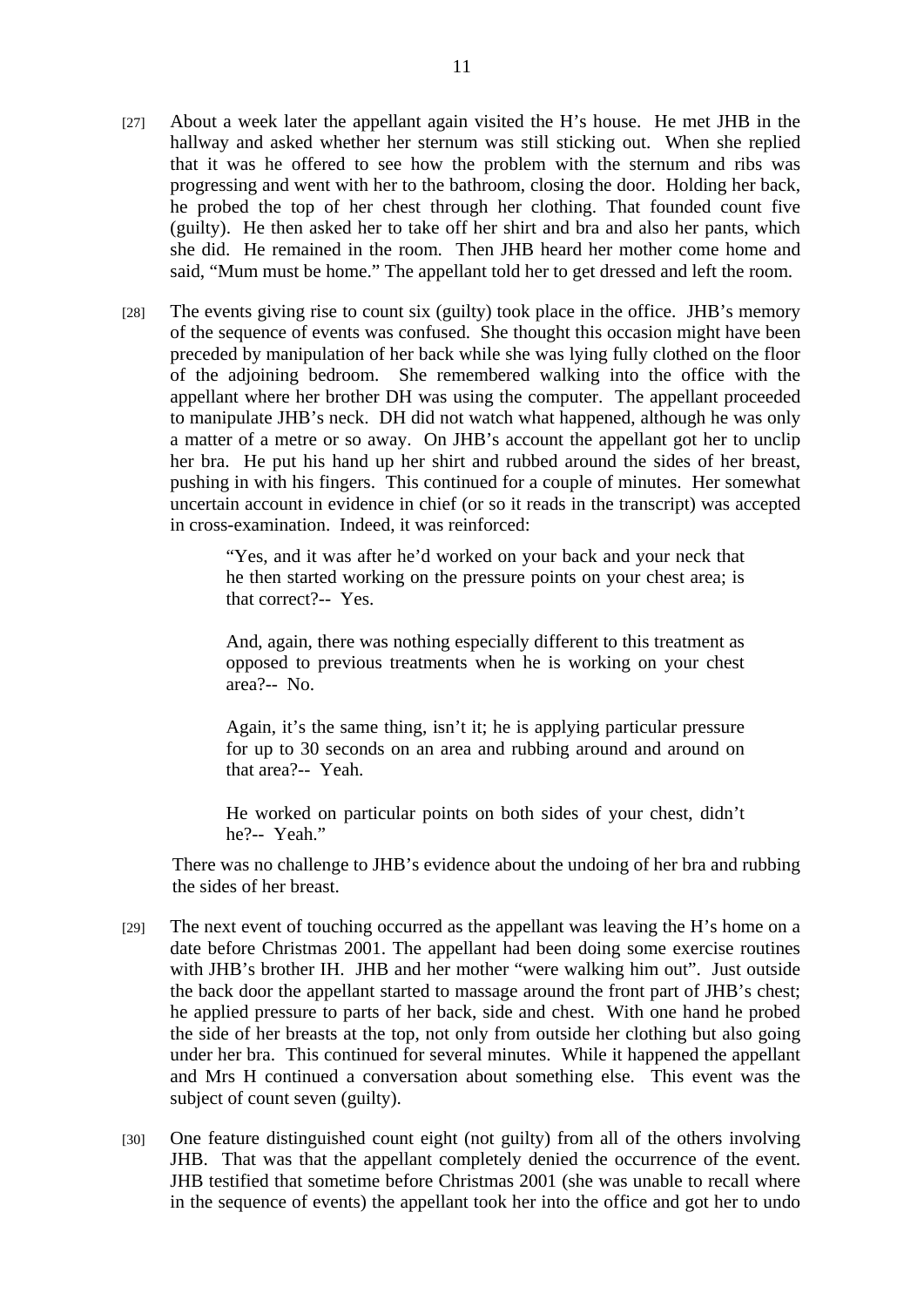[27] About a week later the appellant again visited the H's house. He met JHB in the hallway and asked whether her sternum was still sticking out. When she replied that it was he offered to see how the problem with the sternum and ribs was progressing and went with her to the bathroom, closing the door. Holding her back, he probed the top of her chest through her clothing. That founded count five (guilty). He then asked her to take off her shirt and bra and also her pants, which she did. He remained in the room. Then JHB heard her mother come home and said, "Mum must be home." The appellant told her to get dressed and left the room.

[28] The events giving rise to count six (guilty) took place in the office. JHB's memory of the sequence of events was confused. She thought this occasion might have been preceded by manipulation of her back while she was lying fully clothed on the floor of the adjoining bedroom. She remembered walking into the office with the appellant where her brother DH was using the computer. The appellant proceeded to manipulate JHB's neck. DH did not watch what happened, although he was only a matter of a metre or so away. On JHB's account the appellant got her to unclip her bra. He put his hand up her shirt and rubbed around the sides of her breast, pushing in with his fingers. This continued for a couple of minutes. Her somewhat uncertain account in evidence in chief (or so it reads in the transcript) was accepted in cross-examination. Indeed, it was reinforced:

> "Yes, and it was after he'd worked on your back and your neck that he then started working on the pressure points on your chest area; is that correct?-- Yes.
>
> And, again, there was nothing especially different to this treatment as opposed to previous treatments when he is working on your chest area?-- No.
>
> Again, it's the same thing, isn't it; he is applying particular pressure for up to 30 seconds on an area and rubbing around and around on that area?-- Yeah.
>
> He worked on particular points on both sides of your chest, didn't he?-- Yeah."

There was no challenge to JHB's evidence about the undoing of her bra and rubbing the sides of her breast.

[29] The next event of touching occurred as the appellant was leaving the H's home on a date before Christmas 2001. The appellant had been doing some exercise routines with JHB's brother IH. JHB and her mother "were walking him out". Just outside the back door the appellant started to massage around the front part of JHB's chest; he applied pressure to parts of her back, side and chest. With one hand he probed the side of her breasts at the top, not only from outside her clothing but also going under her bra. This continued for several minutes. While it happened the appellant and Mrs H continued a conversation about something else. This event was the subject of count seven (guilty).

[30] One feature distinguished count eight (not guilty) from all of the others involving JHB. That was that the appellant completely denied the occurrence of the event. JHB testified that sometime before Christmas 2001 (she was unable to recall where in the sequence of events) the appellant took her into the office and got her to undo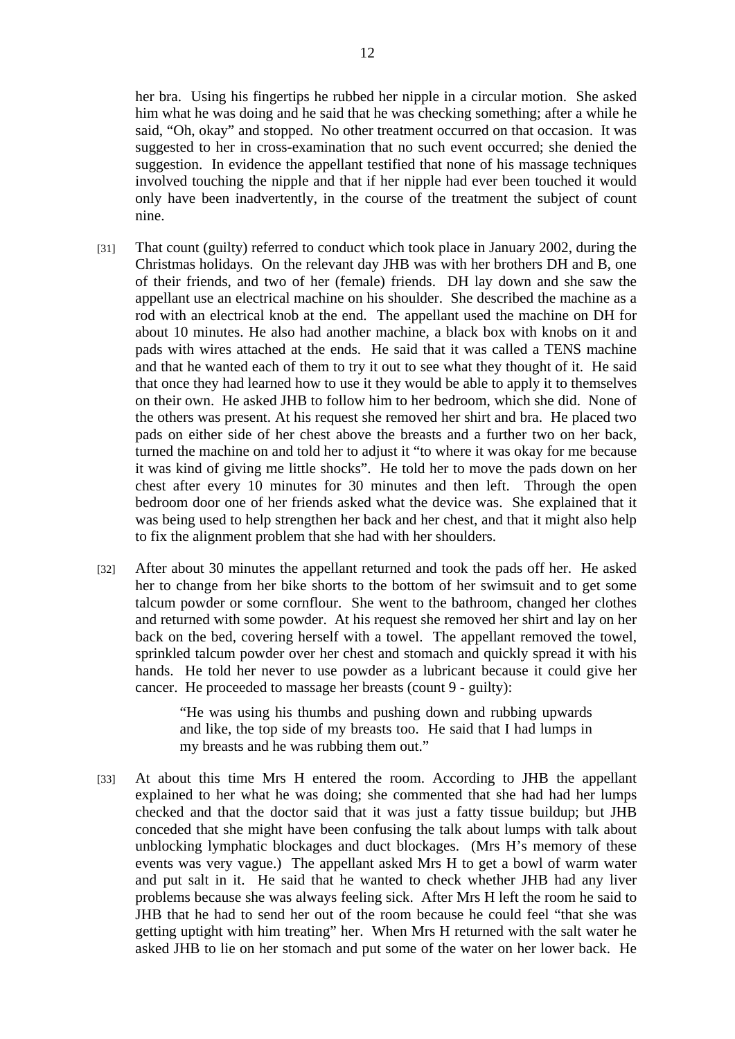her bra. Using his fingertips he rubbed her nipple in a circular motion. She asked him what he was doing and he said that he was checking something; after a while he said, "Oh, okay" and stopped. No other treatment occurred on that occasion. It was suggested to her in cross-examination that no such event occurred; she denied the suggestion. In evidence the appellant testified that none of his massage techniques involved touching the nipple and that if her nipple had ever been touched it would only have been inadvertently, in the course of the treatment the subject of count nine.

[31] That count (guilty) referred to conduct which took place in January 2002, during the Christmas holidays. On the relevant day JHB was with her brothers DH and B, one of their friends, and two of her (female) friends. DH lay down and she saw the appellant use an electrical machine on his shoulder. She described the machine as a rod with an electrical knob at the end. The appellant used the machine on DH for about 10 minutes. He also had another machine, a black box with knobs on it and pads with wires attached at the ends. He said that it was called a TENS machine and that he wanted each of them to try it out to see what they thought of it. He said that once they had learned how to use it they would be able to apply it to themselves on their own. He asked JHB to follow him to her bedroom, which she did. None of the others was present. At his request she removed her shirt and bra. He placed two pads on either side of her chest above the breasts and a further two on her back, turned the machine on and told her to adjust it "to where it was okay for me because it was kind of giving me little shocks". He told her to move the pads down on her chest after every 10 minutes for 30 minutes and then left. Through the open bedroom door one of her friends asked what the device was. She explained that it was being used to help strengthen her back and her chest, and that it might also help to fix the alignment problem that she had with her shoulders.

[32] After about 30 minutes the appellant returned and took the pads off her. He asked her to change from her bike shorts to the bottom of her swimsuit and to get some talcum powder or some cornflour. She went to the bathroom, changed her clothes and returned with some powder. At his request she removed her shirt and lay on her back on the bed, covering herself with a towel. The appellant removed the towel, sprinkled talcum powder over her chest and stomach and quickly spread it with his hands. He told her never to use powder as a lubricant because it could give her cancer. He proceeded to massage her breasts (count 9 - guilty):

> "He was using his thumbs and pushing down and rubbing upwards and like, the top side of my breasts too. He said that I had lumps in my breasts and he was rubbing them out."

[33] At about this time Mrs H entered the room. According to JHB the appellant explained to her what he was doing; she commented that she had had her lumps checked and that the doctor said that it was just a fatty tissue buildup; but JHB conceded that she might have been confusing the talk about lumps with talk about unblocking lymphatic blockages and duct blockages. (Mrs H's memory of these events was very vague.) The appellant asked Mrs H to get a bowl of warm water and put salt in it. He said that he wanted to check whether JHB had any liver problems because she was always feeling sick. After Mrs H left the room he said to JHB that he had to send her out of the room because he could feel "that she was getting uptight with him treating" her. When Mrs H returned with the salt water he asked JHB to lie on her stomach and put some of the water on her lower back. He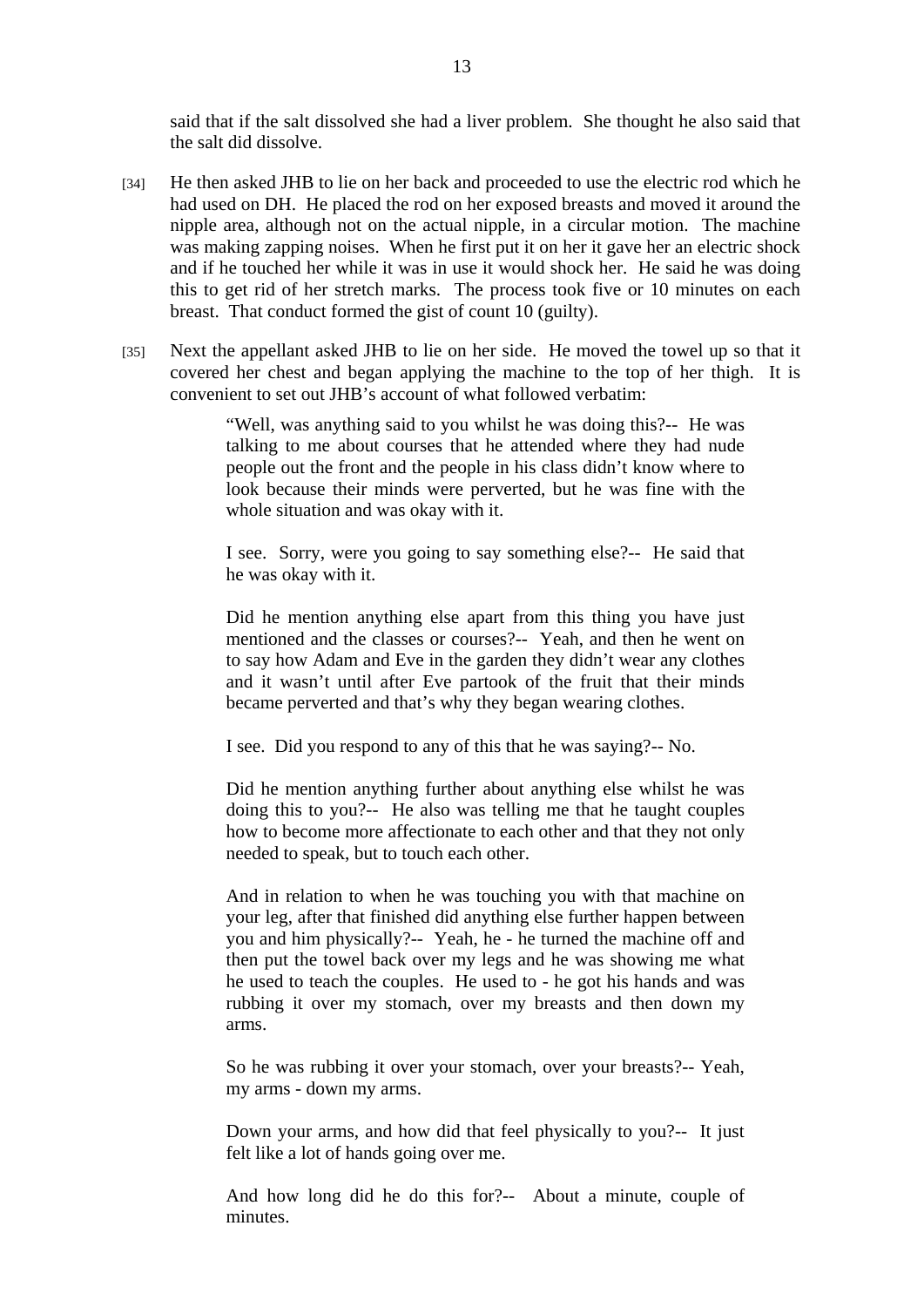said that if the salt dissolved she had a liver problem. She thought he also said that the salt did dissolve.

[34] He then asked JHB to lie on her back and proceeded to use the electric rod which he had used on DH. He placed the rod on her exposed breasts and moved it around the nipple area, although not on the actual nipple, in a circular motion. The machine was making zapping noises. When he first put it on her it gave her an electric shock and if he touched her while it was in use it would shock her. He said he was doing this to get rid of her stretch marks. The process took five or 10 minutes on each breast. That conduct formed the gist of count 10 (guilty).

[35] Next the appellant asked JHB to lie on her side. He moved the towel up so that it covered her chest and began applying the machine to the top of her thigh. It is convenient to set out JHB's account of what followed verbatim:

> "Well, was anything said to you whilst he was doing this?-- He was talking to me about courses that he attended where they had nude people out the front and the people in his class didn't know where to look because their minds were perverted, but he was fine with the whole situation and was okay with it.
>
> I see. Sorry, were you going to say something else?-- He said that he was okay with it.
>
> Did he mention anything else apart from this thing you have just mentioned and the classes or courses?-- Yeah, and then he went on to say how Adam and Eve in the garden they didn't wear any clothes and it wasn't until after Eve partook of the fruit that their minds became perverted and that's why they began wearing clothes.
>
> I see. Did you respond to any of this that he was saying?-- No.
>
> Did he mention anything further about anything else whilst he was doing this to you?-- He also was telling me that he taught couples how to become more affectionate to each other and that they not only needed to speak, but to touch each other.
>
> And in relation to when he was touching you with that machine on your leg, after that finished did anything else further happen between you and him physically?-- Yeah, he - he turned the machine off and then put the towel back over my legs and he was showing me what he used to teach the couples. He used to - he got his hands and was rubbing it over my stomach, over my breasts and then down my arms.
>
> So he was rubbing it over your stomach, over your breasts?-- Yeah, my arms - down my arms.
>
> Down your arms, and how did that feel physically to you?-- It just felt like a lot of hands going over me.
>
> And how long did he do this for?-- About a minute, couple of minutes.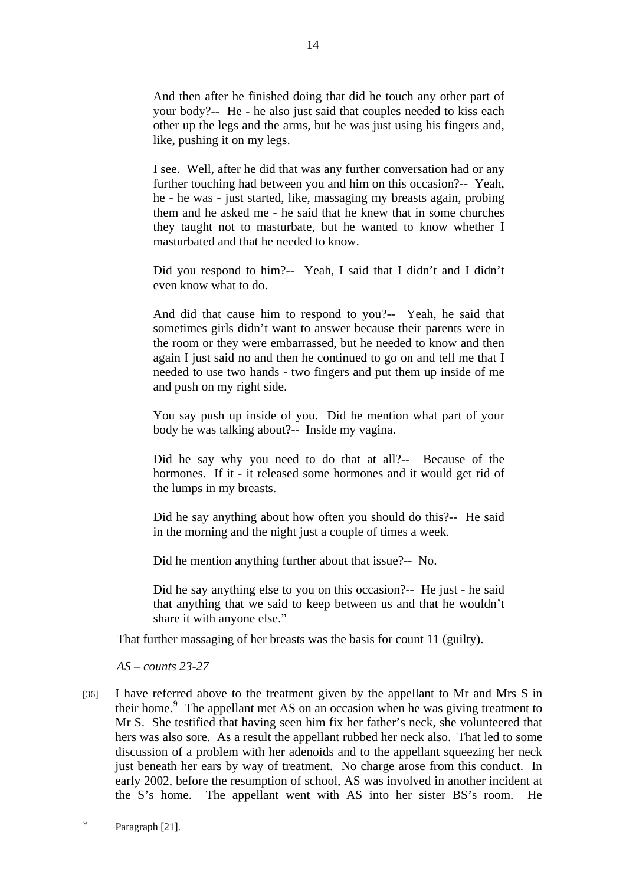> And then after he finished doing that did he touch any other part of your body?-- He - he also just said that couples needed to kiss each other up the legs and the arms, but he was just using his fingers and, like, pushing it on my legs.
>
> I see. Well, after he did that was any further conversation had or any further touching had between you and him on this occasion?-- Yeah, he - he was - just started, like, massaging my breasts again, probing them and he asked me - he said that he knew that in some churches they taught not to masturbate, but he wanted to know whether I masturbated and that he needed to know.
>
> Did you respond to him?-- Yeah, I said that I didn't and I didn't even know what to do.
>
> And did that cause him to respond to you?-- Yeah, he said that sometimes girls didn't want to answer because their parents were in the room or they were embarrassed, but he needed to know and then again I just said no and then he continued to go on and tell me that I needed to use two hands - two fingers and put them up inside of me and push on my right side.
>
> You say push up inside of you. Did he mention what part of your body he was talking about?-- Inside my vagina.
>
> Did he say why you need to do that at all?-- Because of the hormones. If it - it released some hormones and it would get rid of the lumps in my breasts.
>
> Did he say anything about how often you should do this?-- He said in the morning and the night just a couple of times a week.
>
> Did he mention anything further about that issue?-- No.
>
> Did he say anything else to you on this occasion?-- He just - he said that anything that we said to keep between us and that he wouldn't share it with anyone else."

That further massaging of her breasts was the basis for count 11 (guilty).

*AS – counts 23-27*

[36] I have referred above to the treatment given by the appellant to Mr and Mrs S in their home.[9] The appellant met AS on an occasion when he was giving treatment to Mr S. She testified that having seen him fix her father's neck, she volunteered that hers was also sore. As a result the appellant rubbed her neck also. That led to some discussion of a problem with her adenoids and to the appellant squeezing her neck just beneath her ears by way of treatment. No charge arose from this conduct. In early 2002, before the resumption of school, AS was involved in another incident at the S's home. The appellant went with AS into her sister BS's room. He

[9] Paragraph [21].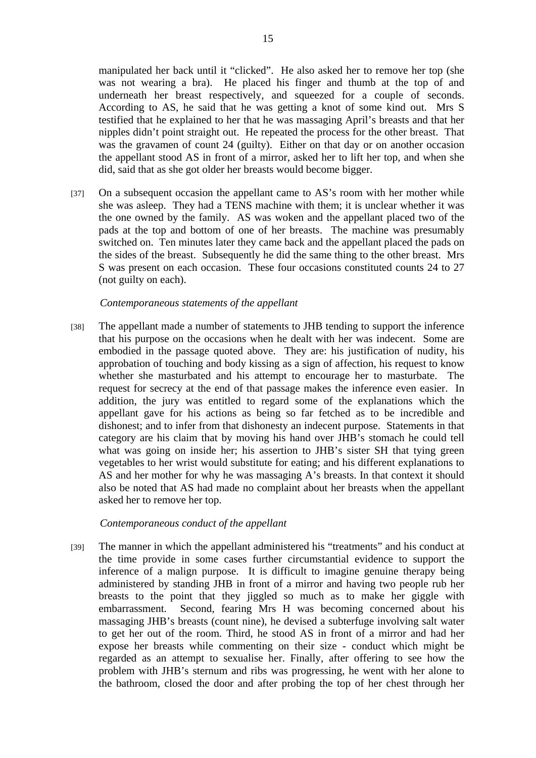manipulated her back until it "clicked". He also asked her to remove her top (she was not wearing a bra). He placed his finger and thumb at the top of and underneath her breast respectively, and squeezed for a couple of seconds. According to AS, he said that he was getting a knot of some kind out. Mrs S testified that he explained to her that he was massaging April's breasts and that her nipples didn't point straight out. He repeated the process for the other breast. That was the gravamen of count 24 (guilty). Either on that day or on another occasion the appellant stood AS in front of a mirror, asked her to lift her top, and when she did, said that as she got older her breasts would become bigger.

[37] On a subsequent occasion the appellant came to AS's room with her mother while she was asleep. They had a TENS machine with them; it is unclear whether it was the one owned by the family. AS was woken and the appellant placed two of the pads at the top and bottom of one of her breasts. The machine was presumably switched on. Ten minutes later they came back and the appellant placed the pads on the sides of the breast. Subsequently he did the same thing to the other breast. Mrs S was present on each occasion. These four occasions constituted counts 24 to 27 (not guilty on each).

*Contemporaneous statements of the appellant*

[38] The appellant made a number of statements to JHB tending to support the inference that his purpose on the occasions when he dealt with her was indecent. Some are embodied in the passage quoted above. They are: his justification of nudity, his approbation of touching and body kissing as a sign of affection, his request to know whether she masturbated and his attempt to encourage her to masturbate. The request for secrecy at the end of that passage makes the inference even easier. In addition, the jury was entitled to regard some of the explanations which the appellant gave for his actions as being so far fetched as to be incredible and dishonest; and to infer from that dishonesty an indecent purpose. Statements in that category are his claim that by moving his hand over JHB's stomach he could tell what was going on inside her; his assertion to JHB's sister SH that tying green vegetables to her wrist would substitute for eating; and his different explanations to AS and her mother for why he was massaging A's breasts. In that context it should also be noted that AS had made no complaint about her breasts when the appellant asked her to remove her top.

*Contemporaneous conduct of the appellant*

[39] The manner in which the appellant administered his "treatments" and his conduct at the time provide in some cases further circumstantial evidence to support the inference of a malign purpose. It is difficult to imagine genuine therapy being administered by standing JHB in front of a mirror and having two people rub her breasts to the point that they jiggled so much as to make her giggle with embarrassment. Second, fearing Mrs H was becoming concerned about his massaging JHB's breasts (count nine), he devised a subterfuge involving salt water to get her out of the room. Third, he stood AS in front of a mirror and had her expose her breasts while commenting on their size - conduct which might be regarded as an attempt to sexualise her. Finally, after offering to see how the problem with JHB's sternum and ribs was progressing, he went with her alone to the bathroom, closed the door and after probing the top of her chest through her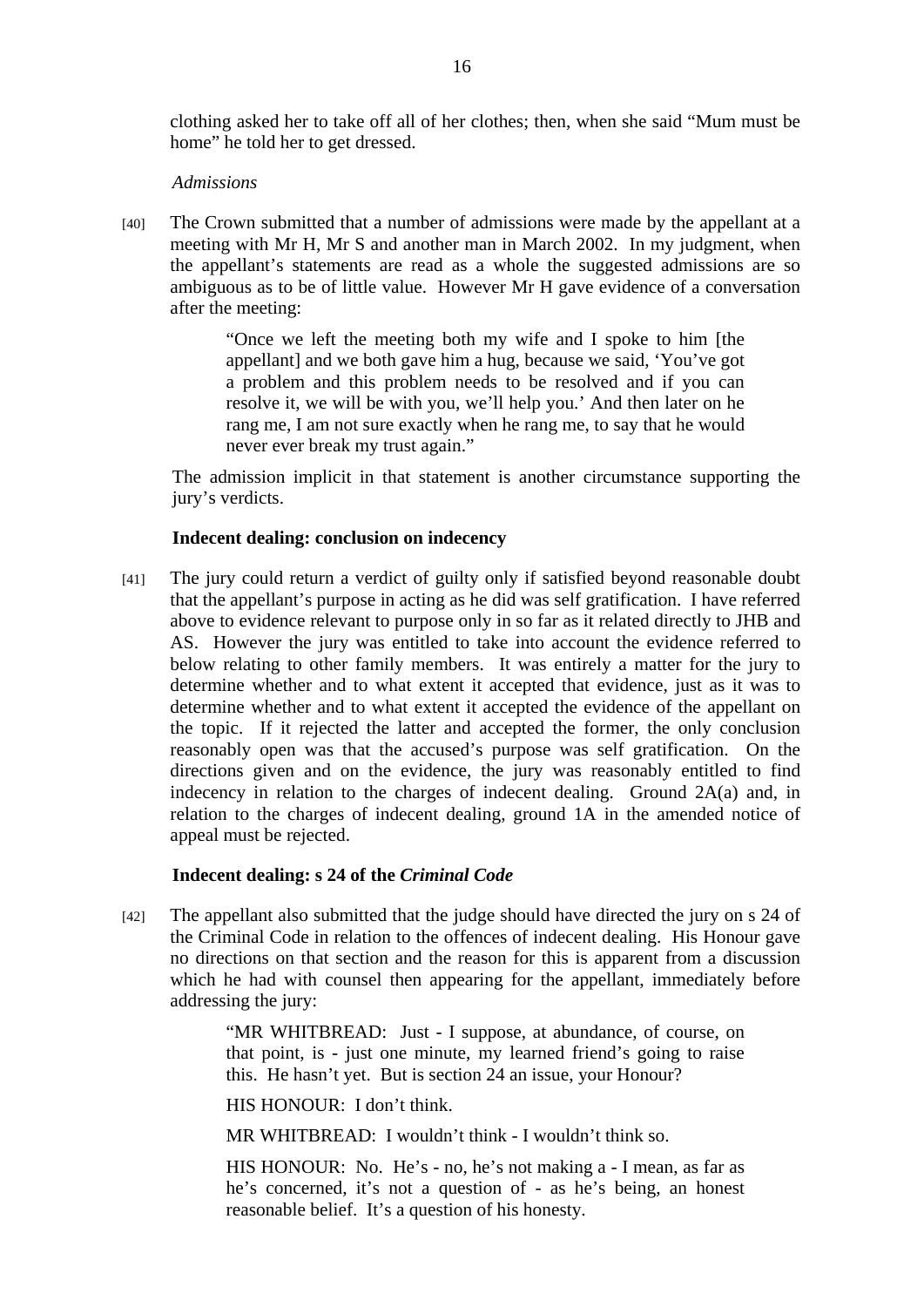clothing asked her to take off all of her clothes; then, when she said "Mum must be home" he told her to get dressed.

*Admissions*

[40] The Crown submitted that a number of admissions were made by the appellant at a meeting with Mr H, Mr S and another man in March 2002. In my judgment, when the appellant's statements are read as a whole the suggested admissions are so ambiguous as to be of little value. However Mr H gave evidence of a conversation after the meeting:

> "Once we left the meeting both my wife and I spoke to him [the appellant] and we both gave him a hug, because we said, 'You've got a problem and this problem needs to be resolved and if you can resolve it, we will be with you, we'll help you.' And then later on he rang me, I am not sure exactly when he rang me, to say that he would never ever break my trust again."

The admission implicit in that statement is another circumstance supporting the jury's verdicts.

**Indecent dealing: conclusion on indecency**

[41] The jury could return a verdict of guilty only if satisfied beyond reasonable doubt that the appellant's purpose in acting as he did was self gratification. I have referred above to evidence relevant to purpose only in so far as it related directly to JHB and AS. However the jury was entitled to take into account the evidence referred to below relating to other family members. It was entirely a matter for the jury to determine whether and to what extent it accepted that evidence, just as it was to determine whether and to what extent it accepted the evidence of the appellant on the topic. If it rejected the latter and accepted the former, the only conclusion reasonably open was that the accused's purpose was self gratification. On the directions given and on the evidence, the jury was reasonably entitled to find indecency in relation to the charges of indecent dealing. Ground 2A(a) and, in relation to the charges of indecent dealing, ground 1A in the amended notice of appeal must be rejected.

**Indecent dealing: s 24 of the *Criminal Code***

[42] The appellant also submitted that the judge should have directed the jury on s 24 of the Criminal Code in relation to the offences of indecent dealing. His Honour gave no directions on that section and the reason for this is apparent from a discussion which he had with counsel then appearing for the appellant, immediately before addressing the jury:

> "MR WHITBREAD: Just - I suppose, at abundance, of course, on that point, is - just one minute, my learned friend's going to raise this. He hasn't yet. But is section 24 an issue, your Honour?
>
> HIS HONOUR: I don't think.
>
> MR WHITBREAD: I wouldn't think - I wouldn't think so.
>
> HIS HONOUR: No. He's - no, he's not making a - I mean, as far as he's concerned, it's not a question of - as he's being, an honest reasonable belief. It's a question of his honesty.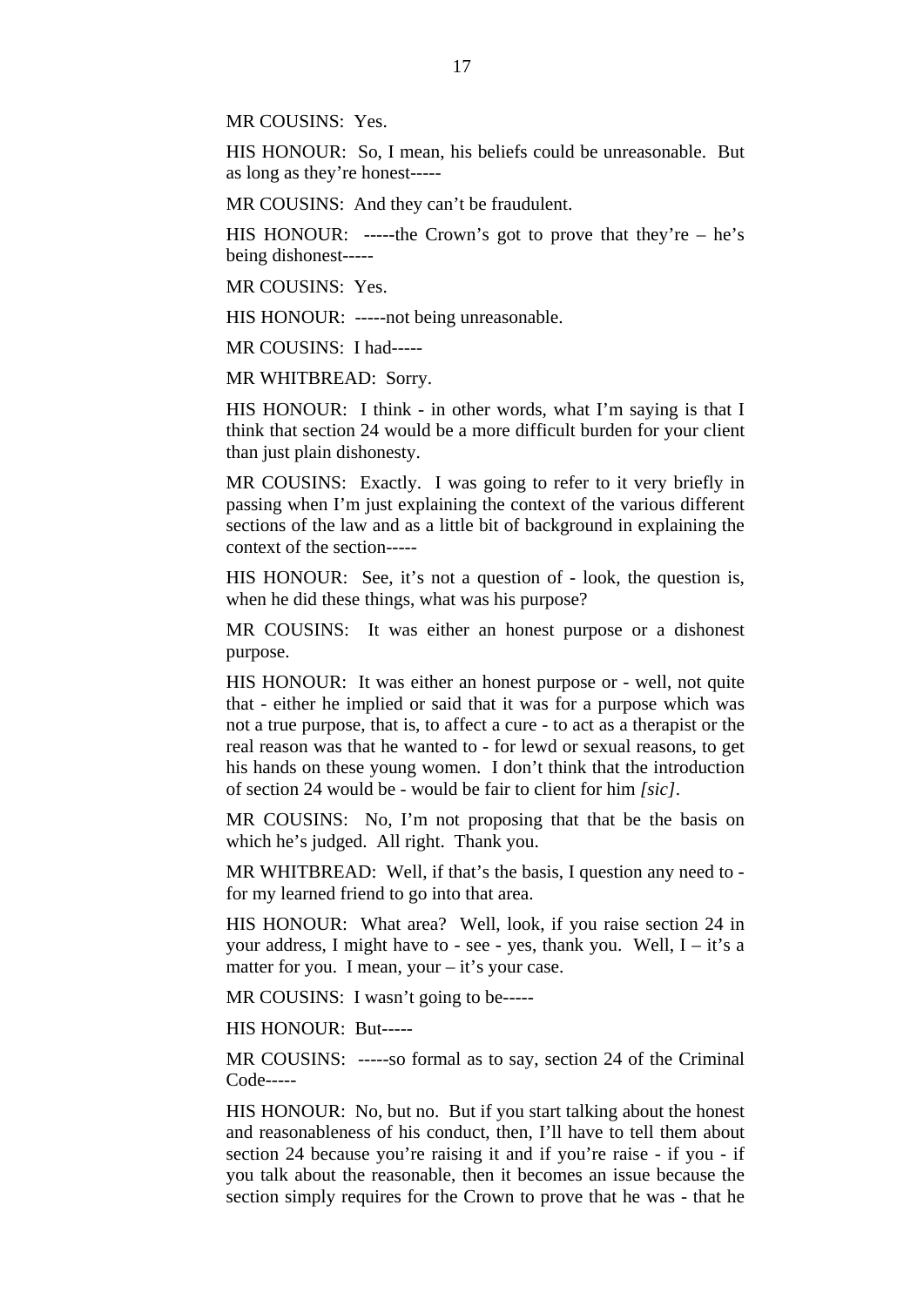MR COUSINS: Yes.

HIS HONOUR: So, I mean, his beliefs could be unreasonable. But as long as they're honest-----

MR COUSINS: And they can't be fraudulent.

HIS HONOUR: -----the Crown's got to prove that they're – he's being dishonest-----

MR COUSINS: Yes.

HIS HONOUR: -----not being unreasonable.

MR COUSINS: I had-----

MR WHITBREAD: Sorry.

HIS HONOUR: I think - in other words, what I'm saying is that I think that section 24 would be a more difficult burden for your client than just plain dishonesty.

MR COUSINS: Exactly. I was going to refer to it very briefly in passing when I'm just explaining the context of the various different sections of the law and as a little bit of background in explaining the context of the section-----

HIS HONOUR: See, it's not a question of - look, the question is, when he did these things, what was his purpose?

MR COUSINS: It was either an honest purpose or a dishonest purpose.

HIS HONOUR: It was either an honest purpose or - well, not quite that - either he implied or said that it was for a purpose which was not a true purpose, that is, to affect a cure - to act as a therapist or the real reason was that he wanted to - for lewd or sexual reasons, to get his hands on these young women. I don't think that the introduction of section 24 would be - would be fair to client for him *[sic]*.

MR COUSINS: No, I'm not proposing that that be the basis on which he's judged. All right. Thank you.

MR WHITBREAD: Well, if that's the basis, I question any need to - for my learned friend to go into that area.

HIS HONOUR: What area? Well, look, if you raise section 24 in your address, I might have to - see - yes, thank you. Well, I – it's a matter for you. I mean, your – it's your case.

MR COUSINS: I wasn't going to be-----

HIS HONOUR: But-----

MR COUSINS: -----so formal as to say, section 24 of the Criminal Code-----

HIS HONOUR: No, but no. But if you start talking about the honest and reasonableness of his conduct, then, I'll have to tell them about section 24 because you're raising it and if you're raise - if you - if you talk about the reasonable, then it becomes an issue because the section simply requires for the Crown to prove that he was - that he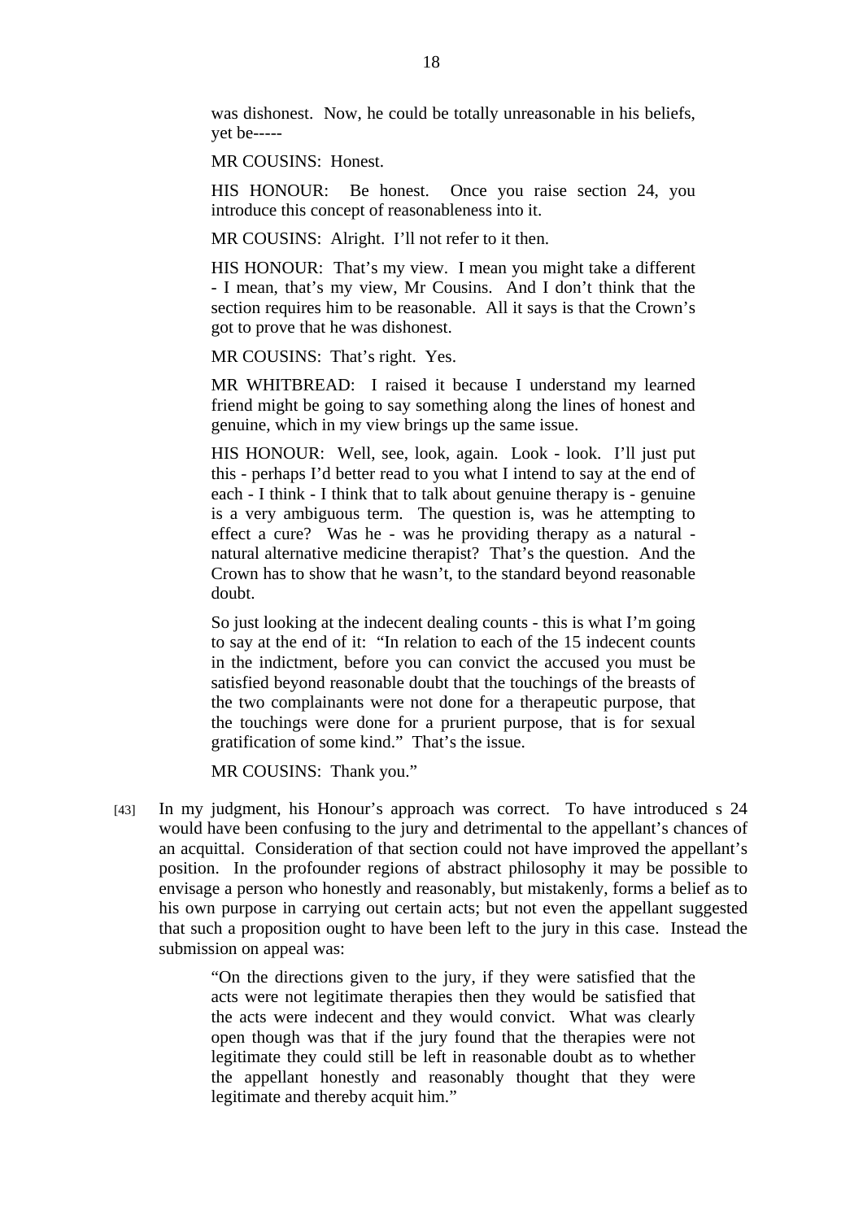was dishonest. Now, he could be totally unreasonable in his beliefs, yet be-----

MR COUSINS: Honest.

HIS HONOUR: Be honest. Once you raise section 24, you introduce this concept of reasonableness into it.

MR COUSINS: Alright. I'll not refer to it then.

HIS HONOUR: That's my view. I mean you might take a different - I mean, that's my view, Mr Cousins. And I don't think that the section requires him to be reasonable. All it says is that the Crown's got to prove that he was dishonest.

MR COUSINS: That's right. Yes.

MR WHITBREAD: I raised it because I understand my learned friend might be going to say something along the lines of honest and genuine, which in my view brings up the same issue.

HIS HONOUR: Well, see, look, again. Look - look. I'll just put this - perhaps I'd better read to you what I intend to say at the end of each - I think - I think that to talk about genuine therapy is - genuine is a very ambiguous term. The question is, was he attempting to effect a cure? Was he - was he providing therapy as a natural - natural alternative medicine therapist? That's the question. And the Crown has to show that he wasn't, to the standard beyond reasonable doubt.

So just looking at the indecent dealing counts - this is what I'm going to say at the end of it: "In relation to each of the 15 indecent counts in the indictment, before you can convict the accused you must be satisfied beyond reasonable doubt that the touchings of the breasts of the two complainants were not done for a therapeutic purpose, that the touchings were done for a prurient purpose, that is for sexual gratification of some kind." That's the issue.

MR COUSINS: Thank you."

[43] In my judgment, his Honour's approach was correct. To have introduced s 24 would have been confusing to the jury and detrimental to the appellant's chances of an acquittal. Consideration of that section could not have improved the appellant's position. In the profounder regions of abstract philosophy it may be possible to envisage a person who honestly and reasonably, but mistakenly, forms a belief as to his own purpose in carrying out certain acts; but not even the appellant suggested that such a proposition ought to have been left to the jury in this case. Instead the submission on appeal was:

> "On the directions given to the jury, if they were satisfied that the acts were not legitimate therapies then they would be satisfied that the acts were indecent and they would convict. What was clearly open though was that if the jury found that the therapies were not legitimate they could still be left in reasonable doubt as to whether the appellant honestly and reasonably thought that they were legitimate and thereby acquit him."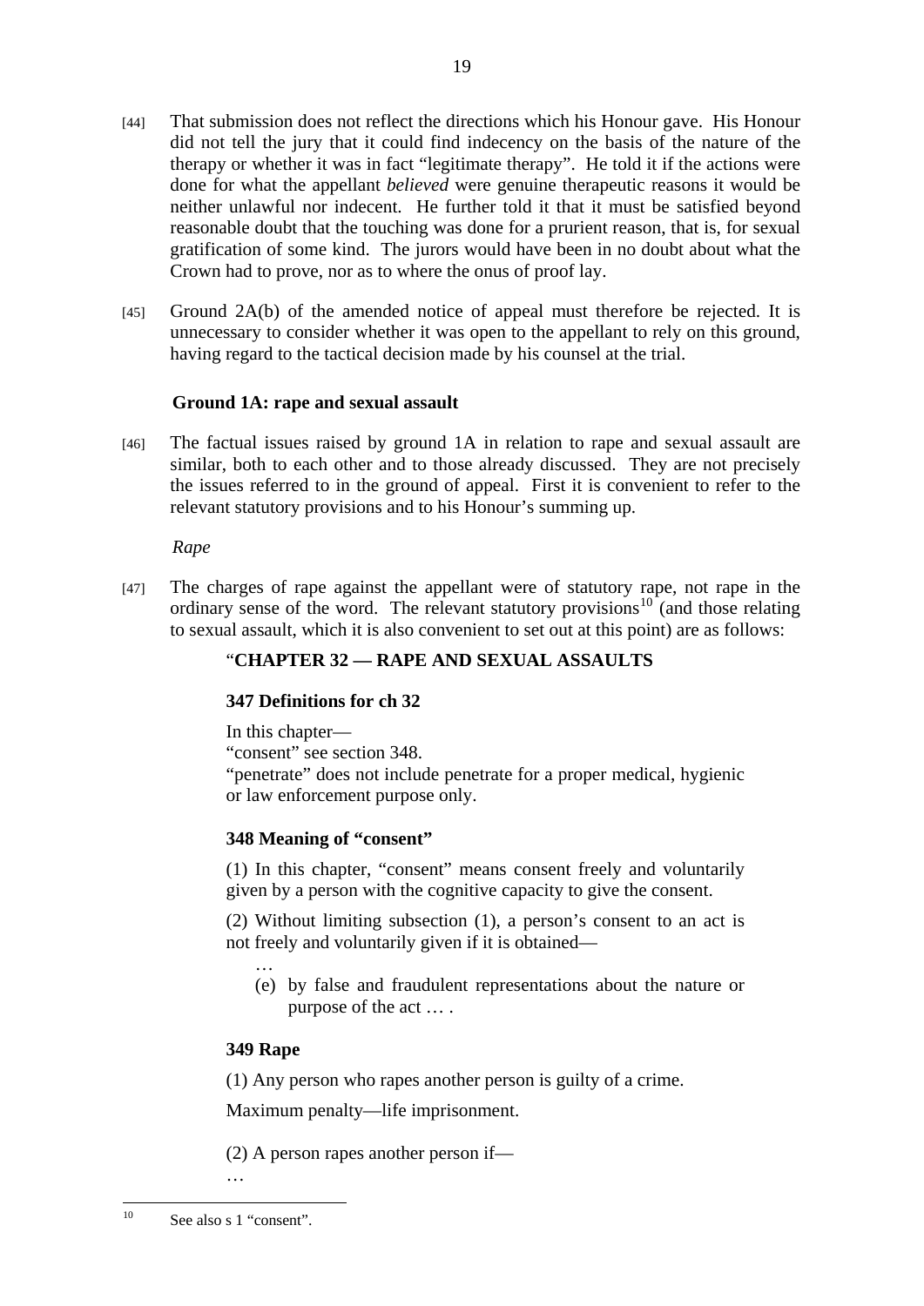[44] That submission does not reflect the directions which his Honour gave. His Honour did not tell the jury that it could find indecency on the basis of the nature of the therapy or whether it was in fact "legitimate therapy". He told it if the actions were done for what the appellant *believed* were genuine therapeutic reasons it would be neither unlawful nor indecent. He further told it that it must be satisfied beyond reasonable doubt that the touching was done for a prurient reason, that is, for sexual gratification of some kind. The jurors would have been in no doubt about what the Crown had to prove, nor as to where the onus of proof lay.

[45] Ground 2A(b) of the amended notice of appeal must therefore be rejected. It is unnecessary to consider whether it was open to the appellant to rely on this ground, having regard to the tactical decision made by his counsel at the trial.

**Ground 1A: rape and sexual assault**

[46] The factual issues raised by ground 1A in relation to rape and sexual assault are similar, both to each other and to those already discussed. They are not precisely the issues referred to in the ground of appeal. First it is convenient to refer to the relevant statutory provisions and to his Honour's summing up.

*Rape*

[47] The charges of rape against the appellant were of statutory rape, not rape in the ordinary sense of the word. The relevant statutory provisions[10] (and those relating to sexual assault, which it is also convenient to set out at this point) are as follows:

> "**CHAPTER 32 — RAPE AND SEXUAL ASSAULTS**
>
> **347 Definitions for ch 32**
>
> In this chapter—
> "consent" see section 348.
> "penetrate" does not include penetrate for a proper medical, hygienic or law enforcement purpose only.
>
> **348 Meaning of "consent"**
>
> (1) In this chapter, "consent" means consent freely and voluntarily given by a person with the cognitive capacity to give the consent.
>
> (2) Without limiting subsection (1), a person's consent to an act is not freely and voluntarily given if it is obtained—
>
> …
>
> (e) by false and fraudulent representations about the nature or purpose of the act … .
>
> **349 Rape**
>
> (1) Any person who rapes another person is guilty of a crime.
>
> Maximum penalty—life imprisonment.
>
> (2) A person rapes another person if—
>
> …

[10] See also s 1 "consent".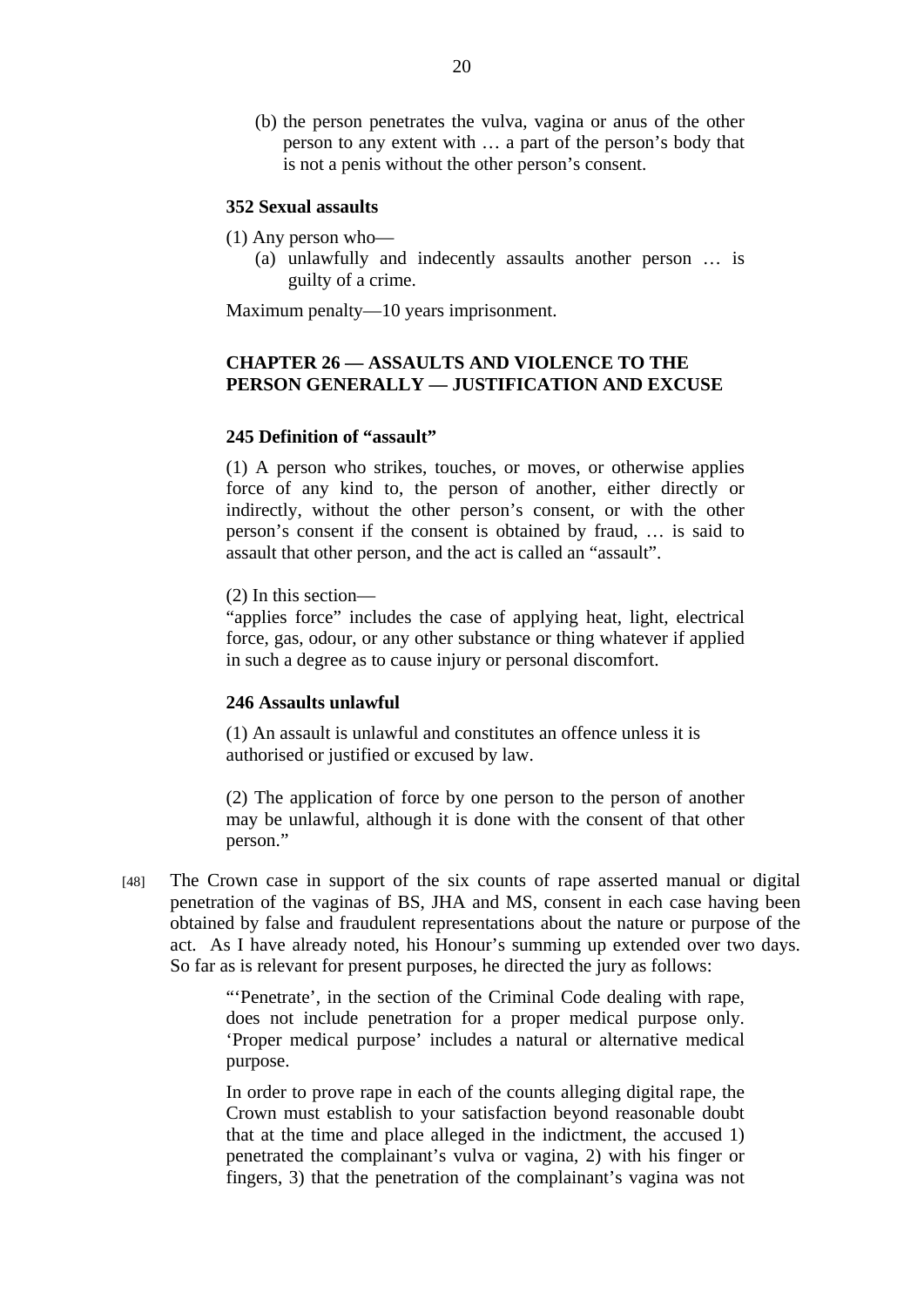(b) the person penetrates the vulva, vagina or anus of the other person to any extent with … a part of the person's body that is not a penis without the other person's consent.

**352 Sexual assaults**

(1) Any person who—

(a) unlawfully and indecently assaults another person … is guilty of a crime.

Maximum penalty—10 years imprisonment.

**CHAPTER 26 — ASSAULTS AND VIOLENCE TO THE PERSON GENERALLY — JUSTIFICATION AND EXCUSE**

**245 Definition of "assault"**

(1) A person who strikes, touches, or moves, or otherwise applies force of any kind to, the person of another, either directly or indirectly, without the other person's consent, or with the other person's consent if the consent is obtained by fraud, … is said to assault that other person, and the act is called an "assault".

(2) In this section—

"applies force" includes the case of applying heat, light, electrical force, gas, odour, or any other substance or thing whatever if applied in such a degree as to cause injury or personal discomfort.

**246 Assaults unlawful**

(1) An assault is unlawful and constitutes an offence unless it is authorised or justified or excused by law.

(2) The application of force by one person to the person of another may be unlawful, although it is done with the consent of that other person."

[48] The Crown case in support of the six counts of rape asserted manual or digital penetration of the vaginas of BS, JHA and MS, consent in each case having been obtained by false and fraudulent representations about the nature or purpose of the act. As I have already noted, his Honour's summing up extended over two days. So far as is relevant for present purposes, he directed the jury as follows:

> "'Penetrate', in the section of the Criminal Code dealing with rape, does not include penetration for a proper medical purpose only. 'Proper medical purpose' includes a natural or alternative medical purpose.
>
> In order to prove rape in each of the counts alleging digital rape, the Crown must establish to your satisfaction beyond reasonable doubt that at the time and place alleged in the indictment, the accused 1) penetrated the complainant's vulva or vagina, 2) with his finger or fingers, 3) that the penetration of the complainant's vagina was not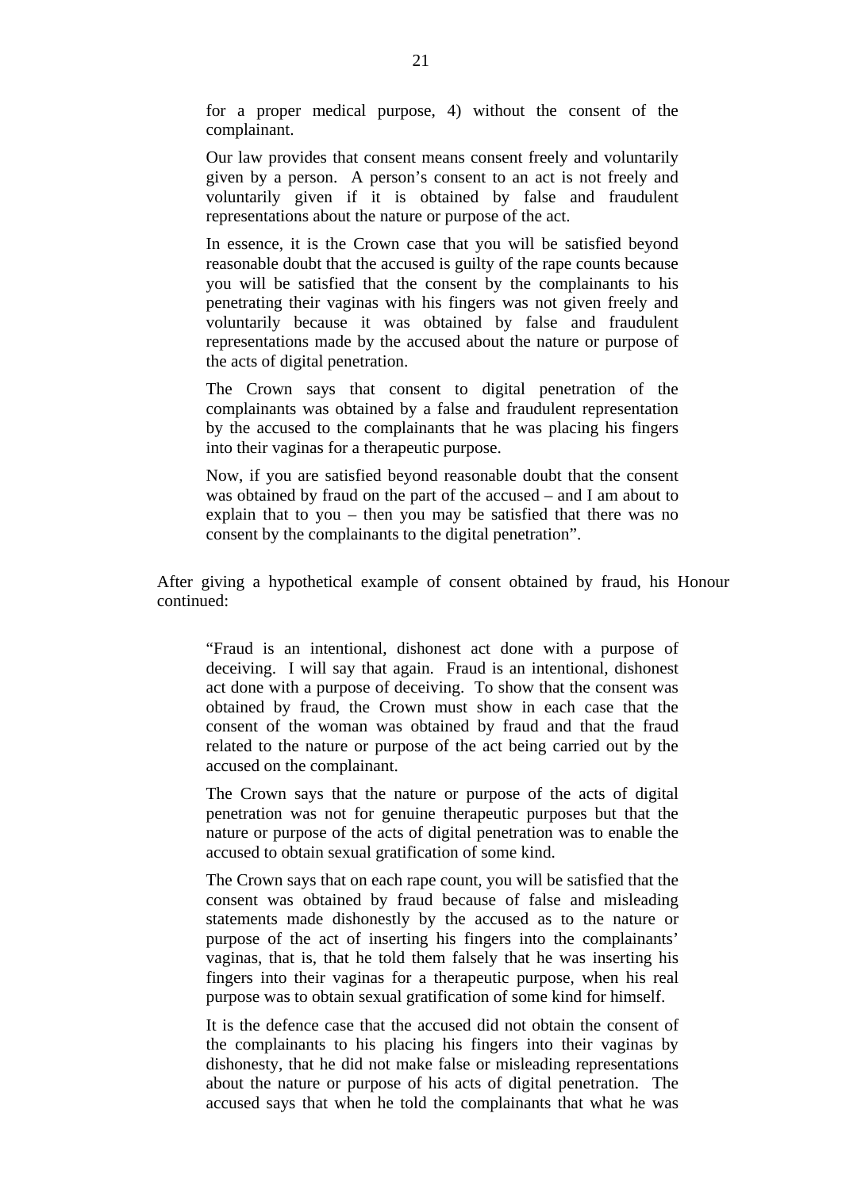> for a proper medical purpose, 4) without the consent of the complainant.
>
> Our law provides that consent means consent freely and voluntarily given by a person. A person's consent to an act is not freely and voluntarily given if it is obtained by false and fraudulent representations about the nature or purpose of the act.
>
> In essence, it is the Crown case that you will be satisfied beyond reasonable doubt that the accused is guilty of the rape counts because you will be satisfied that the consent by the complainants to his penetrating their vaginas with his fingers was not given freely and voluntarily because it was obtained by false and fraudulent representations made by the accused about the nature or purpose of the acts of digital penetration.
>
> The Crown says that consent to digital penetration of the complainants was obtained by a false and fraudulent representation by the accused to the complainants that he was placing his fingers into their vaginas for a therapeutic purpose.
>
> Now, if you are satisfied beyond reasonable doubt that the consent was obtained by fraud on the part of the accused – and I am about to explain that to you – then you may be satisfied that there was no consent by the complainants to the digital penetration".

After giving a hypothetical example of consent obtained by fraud, his Honour continued:

> "Fraud is an intentional, dishonest act done with a purpose of deceiving. I will say that again. Fraud is an intentional, dishonest act done with a purpose of deceiving. To show that the consent was obtained by fraud, the Crown must show in each case that the consent of the woman was obtained by fraud and that the fraud related to the nature or purpose of the act being carried out by the accused on the complainant.
>
> The Crown says that the nature or purpose of the acts of digital penetration was not for genuine therapeutic purposes but that the nature or purpose of the acts of digital penetration was to enable the accused to obtain sexual gratification of some kind.
>
> The Crown says that on each rape count, you will be satisfied that the consent was obtained by fraud because of false and misleading statements made dishonestly by the accused as to the nature or purpose of the act of inserting his fingers into the complainants' vaginas, that is, that he told them falsely that he was inserting his fingers into their vaginas for a therapeutic purpose, when his real purpose was to obtain sexual gratification of some kind for himself.
>
> It is the defence case that the accused did not obtain the consent of the complainants to his placing his fingers into their vaginas by dishonesty, that he did not make false or misleading representations about the nature or purpose of his acts of digital penetration. The accused says that when he told the complainants that what he was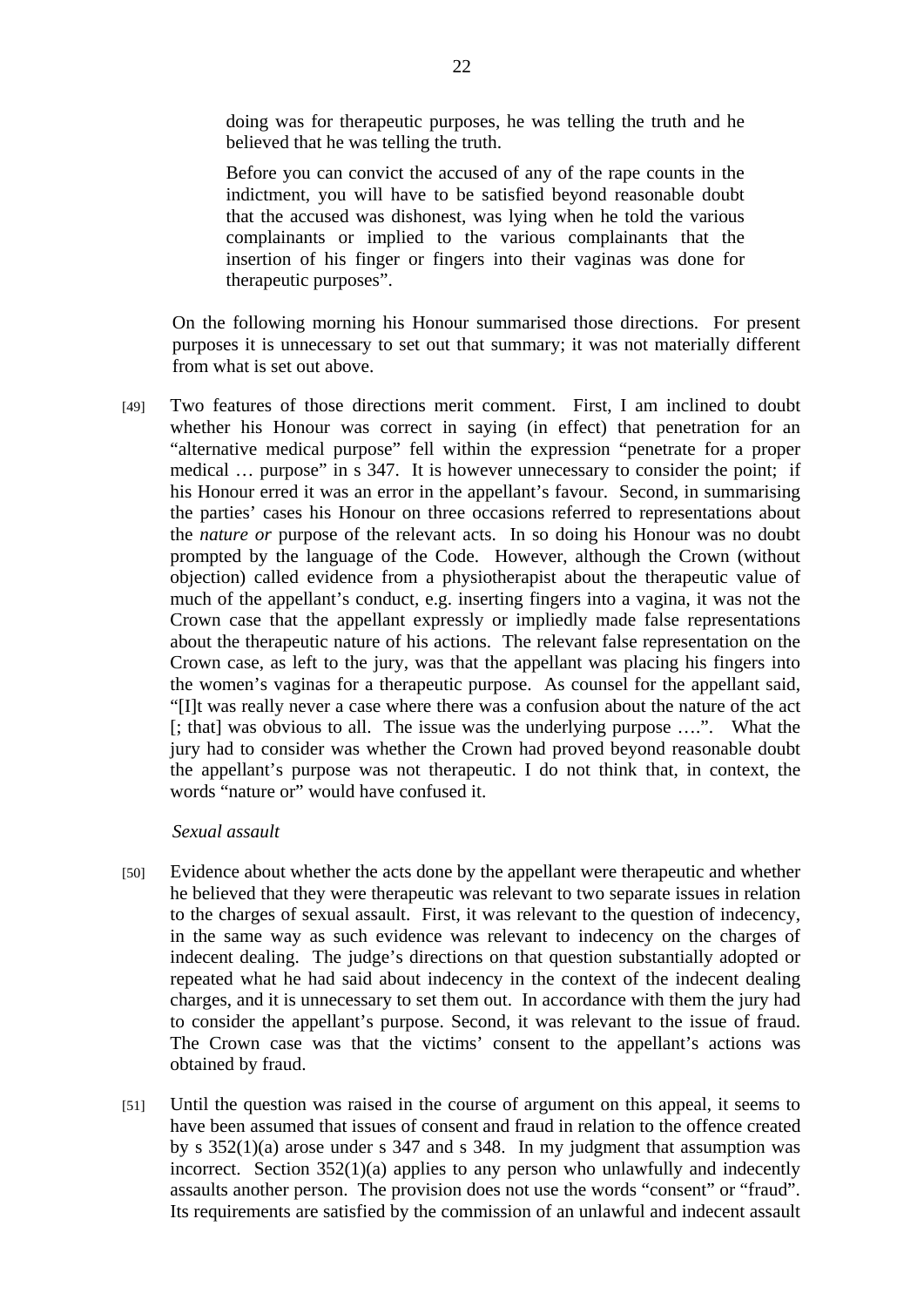> doing was for therapeutic purposes, he was telling the truth and he believed that he was telling the truth.
>
> Before you can convict the accused of any of the rape counts in the indictment, you will have to be satisfied beyond reasonable doubt that the accused was dishonest, was lying when he told the various complainants or implied to the various complainants that the insertion of his finger or fingers into their vaginas was done for therapeutic purposes".

On the following morning his Honour summarised those directions. For present purposes it is unnecessary to set out that summary; it was not materially different from what is set out above.

[49] Two features of those directions merit comment. First, I am inclined to doubt whether his Honour was correct in saying (in effect) that penetration for an "alternative medical purpose" fell within the expression "penetrate for a proper medical … purpose" in s 347. It is however unnecessary to consider the point; if his Honour erred it was an error in the appellant's favour. Second, in summarising the parties' cases his Honour on three occasions referred to representations about the *nature or* purpose of the relevant acts. In so doing his Honour was no doubt prompted by the language of the Code. However, although the Crown (without objection) called evidence from a physiotherapist about the therapeutic value of much of the appellant's conduct, e.g. inserting fingers into a vagina, it was not the Crown case that the appellant expressly or impliedly made false representations about the therapeutic nature of his actions. The relevant false representation on the Crown case, as left to the jury, was that the appellant was placing his fingers into the women's vaginas for a therapeutic purpose. As counsel for the appellant said, "[I]t was really never a case where there was a confusion about the nature of the act [; that] was obvious to all. The issue was the underlying purpose ….". What the jury had to consider was whether the Crown had proved beyond reasonable doubt the appellant's purpose was not therapeutic. I do not think that, in context, the words "nature or" would have confused it.

*Sexual assault*

[50] Evidence about whether the acts done by the appellant were therapeutic and whether he believed that they were therapeutic was relevant to two separate issues in relation to the charges of sexual assault. First, it was relevant to the question of indecency, in the same way as such evidence was relevant to indecency on the charges of indecent dealing. The judge's directions on that question substantially adopted or repeated what he had said about indecency in the context of the indecent dealing charges, and it is unnecessary to set them out. In accordance with them the jury had to consider the appellant's purpose. Second, it was relevant to the issue of fraud. The Crown case was that the victims' consent to the appellant's actions was obtained by fraud.

[51] Until the question was raised in the course of argument on this appeal, it seems to have been assumed that issues of consent and fraud in relation to the offence created by s 352(1)(a) arose under s 347 and s 348. In my judgment that assumption was incorrect. Section 352(1)(a) applies to any person who unlawfully and indecently assaults another person. The provision does not use the words "consent" or "fraud". Its requirements are satisfied by the commission of an unlawful and indecent assault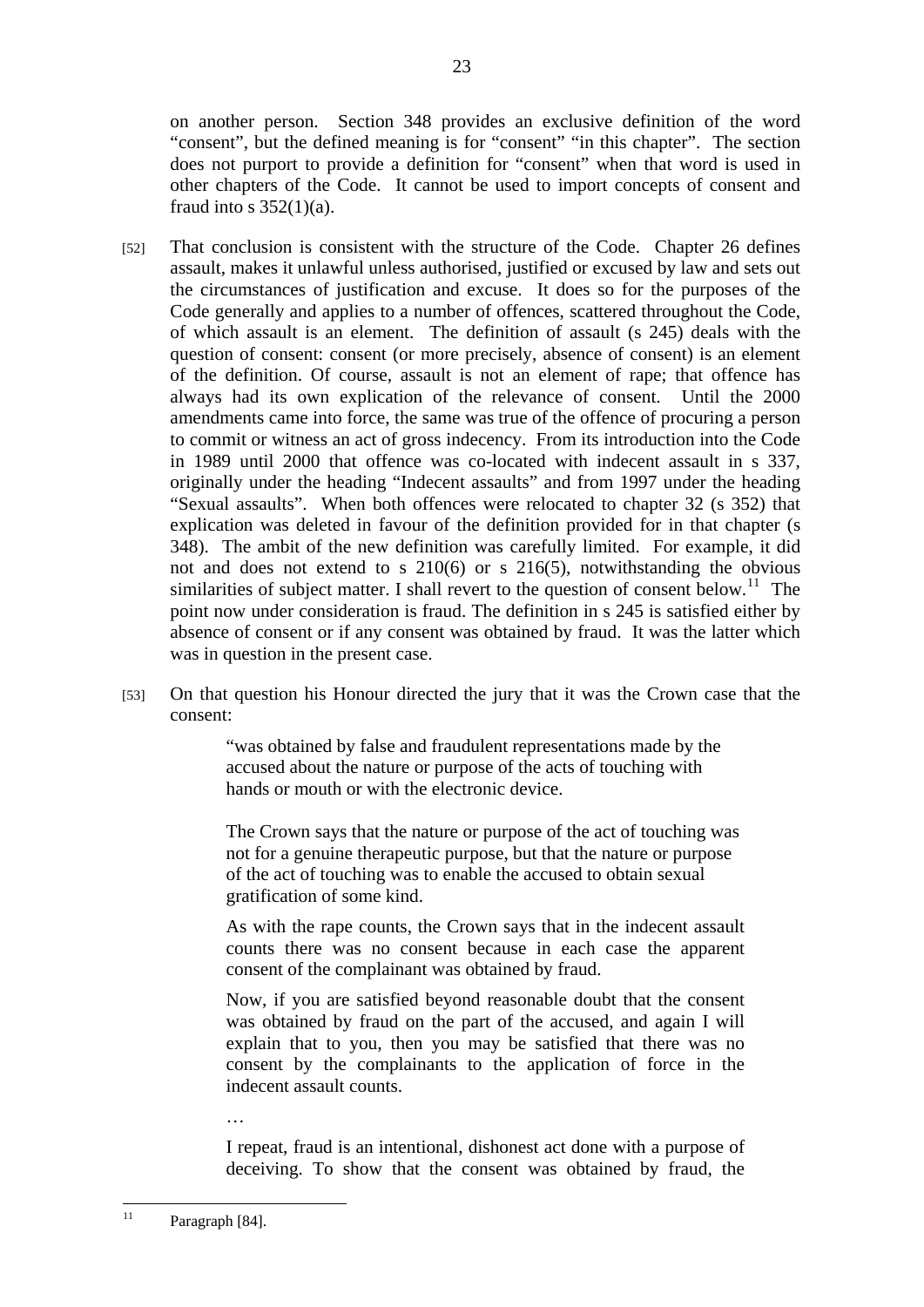on another person. Section 348 provides an exclusive definition of the word "consent", but the defined meaning is for "consent" "in this chapter". The section does not purport to provide a definition for "consent" when that word is used in other chapters of the Code. It cannot be used to import concepts of consent and fraud into s 352(1)(a).

[52] That conclusion is consistent with the structure of the Code. Chapter 26 defines assault, makes it unlawful unless authorised, justified or excused by law and sets out the circumstances of justification and excuse. It does so for the purposes of the Code generally and applies to a number of offences, scattered throughout the Code, of which assault is an element. The definition of assault (s 245) deals with the question of consent: consent (or more precisely, absence of consent) is an element of the definition. Of course, assault is not an element of rape; that offence has always had its own explication of the relevance of consent. Until the 2000 amendments came into force, the same was true of the offence of procuring a person to commit or witness an act of gross indecency. From its introduction into the Code in 1989 until 2000 that offence was co-located with indecent assault in s 337, originally under the heading "Indecent assaults" and from 1997 under the heading "Sexual assaults". When both offences were relocated to chapter 32 (s 352) that explication was deleted in favour of the definition provided for in that chapter (s 348). The ambit of the new definition was carefully limited. For example, it did not and does not extend to s 210(6) or s 216(5), notwithstanding the obvious similarities of subject matter. I shall revert to the question of consent below.[11] The point now under consideration is fraud. The definition in s 245 is satisfied either by absence of consent or if any consent was obtained by fraud. It was the latter which was in question in the present case.

[53] On that question his Honour directed the jury that it was the Crown case that the consent:

> "was obtained by false and fraudulent representations made by the accused about the nature or purpose of the acts of touching with hands or mouth or with the electronic device.
>
> The Crown says that the nature or purpose of the act of touching was not for a genuine therapeutic purpose, but that the nature or purpose of the act of touching was to enable the accused to obtain sexual gratification of some kind.
>
> As with the rape counts, the Crown says that in the indecent assault counts there was no consent because in each case the apparent consent of the complainant was obtained by fraud.
>
> Now, if you are satisfied beyond reasonable doubt that the consent was obtained by fraud on the part of the accused, and again I will explain that to you, then you may be satisfied that there was no consent by the complainants to the application of force in the indecent assault counts.
>
> …
>
> I repeat, fraud is an intentional, dishonest act done with a purpose of deceiving. To show that the consent was obtained by fraud, the

[11] Paragraph [84].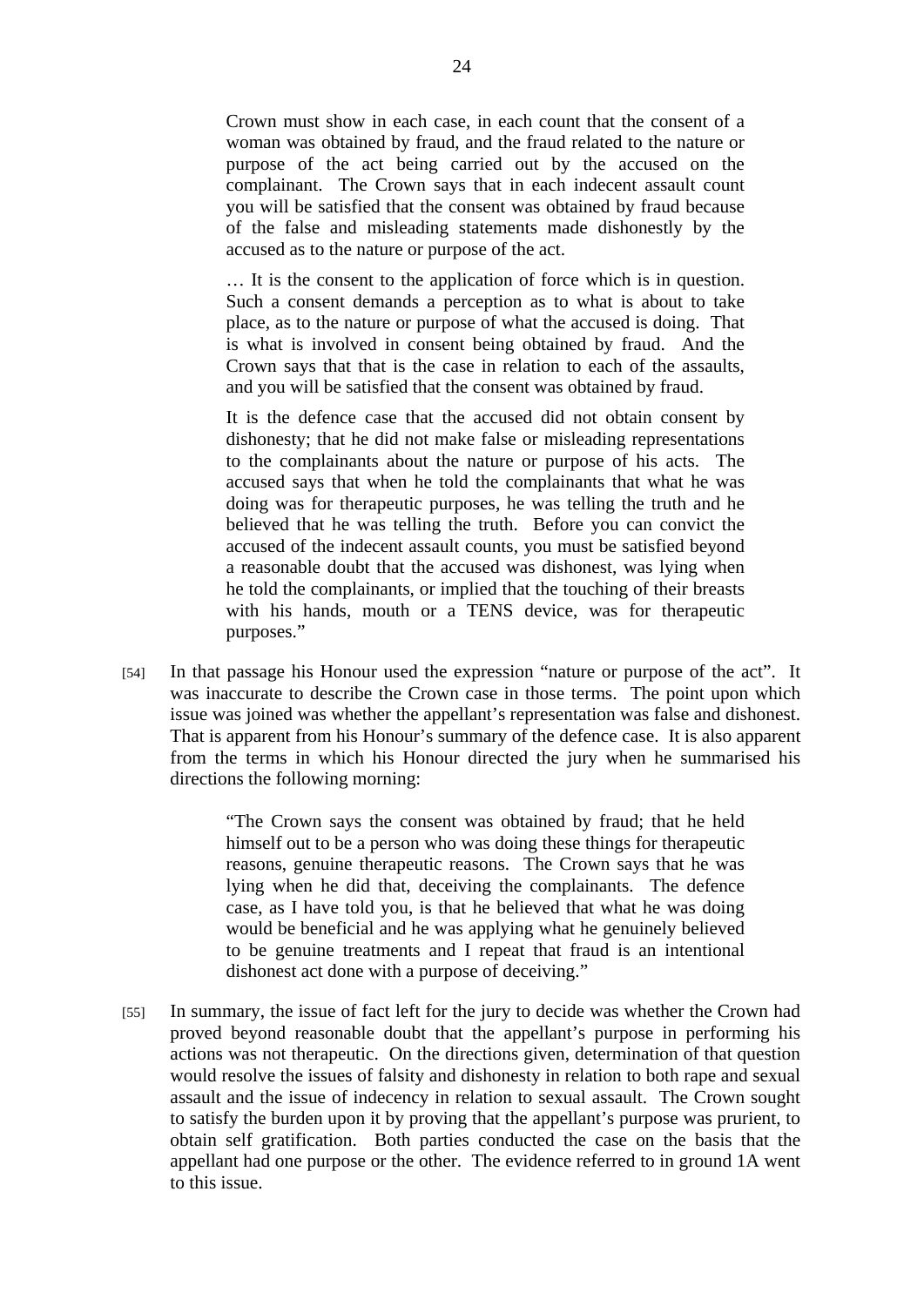> Crown must show in each case, in each count that the consent of a woman was obtained by fraud, and the fraud related to the nature or purpose of the act being carried out by the accused on the complainant. The Crown says that in each indecent assault count you will be satisfied that the consent was obtained by fraud because of the false and misleading statements made dishonestly by the accused as to the nature or purpose of the act.
>
> … It is the consent to the application of force which is in question. Such a consent demands a perception as to what is about to take place, as to the nature or purpose of what the accused is doing. That is what is involved in consent being obtained by fraud. And the Crown says that that is the case in relation to each of the assaults, and you will be satisfied that the consent was obtained by fraud.
>
> It is the defence case that the accused did not obtain consent by dishonesty; that he did not make false or misleading representations to the complainants about the nature or purpose of his acts. The accused says that when he told the complainants that what he was doing was for therapeutic purposes, he was telling the truth and he believed that he was telling the truth. Before you can convict the accused of the indecent assault counts, you must be satisfied beyond a reasonable doubt that the accused was dishonest, was lying when he told the complainants, or implied that the touching of their breasts with his hands, mouth or a TENS device, was for therapeutic purposes."

[54] In that passage his Honour used the expression "nature or purpose of the act". It was inaccurate to describe the Crown case in those terms. The point upon which issue was joined was whether the appellant's representation was false and dishonest. That is apparent from his Honour's summary of the defence case. It is also apparent from the terms in which his Honour directed the jury when he summarised his directions the following morning:

> "The Crown says the consent was obtained by fraud; that he held himself out to be a person who was doing these things for therapeutic reasons, genuine therapeutic reasons. The Crown says that he was lying when he did that, deceiving the complainants. The defence case, as I have told you, is that he believed that what he was doing would be beneficial and he was applying what he genuinely believed to be genuine treatments and I repeat that fraud is an intentional dishonest act done with a purpose of deceiving."

[55] In summary, the issue of fact left for the jury to decide was whether the Crown had proved beyond reasonable doubt that the appellant's purpose in performing his actions was not therapeutic. On the directions given, determination of that question would resolve the issues of falsity and dishonesty in relation to both rape and sexual assault and the issue of indecency in relation to sexual assault. The Crown sought to satisfy the burden upon it by proving that the appellant's purpose was prurient, to obtain self gratification. Both parties conducted the case on the basis that the appellant had one purpose or the other. The evidence referred to in ground 1A went to this issue.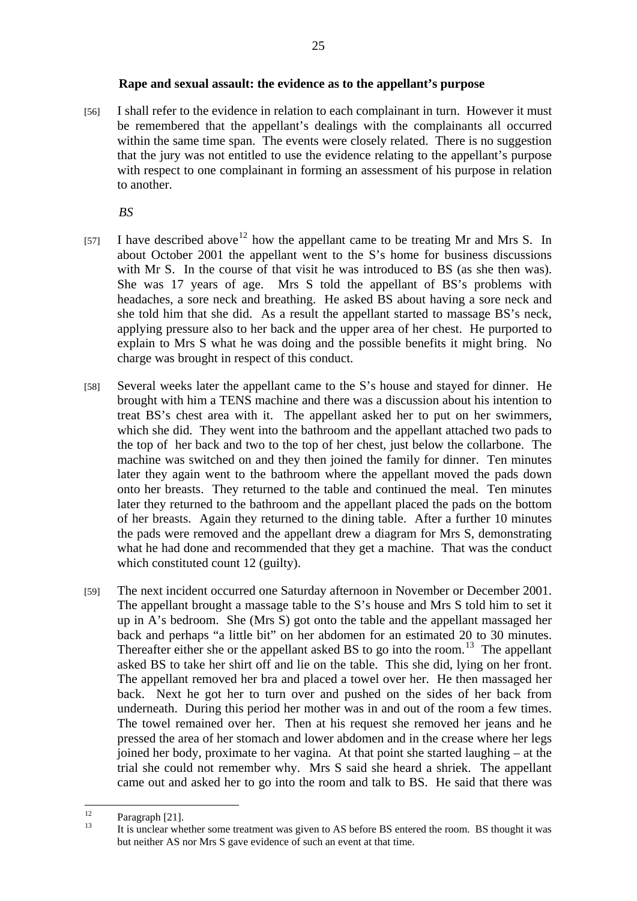**Rape and sexual assault: the evidence as to the appellant's purpose**

[56] I shall refer to the evidence in relation to each complainant in turn. However it must be remembered that the appellant's dealings with the complainants all occurred within the same time span. The events were closely related. There is no suggestion that the jury was not entitled to use the evidence relating to the appellant's purpose with respect to one complainant in forming an assessment of his purpose in relation to another.

*BS*

[57] I have described above[12] how the appellant came to be treating Mr and Mrs S. In about October 2001 the appellant went to the S's home for business discussions with Mr S. In the course of that visit he was introduced to BS (as she then was). She was 17 years of age. Mrs S told the appellant of BS's problems with headaches, a sore neck and breathing. He asked BS about having a sore neck and she told him that she did. As a result the appellant started to massage BS's neck, applying pressure also to her back and the upper area of her chest. He purported to explain to Mrs S what he was doing and the possible benefits it might bring. No charge was brought in respect of this conduct.

[58] Several weeks later the appellant came to the S's house and stayed for dinner. He brought with him a TENS machine and there was a discussion about his intention to treat BS's chest area with it. The appellant asked her to put on her swimmers, which she did. They went into the bathroom and the appellant attached two pads to the top of her back and two to the top of her chest, just below the collarbone. The machine was switched on and they then joined the family for dinner. Ten minutes later they again went to the bathroom where the appellant moved the pads down onto her breasts. They returned to the table and continued the meal. Ten minutes later they returned to the bathroom and the appellant placed the pads on the bottom of her breasts. Again they returned to the dining table. After a further 10 minutes the pads were removed and the appellant drew a diagram for Mrs S, demonstrating what he had done and recommended that they get a machine. That was the conduct which constituted count 12 (guilty).

[59] The next incident occurred one Saturday afternoon in November or December 2001. The appellant brought a massage table to the S's house and Mrs S told him to set it up in A's bedroom. She (Mrs S) got onto the table and the appellant massaged her back and perhaps "a little bit" on her abdomen for an estimated 20 to 30 minutes. Thereafter either she or the appellant asked BS to go into the room.[13] The appellant asked BS to take her shirt off and lie on the table. This she did, lying on her front. The appellant removed her bra and placed a towel over her. He then massaged her back. Next he got her to turn over and pushed on the sides of her back from underneath. During this period her mother was in and out of the room a few times. The towel remained over her. Then at his request she removed her jeans and he pressed the area of her stomach and lower abdomen and in the crease where her legs joined her body, proximate to her vagina. At that point she started laughing – at the trial she could not remember why. Mrs S said she heard a shriek. The appellant came out and asked her to go into the room and talk to BS. He said that there was

---

[12] Paragraph [21].

[13] It is unclear whether some treatment was given to AS before BS entered the room. BS thought it was but neither AS nor Mrs S gave evidence of such an event at that time.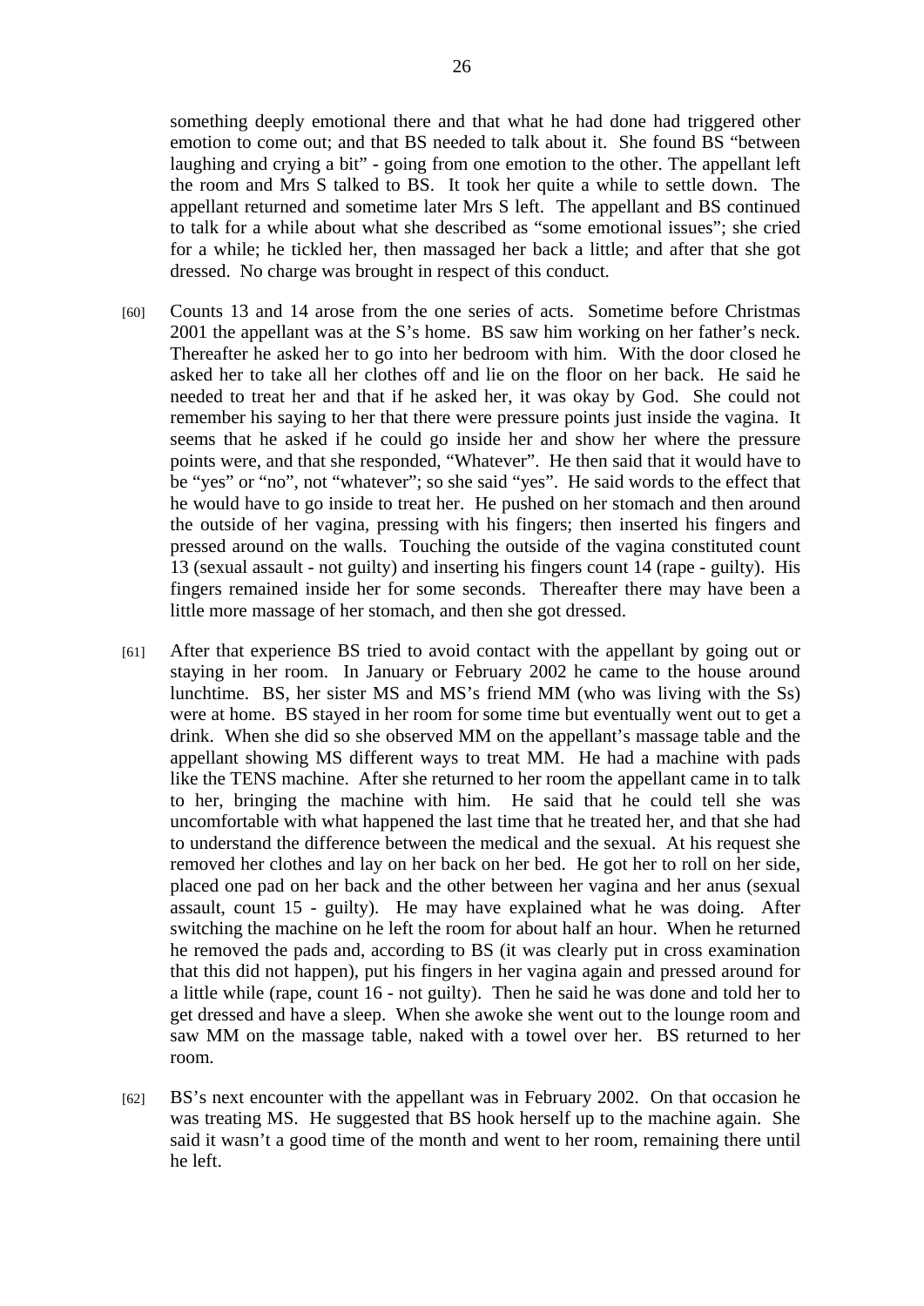something deeply emotional there and that what he had done had triggered other emotion to come out; and that BS needed to talk about it. She found BS "between laughing and crying a bit" - going from one emotion to the other. The appellant left the room and Mrs S talked to BS. It took her quite a while to settle down. The appellant returned and sometime later Mrs S left. The appellant and BS continued to talk for a while about what she described as "some emotional issues"; she cried for a while; he tickled her, then massaged her back a little; and after that she got dressed. No charge was brought in respect of this conduct.

[60] Counts 13 and 14 arose from the one series of acts. Sometime before Christmas 2001 the appellant was at the S's home. BS saw him working on her father's neck. Thereafter he asked her to go into her bedroom with him. With the door closed he asked her to take all her clothes off and lie on the floor on her back. He said he needed to treat her and that if he asked her, it was okay by God. She could not remember his saying to her that there were pressure points just inside the vagina. It seems that he asked if he could go inside her and show her where the pressure points were, and that she responded, "Whatever". He then said that it would have to be "yes" or "no", not "whatever"; so she said "yes". He said words to the effect that he would have to go inside to treat her. He pushed on her stomach and then around the outside of her vagina, pressing with his fingers; then inserted his fingers and pressed around on the walls. Touching the outside of the vagina constituted count 13 (sexual assault - not guilty) and inserting his fingers count 14 (rape - guilty). His fingers remained inside her for some seconds. Thereafter there may have been a little more massage of her stomach, and then she got dressed.

[61] After that experience BS tried to avoid contact with the appellant by going out or staying in her room. In January or February 2002 he came to the house around lunchtime. BS, her sister MS and MS's friend MM (who was living with the Ss) were at home. BS stayed in her room for some time but eventually went out to get a drink. When she did so she observed MM on the appellant's massage table and the appellant showing MS different ways to treat MM. He had a machine with pads like the TENS machine. After she returned to her room the appellant came in to talk to her, bringing the machine with him. He said that he could tell she was uncomfortable with what happened the last time that he treated her, and that she had to understand the difference between the medical and the sexual. At his request she removed her clothes and lay on her back on her bed. He got her to roll on her side, placed one pad on her back and the other between her vagina and her anus (sexual assault, count 15 - guilty). He may have explained what he was doing. After switching the machine on he left the room for about half an hour. When he returned he removed the pads and, according to BS (it was clearly put in cross examination that this did not happen), put his fingers in her vagina again and pressed around for a little while (rape, count 16 - not guilty). Then he said he was done and told her to get dressed and have a sleep. When she awoke she went out to the lounge room and saw MM on the massage table, naked with a towel over her. BS returned to her room.

[62] BS's next encounter with the appellant was in February 2002. On that occasion he was treating MS. He suggested that BS hook herself up to the machine again. She said it wasn't a good time of the month and went to her room, remaining there until he left.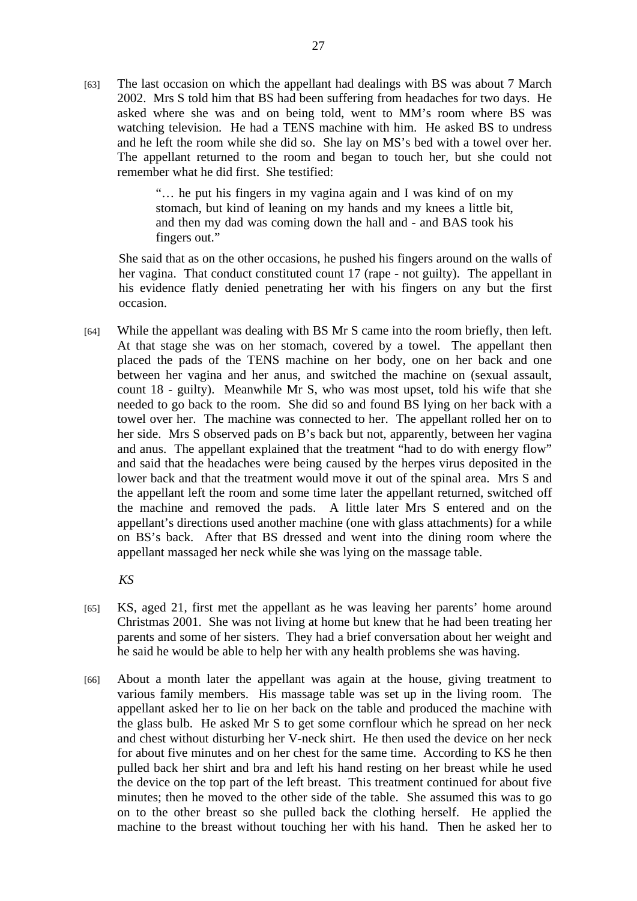[63] The last occasion on which the appellant had dealings with BS was about 7 March 2002. Mrs S told him that BS had been suffering from headaches for two days. He asked where she was and on being told, went to MM's room where BS was watching television. He had a TENS machine with him. He asked BS to undress and he left the room while she did so. She lay on MS's bed with a towel over her. The appellant returned to the room and began to touch her, but she could not remember what he did first. She testified:

> "… he put his fingers in my vagina again and I was kind of on my stomach, but kind of leaning on my hands and my knees a little bit, and then my dad was coming down the hall and - and BAS took his fingers out."

She said that as on the other occasions, he pushed his fingers around on the walls of her vagina. That conduct constituted count 17 (rape - not guilty). The appellant in his evidence flatly denied penetrating her with his fingers on any but the first occasion.

[64] While the appellant was dealing with BS Mr S came into the room briefly, then left. At that stage she was on her stomach, covered by a towel. The appellant then placed the pads of the TENS machine on her body, one on her back and one between her vagina and her anus, and switched the machine on (sexual assault, count 18 - guilty). Meanwhile Mr S, who was most upset, told his wife that she needed to go back to the room. She did so and found BS lying on her back with a towel over her. The machine was connected to her. The appellant rolled her on to her side. Mrs S observed pads on B's back but not, apparently, between her vagina and anus. The appellant explained that the treatment "had to do with energy flow" and said that the headaches were being caused by the herpes virus deposited in the lower back and that the treatment would move it out of the spinal area. Mrs S and the appellant left the room and some time later the appellant returned, switched off the machine and removed the pads. A little later Mrs S entered and on the appellant's directions used another machine (one with glass attachments) for a while on BS's back. After that BS dressed and went into the dining room where the appellant massaged her neck while she was lying on the massage table.

*KS*

[65] KS, aged 21, first met the appellant as he was leaving her parents' home around Christmas 2001. She was not living at home but knew that he had been treating her parents and some of her sisters. They had a brief conversation about her weight and he said he would be able to help her with any health problems she was having.

[66] About a month later the appellant was again at the house, giving treatment to various family members. His massage table was set up in the living room. The appellant asked her to lie on her back on the table and produced the machine with the glass bulb. He asked Mr S to get some cornflour which he spread on her neck and chest without disturbing her V-neck shirt. He then used the device on her neck for about five minutes and on her chest for the same time. According to KS he then pulled back her shirt and bra and left his hand resting on her breast while he used the device on the top part of the left breast. This treatment continued for about five minutes; then he moved to the other side of the table. She assumed this was to go on to the other breast so she pulled back the clothing herself. He applied the machine to the breast without touching her with his hand. Then he asked her to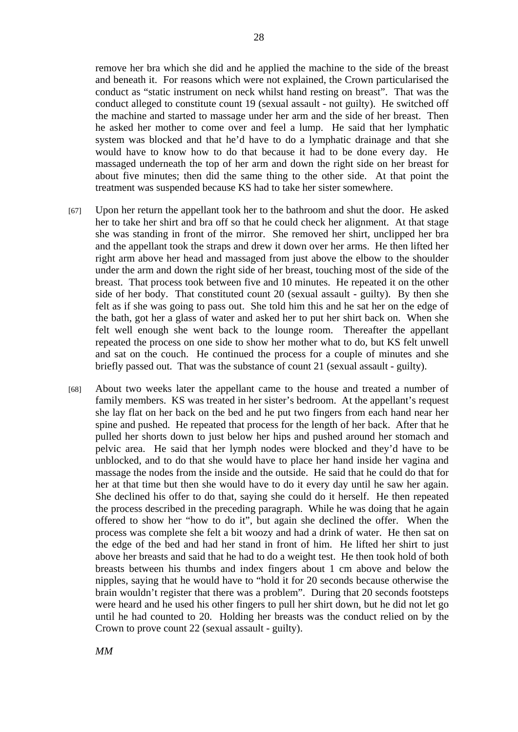remove her bra which she did and he applied the machine to the side of the breast and beneath it. For reasons which were not explained, the Crown particularised the conduct as "static instrument on neck whilst hand resting on breast". That was the conduct alleged to constitute count 19 (sexual assault - not guilty). He switched off the machine and started to massage under her arm and the side of her breast. Then he asked her mother to come over and feel a lump. He said that her lymphatic system was blocked and that he'd have to do a lymphatic drainage and that she would have to know how to do that because it had to be done every day. He massaged underneath the top of her arm and down the right side on her breast for about five minutes; then did the same thing to the other side. At that point the treatment was suspended because KS had to take her sister somewhere.

[67] Upon her return the appellant took her to the bathroom and shut the door. He asked her to take her shirt and bra off so that he could check her alignment. At that stage she was standing in front of the mirror. She removed her shirt, unclipped her bra and the appellant took the straps and drew it down over her arms. He then lifted her right arm above her head and massaged from just above the elbow to the shoulder under the arm and down the right side of her breast, touching most of the side of the breast. That process took between five and 10 minutes. He repeated it on the other side of her body. That constituted count 20 (sexual assault - guilty). By then she felt as if she was going to pass out. She told him this and he sat her on the edge of the bath, got her a glass of water and asked her to put her shirt back on. When she felt well enough she went back to the lounge room. Thereafter the appellant repeated the process on one side to show her mother what to do, but KS felt unwell and sat on the couch. He continued the process for a couple of minutes and she briefly passed out. That was the substance of count 21 (sexual assault - guilty).

[68] About two weeks later the appellant came to the house and treated a number of family members. KS was treated in her sister's bedroom. At the appellant's request she lay flat on her back on the bed and he put two fingers from each hand near her spine and pushed. He repeated that process for the length of her back. After that he pulled her shorts down to just below her hips and pushed around her stomach and pelvic area. He said that her lymph nodes were blocked and they'd have to be unblocked, and to do that she would have to place her hand inside her vagina and massage the nodes from the inside and the outside. He said that he could do that for her at that time but then she would have to do it every day until he saw her again. She declined his offer to do that, saying she could do it herself. He then repeated the process described in the preceding paragraph. While he was doing that he again offered to show her "how to do it", but again she declined the offer. When the process was complete she felt a bit woozy and had a drink of water. He then sat on the edge of the bed and had her stand in front of him. He lifted her shirt to just above her breasts and said that he had to do a weight test. He then took hold of both breasts between his thumbs and index fingers about 1 cm above and below the nipples, saying that he would have to "hold it for 20 seconds because otherwise the brain wouldn't register that there was a problem". During that 20 seconds footsteps were heard and he used his other fingers to pull her shirt down, but he did not let go until he had counted to 20. Holding her breasts was the conduct relied on by the Crown to prove count 22 (sexual assault - guilty).

*MM*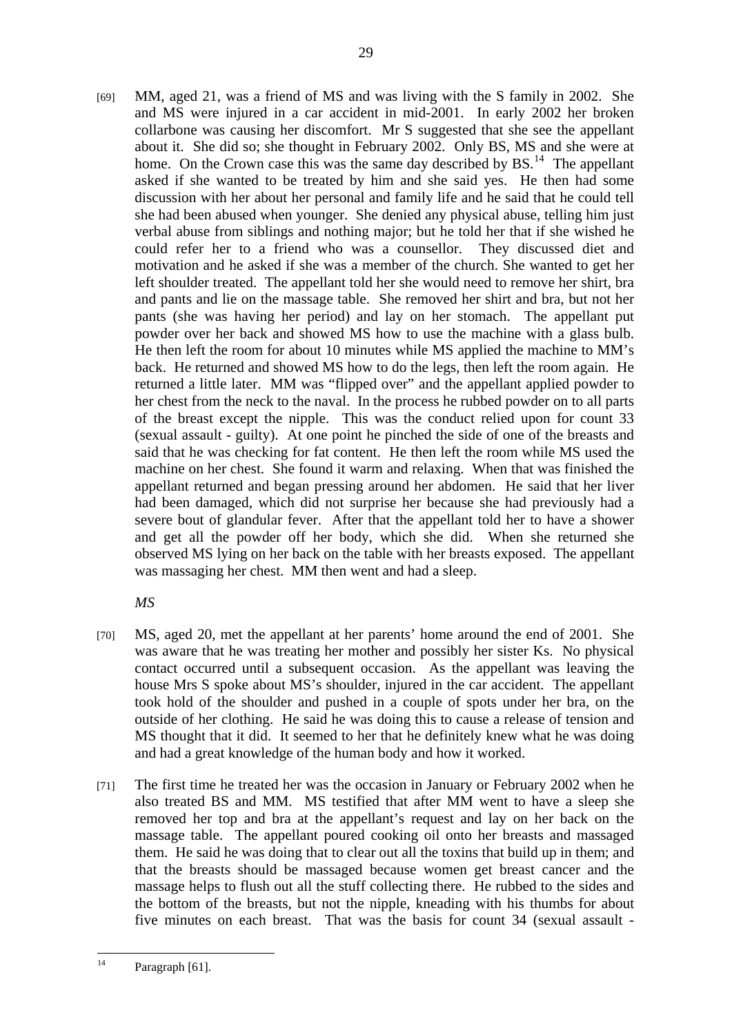[69] MM, aged 21, was a friend of MS and was living with the S family in 2002. She and MS were injured in a car accident in mid-2001. In early 2002 her broken collarbone was causing her discomfort. Mr S suggested that she see the appellant about it. She did so; she thought in February 2002. Only BS, MS and she were at home. On the Crown case this was the same day described by BS.[14] The appellant asked if she wanted to be treated by him and she said yes. He then had some discussion with her about her personal and family life and he said that he could tell she had been abused when younger. She denied any physical abuse, telling him just verbal abuse from siblings and nothing major; but he told her that if she wished he could refer her to a friend who was a counsellor. They discussed diet and motivation and he asked if she was a member of the church. She wanted to get her left shoulder treated. The appellant told her she would need to remove her shirt, bra and pants and lie on the massage table. She removed her shirt and bra, but not her pants (she was having her period) and lay on her stomach. The appellant put powder over her back and showed MS how to use the machine with a glass bulb. He then left the room for about 10 minutes while MS applied the machine to MM's back. He returned and showed MS how to do the legs, then left the room again. He returned a little later. MM was "flipped over" and the appellant applied powder to her chest from the neck to the naval. In the process he rubbed powder on to all parts of the breast except the nipple. This was the conduct relied upon for count 33 (sexual assault - guilty). At one point he pinched the side of one of the breasts and said that he was checking for fat content. He then left the room while MS used the machine on her chest. She found it warm and relaxing. When that was finished the appellant returned and began pressing around her abdomen. He said that her liver had been damaged, which did not surprise her because she had previously had a severe bout of glandular fever. After that the appellant told her to have a shower and get all the powder off her body, which she did. When she returned she observed MS lying on her back on the table with her breasts exposed. The appellant was massaging her chest. MM then went and had a sleep.

*MS*

[70] MS, aged 20, met the appellant at her parents' home around the end of 2001. She was aware that he was treating her mother and possibly her sister Ks. No physical contact occurred until a subsequent occasion. As the appellant was leaving the house Mrs S spoke about MS's shoulder, injured in the car accident. The appellant took hold of the shoulder and pushed in a couple of spots under her bra, on the outside of her clothing. He said he was doing this to cause a release of tension and MS thought that it did. It seemed to her that he definitely knew what he was doing and had a great knowledge of the human body and how it worked.

[71] The first time he treated her was the occasion in January or February 2002 when he also treated BS and MM. MS testified that after MM went to have a sleep she removed her top and bra at the appellant's request and lay on her back on the massage table. The appellant poured cooking oil onto her breasts and massaged them. He said he was doing that to clear out all the toxins that build up in them; and that the breasts should be massaged because women get breast cancer and the massage helps to flush out all the stuff collecting there. He rubbed to the sides and the bottom of the breasts, but not the nipple, kneading with his thumbs for about five minutes on each breast. That was the basis for count 34 (sexual assault -

---

[14] Paragraph [61].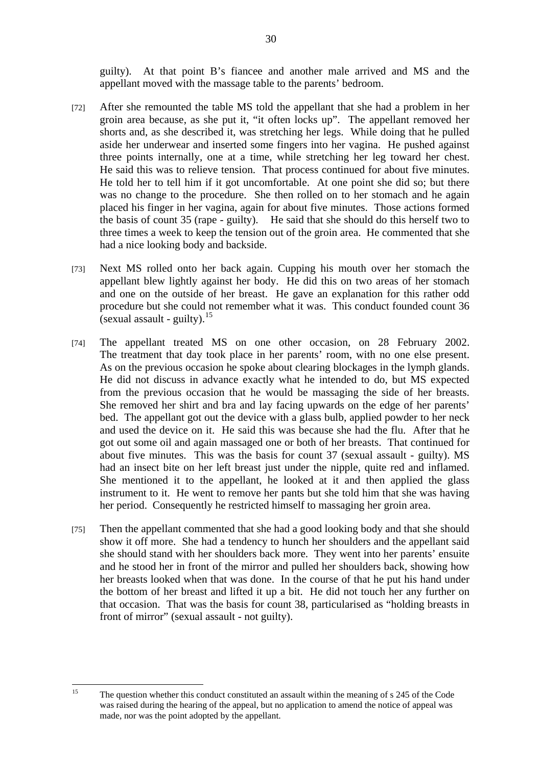guilty). At that point B's fiancee and another male arrived and MS and the appellant moved with the massage table to the parents' bedroom.

[72] After she remounted the table MS told the appellant that she had a problem in her groin area because, as she put it, "it often locks up". The appellant removed her shorts and, as she described it, was stretching her legs. While doing that he pulled aside her underwear and inserted some fingers into her vagina. He pushed against three points internally, one at a time, while stretching her leg toward her chest. He said this was to relieve tension. That process continued for about five minutes. He told her to tell him if it got uncomfortable. At one point she did so; but there was no change to the procedure. She then rolled on to her stomach and he again placed his finger in her vagina, again for about five minutes. Those actions formed the basis of count 35 (rape - guilty). He said that she should do this herself two to three times a week to keep the tension out of the groin area. He commented that she had a nice looking body and backside.

[73] Next MS rolled onto her back again. Cupping his mouth over her stomach the appellant blew lightly against her body. He did this on two areas of her stomach and one on the outside of her breast. He gave an explanation for this rather odd procedure but she could not remember what it was. This conduct founded count 36 (sexual assault - guilty).[15]

[74] The appellant treated MS on one other occasion, on 28 February 2002. The treatment that day took place in her parents' room, with no one else present. As on the previous occasion he spoke about clearing blockages in the lymph glands. He did not discuss in advance exactly what he intended to do, but MS expected from the previous occasion that he would be massaging the side of her breasts. She removed her shirt and bra and lay facing upwards on the edge of her parents' bed. The appellant got out the device with a glass bulb, applied powder to her neck and used the device on it. He said this was because she had the flu. After that he got out some oil and again massaged one or both of her breasts. That continued for about five minutes. This was the basis for count 37 (sexual assault - guilty). MS had an insect bite on her left breast just under the nipple, quite red and inflamed. She mentioned it to the appellant, he looked at it and then applied the glass instrument to it. He went to remove her pants but she told him that she was having her period. Consequently he restricted himself to massaging her groin area.

[75] Then the appellant commented that she had a good looking body and that she should show it off more. She had a tendency to hunch her shoulders and the appellant said she should stand with her shoulders back more. They went into her parents' ensuite and he stood her in front of the mirror and pulled her shoulders back, showing how her breasts looked when that was done. In the course of that he put his hand under the bottom of her breast and lifted it up a bit. He did not touch her any further on that occasion. That was the basis for count 38, particularised as "holding breasts in front of mirror" (sexual assault - not guilty).

---

[15] The question whether this conduct constituted an assault within the meaning of s 245 of the Code was raised during the hearing of the appeal, but no application to amend the notice of appeal was made, nor was the point adopted by the appellant.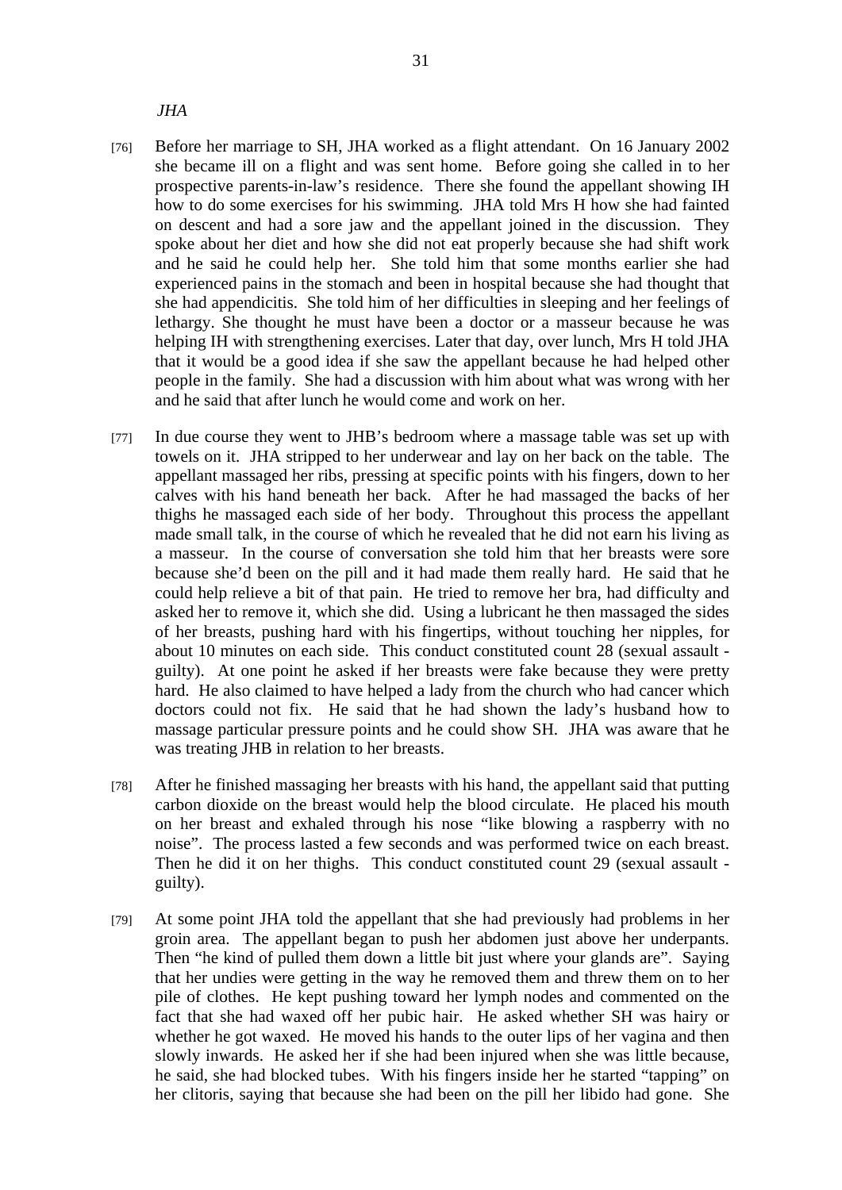*JHA*

[76] Before her marriage to SH, JHA worked as a flight attendant. On 16 January 2002 she became ill on a flight and was sent home. Before going she called in to her prospective parents-in-law's residence. There she found the appellant showing IH how to do some exercises for his swimming. JHA told Mrs H how she had fainted on descent and had a sore jaw and the appellant joined in the discussion. They spoke about her diet and how she did not eat properly because she had shift work and he said he could help her. She told him that some months earlier she had experienced pains in the stomach and been in hospital because she had thought that she had appendicitis. She told him of her difficulties in sleeping and her feelings of lethargy. She thought he must have been a doctor or a masseur because he was helping IH with strengthening exercises. Later that day, over lunch, Mrs H told JHA that it would be a good idea if she saw the appellant because he had helped other people in the family. She had a discussion with him about what was wrong with her and he said that after lunch he would come and work on her.

[77] In due course they went to JHB's bedroom where a massage table was set up with towels on it. JHA stripped to her underwear and lay on her back on the table. The appellant massaged her ribs, pressing at specific points with his fingers, down to her calves with his hand beneath her back. After he had massaged the backs of her thighs he massaged each side of her body. Throughout this process the appellant made small talk, in the course of which he revealed that he did not earn his living as a masseur. In the course of conversation she told him that her breasts were sore because she'd been on the pill and it had made them really hard. He said that he could help relieve a bit of that pain. He tried to remove her bra, had difficulty and asked her to remove it, which she did. Using a lubricant he then massaged the sides of her breasts, pushing hard with his fingertips, without touching her nipples, for about 10 minutes on each side. This conduct constituted count 28 (sexual assault - guilty). At one point he asked if her breasts were fake because they were pretty hard. He also claimed to have helped a lady from the church who had cancer which doctors could not fix. He said that he had shown the lady's husband how to massage particular pressure points and he could show SH. JHA was aware that he was treating JHB in relation to her breasts.

[78] After he finished massaging her breasts with his hand, the appellant said that putting carbon dioxide on the breast would help the blood circulate. He placed his mouth on her breast and exhaled through his nose "like blowing a raspberry with no noise". The process lasted a few seconds and was performed twice on each breast. Then he did it on her thighs. This conduct constituted count 29 (sexual assault - guilty).

[79] At some point JHA told the appellant that she had previously had problems in her groin area. The appellant began to push her abdomen just above her underpants. Then "he kind of pulled them down a little bit just where your glands are". Saying that her undies were getting in the way he removed them and threw them on to her pile of clothes. He kept pushing toward her lymph nodes and commented on the fact that she had waxed off her pubic hair. He asked whether SH was hairy or whether he got waxed. He moved his hands to the outer lips of her vagina and then slowly inwards. He asked her if she had been injured when she was little because, he said, she had blocked tubes. With his fingers inside her he started "tapping" on her clitoris, saying that because she had been on the pill her libido had gone. She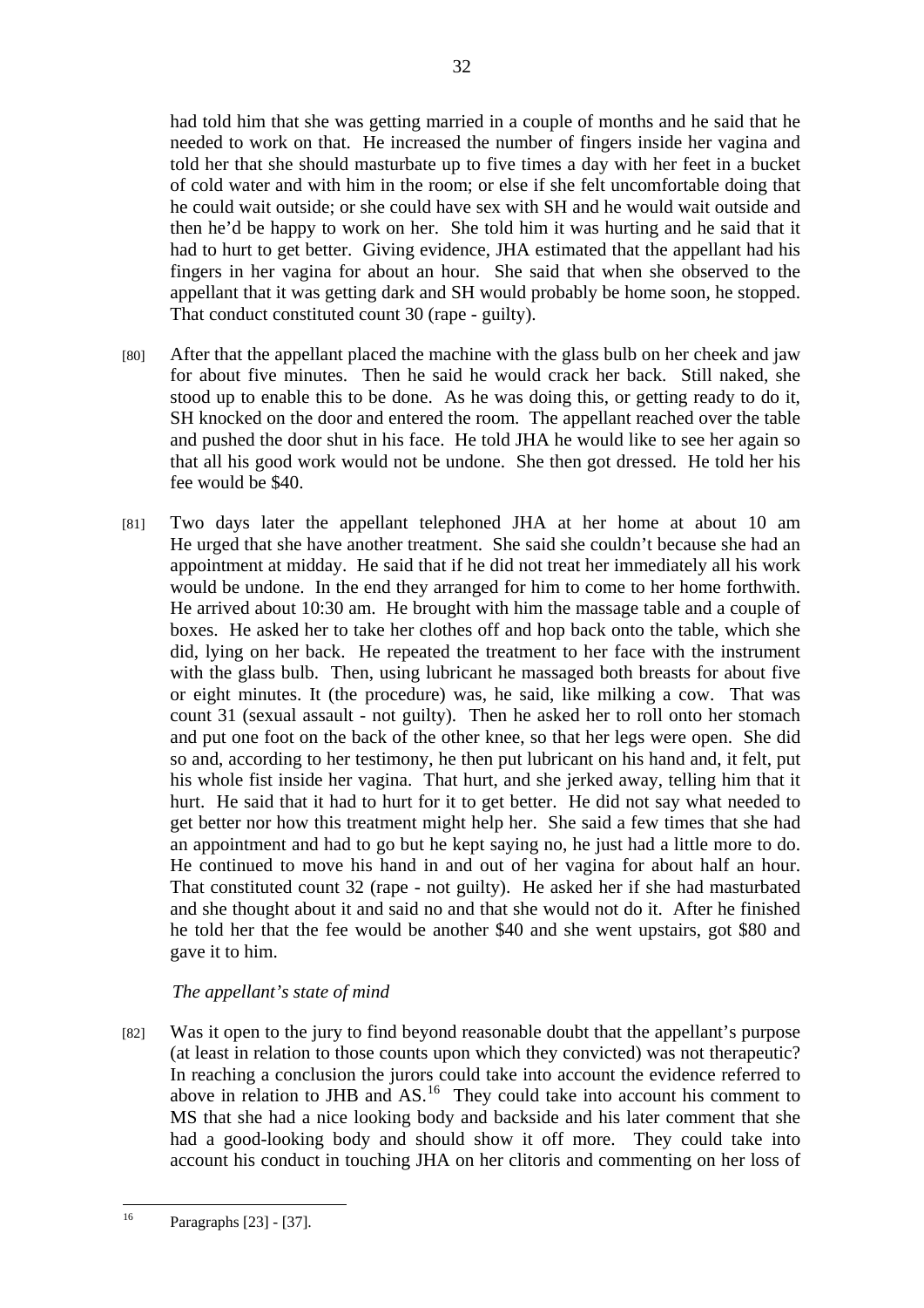had told him that she was getting married in a couple of months and he said that he needed to work on that. He increased the number of fingers inside her vagina and told her that she should masturbate up to five times a day with her feet in a bucket of cold water and with him in the room; or else if she felt uncomfortable doing that he could wait outside; or she could have sex with SH and he would wait outside and then he'd be happy to work on her. She told him it was hurting and he said that it had to hurt to get better. Giving evidence, JHA estimated that the appellant had his fingers in her vagina for about an hour. She said that when she observed to the appellant that it was getting dark and SH would probably be home soon, he stopped. That conduct constituted count 30 (rape - guilty).

[80] After that the appellant placed the machine with the glass bulb on her cheek and jaw for about five minutes. Then he said he would crack her back. Still naked, she stood up to enable this to be done. As he was doing this, or getting ready to do it, SH knocked on the door and entered the room. The appellant reached over the table and pushed the door shut in his face. He told JHA he would like to see her again so that all his good work would not be undone. She then got dressed. He told her his fee would be $40.

[81] Two days later the appellant telephoned JHA at her home at about 10 am He urged that she have another treatment. She said she couldn't because she had an appointment at midday. He said that if he did not treat her immediately all his work would be undone. In the end they arranged for him to come to her home forthwith. He arrived about 10:30 am. He brought with him the massage table and a couple of boxes. He asked her to take her clothes off and hop back onto the table, which she did, lying on her back. He repeated the treatment to her face with the instrument with the glass bulb. Then, using lubricant he massaged both breasts for about five or eight minutes. It (the procedure) was, he said, like milking a cow. That was count 31 (sexual assault - not guilty). Then he asked her to roll onto her stomach and put one foot on the back of the other knee, so that her legs were open. She did so and, according to her testimony, he then put lubricant on his hand and, it felt, put his whole fist inside her vagina. That hurt, and she jerked away, telling him that it hurt. He said that it had to hurt for it to get better. He did not say what needed to get better nor how this treatment might help her. She said a few times that she had an appointment and had to go but he kept saying no, he just had a little more to do. He continued to move his hand in and out of her vagina for about half an hour. That constituted count 32 (rape - not guilty). He asked her if she had masturbated and she thought about it and said no and that she would not do it. After he finished he told her that the fee would be another $40 and she went upstairs, got $80 and gave it to him.

*The appellant's state of mind*

[82] Was it open to the jury to find beyond reasonable doubt that the appellant's purpose (at least in relation to those counts upon which they convicted) was not therapeutic? In reaching a conclusion the jurors could take into account the evidence referred to above in relation to JHB and AS.[16] They could take into account his comment to MS that she had a nice looking body and backside and his later comment that she had a good-looking body and should show it off more. They could take into account his conduct in touching JHA on her clitoris and commenting on her loss of

[16] Paragraphs [23] - [37].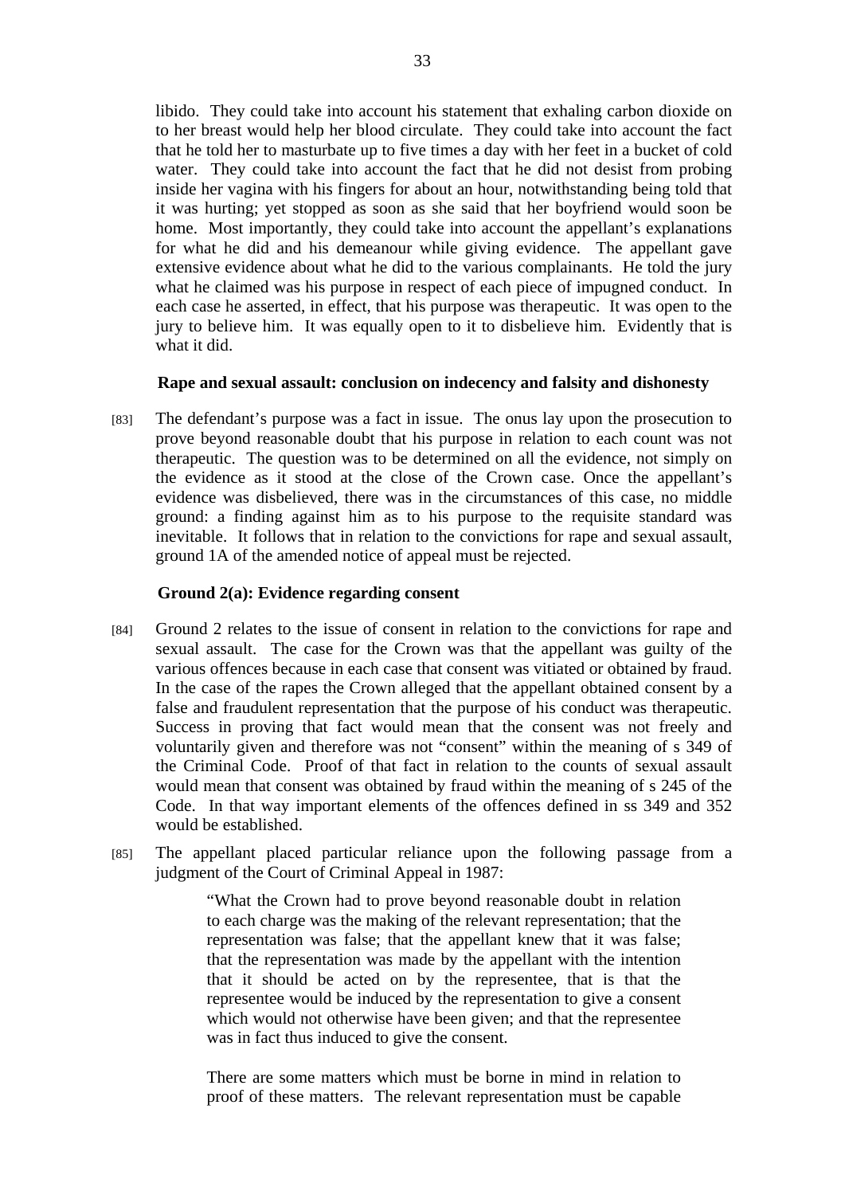libido. They could take into account his statement that exhaling carbon dioxide on to her breast would help her blood circulate. They could take into account the fact that he told her to masturbate up to five times a day with her feet in a bucket of cold water. They could take into account the fact that he did not desist from probing inside her vagina with his fingers for about an hour, notwithstanding being told that it was hurting; yet stopped as soon as she said that her boyfriend would soon be home. Most importantly, they could take into account the appellant's explanations for what he did and his demeanour while giving evidence. The appellant gave extensive evidence about what he did to the various complainants. He told the jury what he claimed was his purpose in respect of each piece of impugned conduct. In each case he asserted, in effect, that his purpose was therapeutic. It was open to the jury to believe him. It was equally open to it to disbelieve him. Evidently that is what it did.

**Rape and sexual assault: conclusion on indecency and falsity and dishonesty**

[83] The defendant's purpose was a fact in issue. The onus lay upon the prosecution to prove beyond reasonable doubt that his purpose in relation to each count was not therapeutic. The question was to be determined on all the evidence, not simply on the evidence as it stood at the close of the Crown case. Once the appellant's evidence was disbelieved, there was in the circumstances of this case, no middle ground: a finding against him as to his purpose to the requisite standard was inevitable. It follows that in relation to the convictions for rape and sexual assault, ground 1A of the amended notice of appeal must be rejected.

**Ground 2(a): Evidence regarding consent**

[84] Ground 2 relates to the issue of consent in relation to the convictions for rape and sexual assault. The case for the Crown was that the appellant was guilty of the various offences because in each case that consent was vitiated or obtained by fraud. In the case of the rapes the Crown alleged that the appellant obtained consent by a false and fraudulent representation that the purpose of his conduct was therapeutic. Success in proving that fact would mean that the consent was not freely and voluntarily given and therefore was not "consent" within the meaning of s 349 of the Criminal Code. Proof of that fact in relation to the counts of sexual assault would mean that consent was obtained by fraud within the meaning of s 245 of the Code. In that way important elements of the offences defined in ss 349 and 352 would be established.

[85] The appellant placed particular reliance upon the following passage from a judgment of the Court of Criminal Appeal in 1987:

> "What the Crown had to prove beyond reasonable doubt in relation to each charge was the making of the relevant representation; that the representation was false; that the appellant knew that it was false; that the representation was made by the appellant with the intention that it should be acted on by the representee, that is that the representee would be induced by the representation to give a consent which would not otherwise have been given; and that the representee was in fact thus induced to give the consent.
>
> There are some matters which must be borne in mind in relation to proof of these matters. The relevant representation must be capable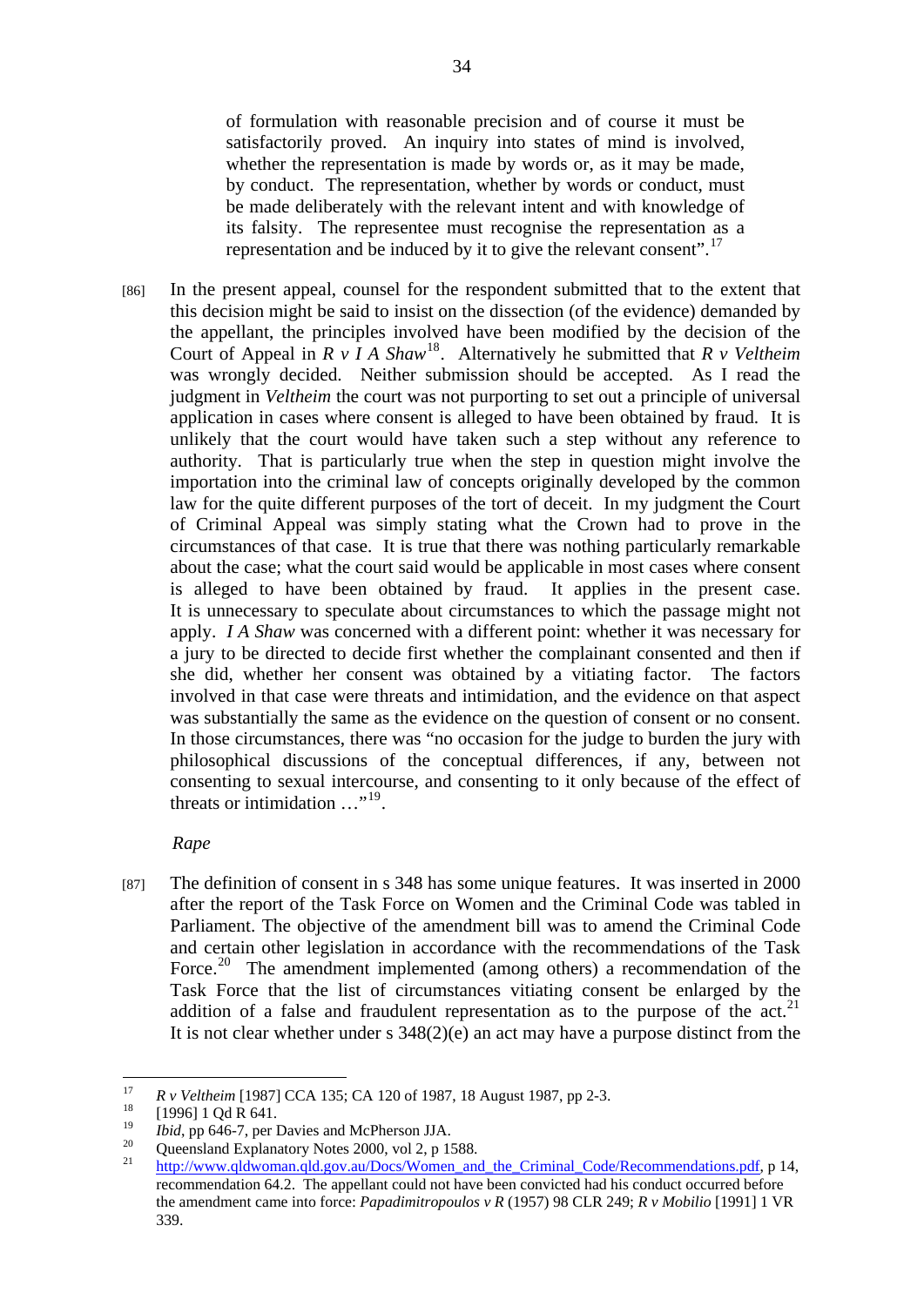of formulation with reasonable precision and of course it must be satisfactorily proved. An inquiry into states of mind is involved, whether the representation is made by words or, as it may be made, by conduct. The representation, whether by words or conduct, must be made deliberately with the relevant intent and with knowledge of its falsity. The representee must recognise the representation as a representation and be induced by it to give the relevant consent".[17]

[86] In the present appeal, counsel for the respondent submitted that to the extent that this decision might be said to insist on the dissection (of the evidence) demanded by the appellant, the principles involved have been modified by the decision of the Court of Appeal in *R v I A Shaw*[18]. Alternatively he submitted that *R v Veltheim* was wrongly decided. Neither submission should be accepted. As I read the judgment in *Veltheim* the court was not purporting to set out a principle of universal application in cases where consent is alleged to have been obtained by fraud. It is unlikely that the court would have taken such a step without any reference to authority. That is particularly true when the step in question might involve the importation into the criminal law of concepts originally developed by the common law for the quite different purposes of the tort of deceit. In my judgment the Court of Criminal Appeal was simply stating what the Crown had to prove in the circumstances of that case. It is true that there was nothing particularly remarkable about the case; what the court said would be applicable in most cases where consent is alleged to have been obtained by fraud. It applies in the present case. It is unnecessary to speculate about circumstances to which the passage might not apply. *I A Shaw* was concerned with a different point: whether it was necessary for a jury to be directed to decide first whether the complainant consented and then if she did, whether her consent was obtained by a vitiating factor. The factors involved in that case were threats and intimidation, and the evidence on that aspect was substantially the same as the evidence on the question of consent or no consent. In those circumstances, there was "no occasion for the judge to burden the jury with philosophical discussions of the conceptual differences, if any, between not consenting to sexual intercourse, and consenting to it only because of the effect of threats or intimidation …"[19].

*Rape*

[87] The definition of consent in s 348 has some unique features. It was inserted in 2000 after the report of the Task Force on Women and the Criminal Code was tabled in Parliament. The objective of the amendment bill was to amend the Criminal Code and certain other legislation in accordance with the recommendations of the Task Force.[20] The amendment implemented (among others) a recommendation of the Task Force that the list of circumstances vitiating consent be enlarged by the addition of a false and fraudulent representation as to the purpose of the act.[21] It is not clear whether under s 348(2)(e) an act may have a purpose distinct from the

---

[17] *R v Veltheim* [1987] CCA 135; CA 120 of 1987, 18 August 1987, pp 2-3.

[18] [1996] 1 Qd R 641.

[19] *Ibid*, pp 646-7, per Davies and McPherson JJA.

[20] Queensland Explanatory Notes 2000, vol 2, p 1588.

[21] http://www.qldwoman.qld.gov.au/Docs/Women_and_the_Criminal_Code/Recommendations.pdf, p 14, recommendation 64.2. The appellant could not have been convicted had his conduct occurred before the amendment came into force: *Papadimitropoulos v R* (1957) 98 CLR 249; *R v Mobilio* [1991] 1 VR 339.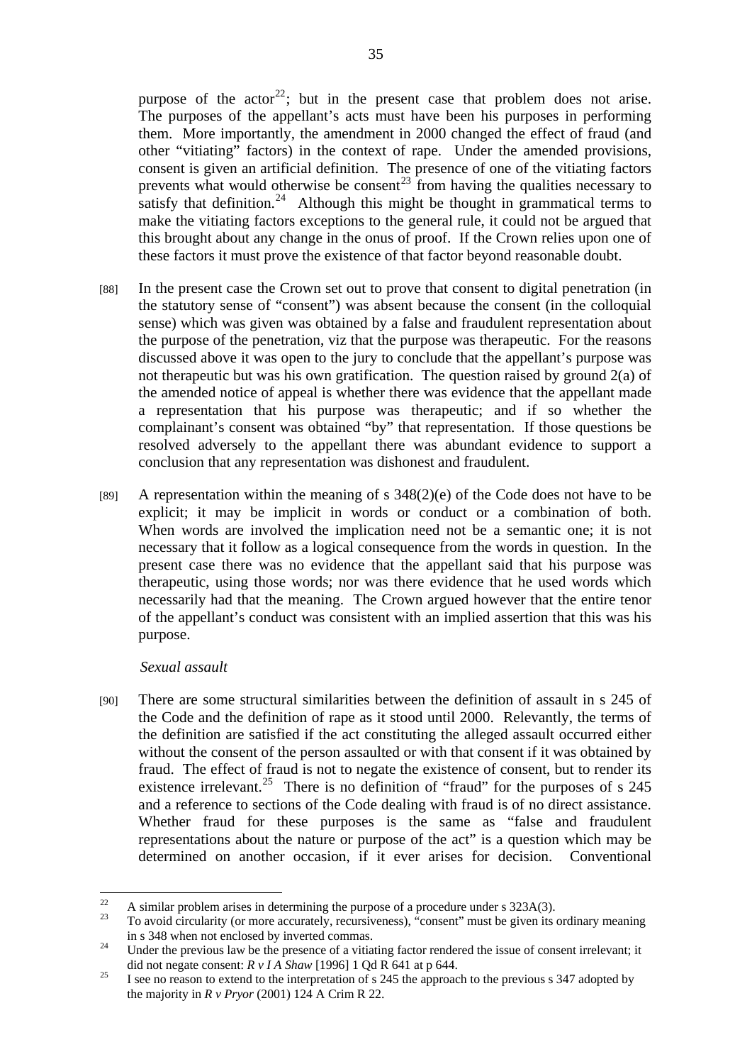purpose of the actor[22]; but in the present case that problem does not arise. The purposes of the appellant's acts must have been his purposes in performing them. More importantly, the amendment in 2000 changed the effect of fraud (and other "vitiating" factors) in the context of rape. Under the amended provisions, consent is given an artificial definition. The presence of one of the vitiating factors prevents what would otherwise be consent[23] from having the qualities necessary to satisfy that definition.[24] Although this might be thought in grammatical terms to make the vitiating factors exceptions to the general rule, it could not be argued that this brought about any change in the onus of proof. If the Crown relies upon one of these factors it must prove the existence of that factor beyond reasonable doubt.

[88] In the present case the Crown set out to prove that consent to digital penetration (in the statutory sense of "consent") was absent because the consent (in the colloquial sense) which was given was obtained by a false and fraudulent representation about the purpose of the penetration, viz that the purpose was therapeutic. For the reasons discussed above it was open to the jury to conclude that the appellant's purpose was not therapeutic but was his own gratification. The question raised by ground 2(a) of the amended notice of appeal is whether there was evidence that the appellant made a representation that his purpose was therapeutic; and if so whether the complainant's consent was obtained "by" that representation. If those questions be resolved adversely to the appellant there was abundant evidence to support a conclusion that any representation was dishonest and fraudulent.

[89] A representation within the meaning of s 348(2)(e) of the Code does not have to be explicit; it may be implicit in words or conduct or a combination of both. When words are involved the implication need not be a semantic one; it is not necessary that it follow as a logical consequence from the words in question. In the present case there was no evidence that the appellant said that his purpose was therapeutic, using those words; nor was there evidence that he used words which necessarily had that the meaning. The Crown argued however that the entire tenor of the appellant's conduct was consistent with an implied assertion that this was his purpose.

*Sexual assault*

[90] There are some structural similarities between the definition of assault in s 245 of the Code and the definition of rape as it stood until 2000. Relevantly, the terms of the definition are satisfied if the act constituting the alleged assault occurred either without the consent of the person assaulted or with that consent if it was obtained by fraud. The effect of fraud is not to negate the existence of consent, but to render its existence irrelevant.[25] There is no definition of "fraud" for the purposes of s 245 and a reference to sections of the Code dealing with fraud is of no direct assistance. Whether fraud for these purposes is the same as "false and fraudulent representations about the nature or purpose of the act" is a question which may be determined on another occasion, if it ever arises for decision. Conventional

---

[22] A similar problem arises in determining the purpose of a procedure under s 323A(3).

[23] To avoid circularity (or more accurately, recursiveness), "consent" must be given its ordinary meaning in s 348 when not enclosed by inverted commas.

[24] Under the previous law be the presence of a vitiating factor rendered the issue of consent irrelevant; it did not negate consent: *R v I A Shaw* [1996] 1 Qd R 641 at p 644.

[25] I see no reason to extend to the interpretation of s 245 the approach to the previous s 347 adopted by the majority in *R v Pryor* (2001) 124 A Crim R 22.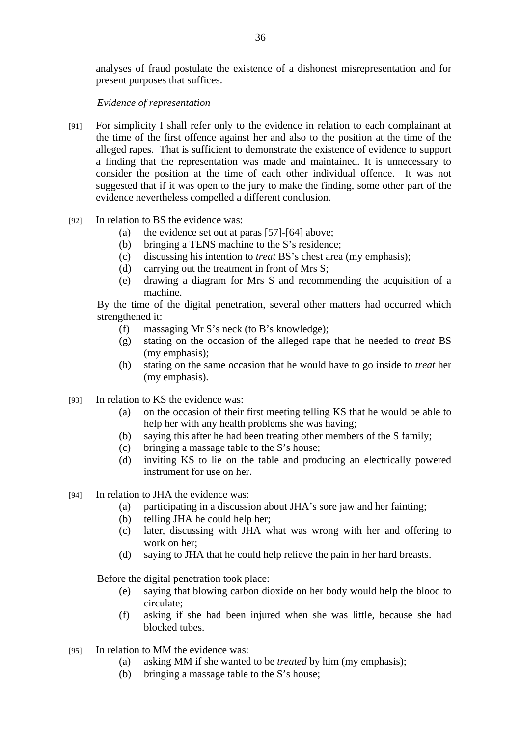analyses of fraud postulate the existence of a dishonest misrepresentation and for present purposes that suffices.

*Evidence of representation*

[91] For simplicity I shall refer only to the evidence in relation to each complainant at the time of the first offence against her and also to the position at the time of the alleged rapes. That is sufficient to demonstrate the existence of evidence to support a finding that the representation was made and maintained. It is unnecessary to consider the position at the time of each other individual offence. It was not suggested that if it was open to the jury to make the finding, some other part of the evidence nevertheless compelled a different conclusion.

[92] In relation to BS the evidence was:

(a) the evidence set out at paras [57]-[64] above;
(b) bringing a TENS machine to the S's residence;
(c) discussing his intention to *treat* BS's chest area (my emphasis);
(d) carrying out the treatment in front of Mrs S;
(e) drawing a diagram for Mrs S and recommending the acquisition of a machine.

By the time of the digital penetration, several other matters had occurred which strengthened it:

(f) massaging Mr S's neck (to B's knowledge);
(g) stating on the occasion of the alleged rape that he needed to *treat* BS (my emphasis);
(h) stating on the same occasion that he would have to go inside to *treat* her (my emphasis).

[93] In relation to KS the evidence was:

(a) on the occasion of their first meeting telling KS that he would be able to help her with any health problems she was having;
(b) saying this after he had been treating other members of the S family;
(c) bringing a massage table to the S's house;
(d) inviting KS to lie on the table and producing an electrically powered instrument for use on her.

[94] In relation to JHA the evidence was:

(a) participating in a discussion about JHA's sore jaw and her fainting;
(b) telling JHA he could help her;
(c) later, discussing with JHA what was wrong with her and offering to work on her;
(d) saying to JHA that he could help relieve the pain in her hard breasts.

Before the digital penetration took place:

(e) saying that blowing carbon dioxide on her body would help the blood to circulate;
(f) asking if she had been injured when she was little, because she had blocked tubes.

[95] In relation to MM the evidence was:

(a) asking MM if she wanted to be *treated* by him (my emphasis);
(b) bringing a massage table to the S's house;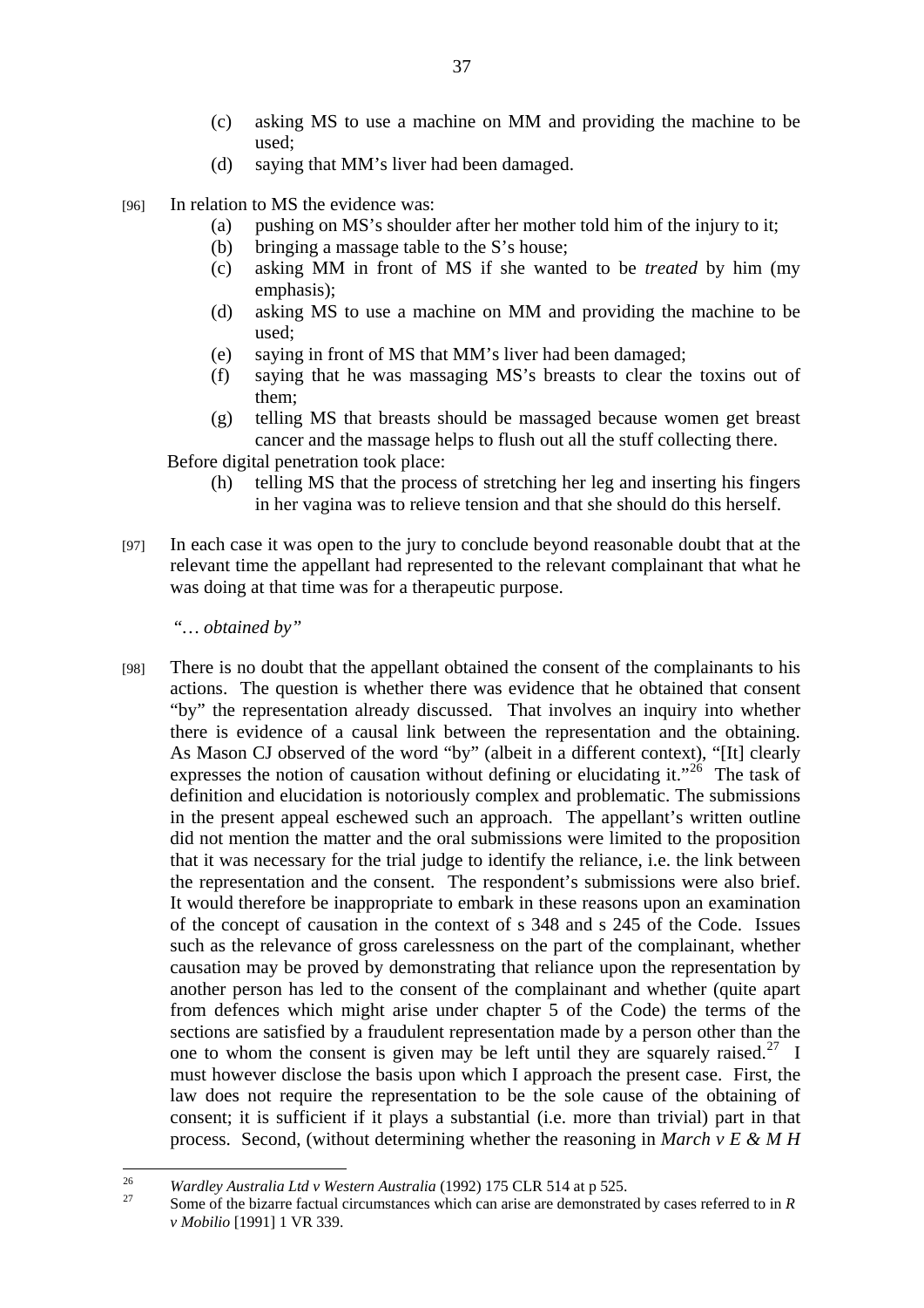(c) asking MS to use a machine on MM and providing the machine to be used;

(d) saying that MM's liver had been damaged.

[96] In relation to MS the evidence was:

(a) pushing on MS's shoulder after her mother told him of the injury to it;

(b) bringing a massage table to the S's house;

(c) asking MM in front of MS if she wanted to be *treated* by him (my emphasis);

(d) asking MS to use a machine on MM and providing the machine to be used;

(e) saying in front of MS that MM's liver had been damaged;

(f) saying that he was massaging MS's breasts to clear the toxins out of them;

(g) telling MS that breasts should be massaged because women get breast cancer and the massage helps to flush out all the stuff collecting there.

Before digital penetration took place:

(h) telling MS that the process of stretching her leg and inserting his fingers in her vagina was to relieve tension and that she should do this herself.

[97] In each case it was open to the jury to conclude beyond reasonable doubt that at the relevant time the appellant had represented to the relevant complainant that what he was doing at that time was for a therapeutic purpose.

*"… obtained by"*

[98] There is no doubt that the appellant obtained the consent of the complainants to his actions. The question is whether there was evidence that he obtained that consent "by" the representation already discussed. That involves an inquiry into whether there is evidence of a causal link between the representation and the obtaining. As Mason CJ observed of the word "by" (albeit in a different context), "[It] clearly expresses the notion of causation without defining or elucidating it."[26] The task of definition and elucidation is notoriously complex and problematic. The submissions in the present appeal eschewed such an approach. The appellant's written outline did not mention the matter and the oral submissions were limited to the proposition that it was necessary for the trial judge to identify the reliance, i.e. the link between the representation and the consent. The respondent's submissions were also brief. It would therefore be inappropriate to embark in these reasons upon an examination of the concept of causation in the context of s 348 and s 245 of the Code. Issues such as the relevance of gross carelessness on the part of the complainant, whether causation may be proved by demonstrating that reliance upon the representation by another person has led to the consent of the complainant and whether (quite apart from defences which might arise under chapter 5 of the Code) the terms of the sections are satisfied by a fraudulent representation made by a person other than the one to whom the consent is given may be left until they are squarely raised.[27] I must however disclose the basis upon which I approach the present case. First, the law does not require the representation to be the sole cause of the obtaining of consent; it is sufficient if it plays a substantial (i.e. more than trivial) part in that process. Second, (without determining whether the reasoning in *March v E & M H*

---

[26] *Wardley Australia Ltd v Western Australia* (1992) 175 CLR 514 at p 525.

[27] Some of the bizarre factual circumstances which can arise are demonstrated by cases referred to in *R v Mobilio* [1991] 1 VR 339.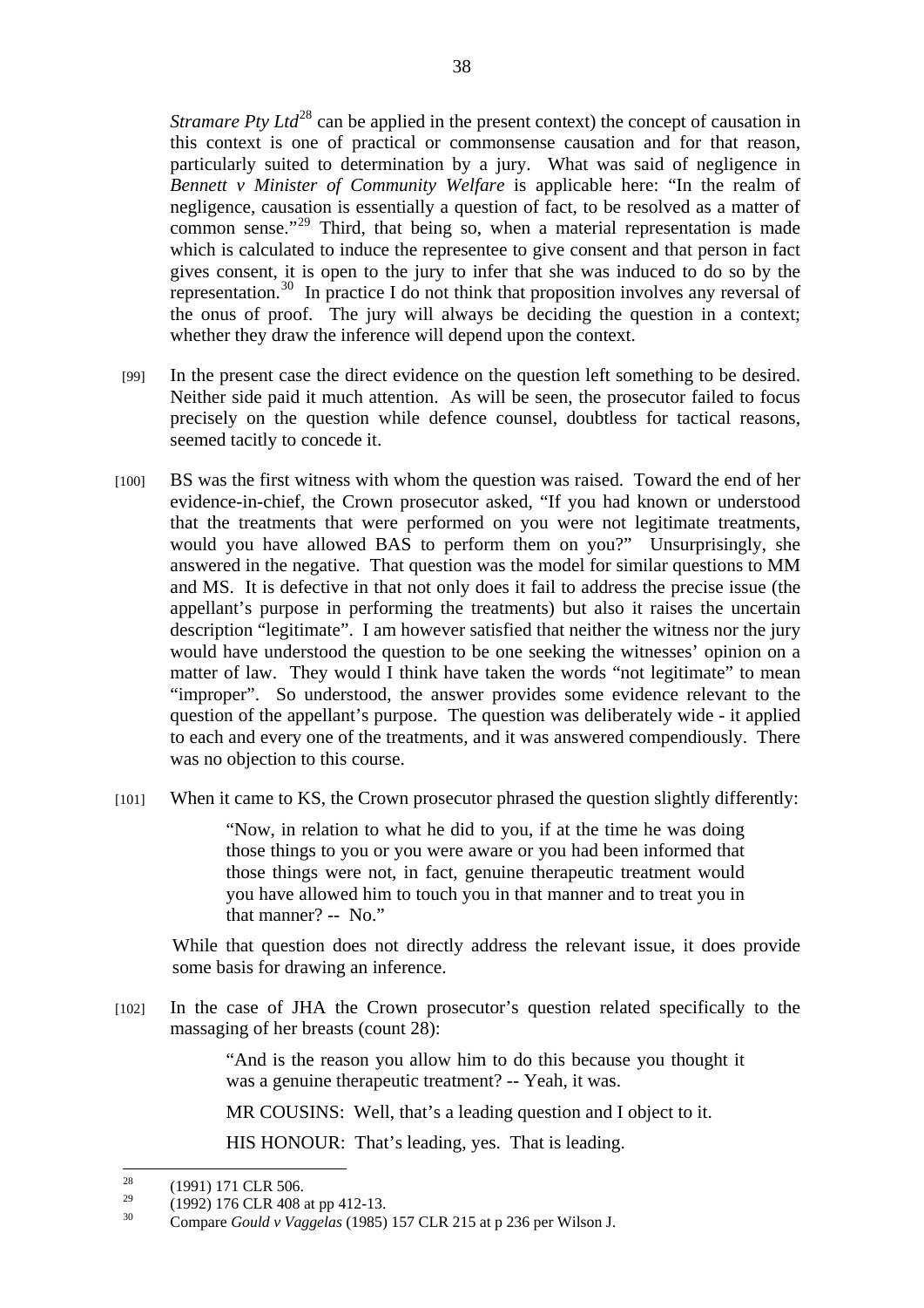*Stramare Pty Ltd*[28] can be applied in the present context) the concept of causation in this context is one of practical or commonsense causation and for that reason, particularly suited to determination by a jury. What was said of negligence in *Bennett v Minister of Community Welfare* is applicable here: "In the realm of negligence, causation is essentially a question of fact, to be resolved as a matter of common sense."[29] Third, that being so, when a material representation is made which is calculated to induce the representee to give consent and that person in fact gives consent, it is open to the jury to infer that she was induced to do so by the representation.[30] In practice I do not think that proposition involves any reversal of the onus of proof. The jury will always be deciding the question in a context; whether they draw the inference will depend upon the context.

[99] In the present case the direct evidence on the question left something to be desired. Neither side paid it much attention. As will be seen, the prosecutor failed to focus precisely on the question while defence counsel, doubtless for tactical reasons, seemed tacitly to concede it.

[100] BS was the first witness with whom the question was raised. Toward the end of her evidence-in-chief, the Crown prosecutor asked, "If you had known or understood that the treatments that were performed on you were not legitimate treatments, would you have allowed BAS to perform them on you?" Unsurprisingly, she answered in the negative. That question was the model for similar questions to MM and MS. It is defective in that not only does it fail to address the precise issue (the appellant's purpose in performing the treatments) but also it raises the uncertain description "legitimate". I am however satisfied that neither the witness nor the jury would have understood the question to be one seeking the witnesses' opinion on a matter of law. They would I think have taken the words "not legitimate" to mean "improper". So understood, the answer provides some evidence relevant to the question of the appellant's purpose. The question was deliberately wide - it applied to each and every one of the treatments, and it was answered compendiously. There was no objection to this course.

[101] When it came to KS, the Crown prosecutor phrased the question slightly differently:

> "Now, in relation to what he did to you, if at the time he was doing those things to you or you were aware or you had been informed that those things were not, in fact, genuine therapeutic treatment would you have allowed him to touch you in that manner and to treat you in that manner? -- No."

While that question does not directly address the relevant issue, it does provide some basis for drawing an inference.

[102] In the case of JHA the Crown prosecutor's question related specifically to the massaging of her breasts (count 28):

> "And is the reason you allow him to do this because you thought it was a genuine therapeutic treatment? -- Yeah, it was.
>
> MR COUSINS: Well, that's a leading question and I object to it.
>
> HIS HONOUR: That's leading, yes. That is leading.

---

[28] (1991) 171 CLR 506.

[29] (1992) 176 CLR 408 at pp 412-13.

[30] Compare *Gould v Vaggelas* (1985) 157 CLR 215 at p 236 per Wilson J.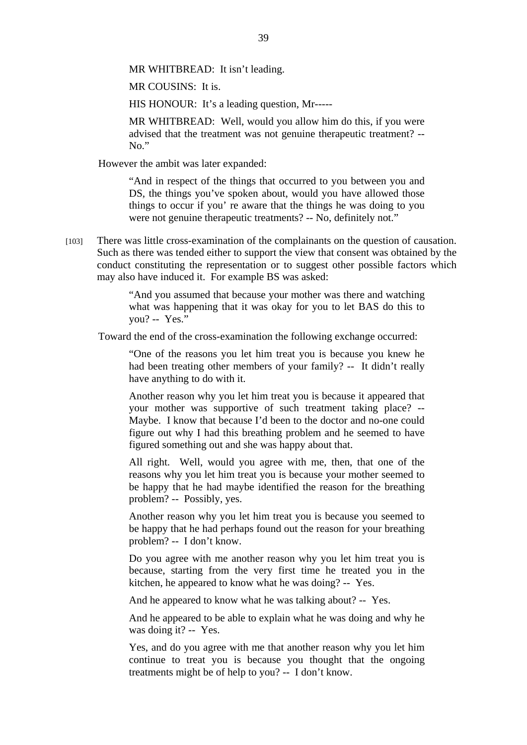> MR WHITBREAD: It isn't leading.
>
> MR COUSINS: It is.
>
> HIS HONOUR: It's a leading question, Mr-----
>
> MR WHITBREAD: Well, would you allow him do this, if you were advised that the treatment was not genuine therapeutic treatment? -- No."

However the ambit was later expanded:

> "And in respect of the things that occurred to you between you and DS, the things you've spoken about, would you have allowed those things to occur if you' re aware that the things he was doing to you were not genuine therapeutic treatments? -- No, definitely not."

[103] There was little cross-examination of the complainants on the question of causation. Such as there was tended either to support the view that consent was obtained by the conduct constituting the representation or to suggest other possible factors which may also have induced it. For example BS was asked:

> "And you assumed that because your mother was there and watching what was happening that it was okay for you to let BAS do this to you? -- Yes."

Toward the end of the cross-examination the following exchange occurred:

> "One of the reasons you let him treat you is because you knew he had been treating other members of your family? -- It didn't really have anything to do with it.
>
> Another reason why you let him treat you is because it appeared that your mother was supportive of such treatment taking place? -- Maybe. I know that because I'd been to the doctor and no-one could figure out why I had this breathing problem and he seemed to have figured something out and she was happy about that.
>
> All right. Well, would you agree with me, then, that one of the reasons why you let him treat you is because your mother seemed to be happy that he had maybe identified the reason for the breathing problem? -- Possibly, yes.
>
> Another reason why you let him treat you is because you seemed to be happy that he had perhaps found out the reason for your breathing problem? -- I don't know.
>
> Do you agree with me another reason why you let him treat you is because, starting from the very first time he treated you in the kitchen, he appeared to know what he was doing? -- Yes.
>
> And he appeared to know what he was talking about? -- Yes.
>
> And he appeared to be able to explain what he was doing and why he was doing it? -- Yes.
>
> Yes, and do you agree with me that another reason why you let him continue to treat you is because you thought that the ongoing treatments might be of help to you? -- I don't know.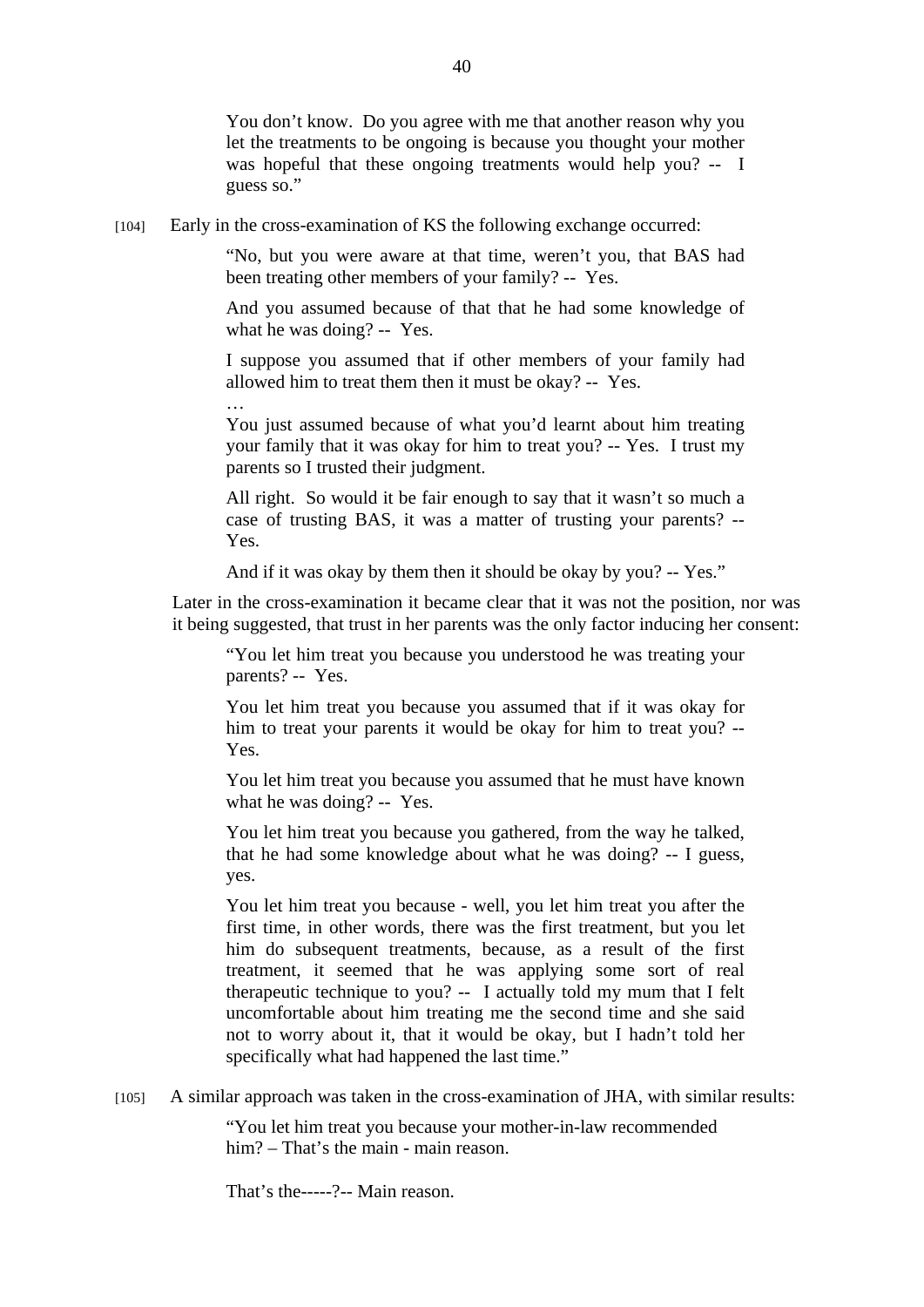> You don’t know. Do you agree with me that another reason why you let the treatments to be ongoing is because you thought your mother was hopeful that these ongoing treatments would help you? -- I guess so.”

[104] Early in the cross-examination of KS the following exchange occurred:

> “No, but you were aware at that time, weren’t you, that BAS had been treating other members of your family? -- Yes.
>
> And you assumed because of that that he had some knowledge of what he was doing? -- Yes.
>
> I suppose you assumed that if other members of your family had allowed him to treat them then it must be okay? -- Yes.
>
> …
>
> You just assumed because of what you’d learnt about him treating your family that it was okay for him to treat you? -- Yes. I trust my parents so I trusted their judgment.
>
> All right. So would it be fair enough to say that it wasn’t so much a case of trusting BAS, it was a matter of trusting your parents? -- Yes.
>
> And if it was okay by them then it should be okay by you? -- Yes.”

Later in the cross-examination it became clear that it was not the position, nor was it being suggested, that trust in her parents was the only factor inducing her consent:

> “You let him treat you because you understood he was treating your parents? -- Yes.
>
> You let him treat you because you assumed that if it was okay for him to treat your parents it would be okay for him to treat you? -- Yes.
>
> You let him treat you because you assumed that he must have known what he was doing? -- Yes.
>
> You let him treat you because you gathered, from the way he talked, that he had some knowledge about what he was doing? -- I guess, yes.
>
> You let him treat you because - well, you let him treat you after the first time, in other words, there was the first treatment, but you let him do subsequent treatments, because, as a result of the first treatment, it seemed that he was applying some sort of real therapeutic technique to you? -- I actually told my mum that I felt uncomfortable about him treating me the second time and she said not to worry about it, that it would be okay, but I hadn’t told her specifically what had happened the last time.”

[105] A similar approach was taken in the cross-examination of JHA, with similar results:

> “You let him treat you because your mother-in-law recommended him? – That’s the main - main reason.
>
> That’s the-----?-- Main reason.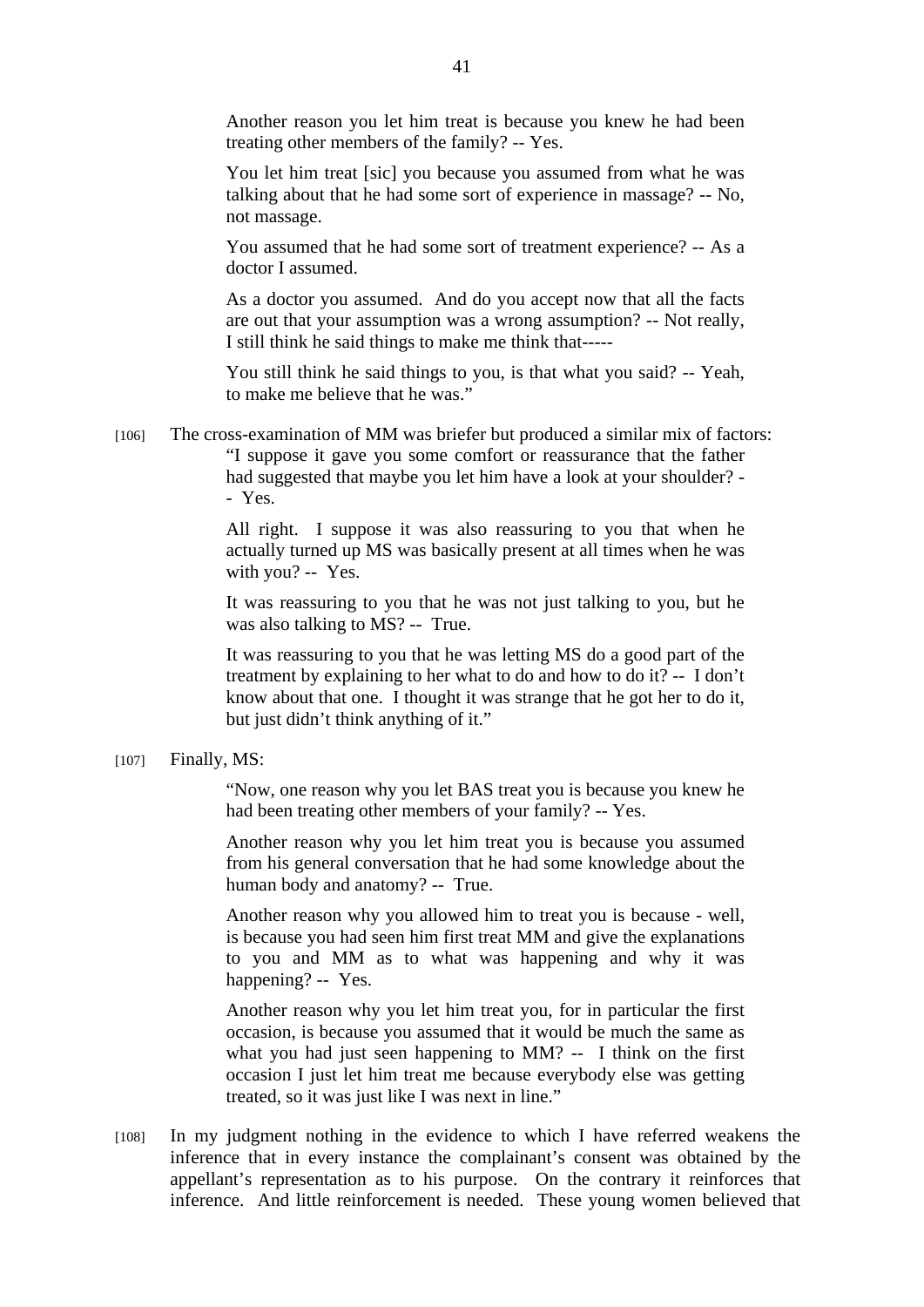> Another reason you let him treat is because you knew he had been treating other members of the family? -- Yes.
>
> You let him treat [sic] you because you assumed from what he was talking about that he had some sort of experience in massage? -- No, not massage.
>
> You assumed that he had some sort of treatment experience? -- As a doctor I assumed.
>
> As a doctor you assumed. And do you accept now that all the facts are out that your assumption was a wrong assumption? -- Not really, I still think he said things to make me think that-----
>
> You still think he said things to you, is that what you said? -- Yeah, to make me believe that he was."

[106] The cross-examination of MM was briefer but produced a similar mix of factors:

> "I suppose it gave you some comfort or reassurance that the father had suggested that maybe you let him have a look at your shoulder? -- Yes.
>
> All right. I suppose it was also reassuring to you that when he actually turned up MS was basically present at all times when he was with you? -- Yes.
>
> It was reassuring to you that he was not just talking to you, but he was also talking to MS? -- True.
>
> It was reassuring to you that he was letting MS do a good part of the treatment by explaining to her what to do and how to do it? -- I don't know about that one. I thought it was strange that he got her to do it, but just didn't think anything of it."

[107] Finally, MS:

> "Now, one reason why you let BAS treat you is because you knew he had been treating other members of your family? -- Yes.
>
> Another reason why you let him treat you is because you assumed from his general conversation that he had some knowledge about the human body and anatomy? -- True.
>
> Another reason why you allowed him to treat you is because - well, is because you had seen him first treat MM and give the explanations to you and MM as to what was happening and why it was happening? -- Yes.
>
> Another reason why you let him treat you, for in particular the first occasion, is because you assumed that it would be much the same as what you had just seen happening to MM? -- I think on the first occasion I just let him treat me because everybody else was getting treated, so it was just like I was next in line."

[108] In my judgment nothing in the evidence to which I have referred weakens the inference that in every instance the complainant's consent was obtained by the appellant's representation as to his purpose. On the contrary it reinforces that inference. And little reinforcement is needed. These young women believed that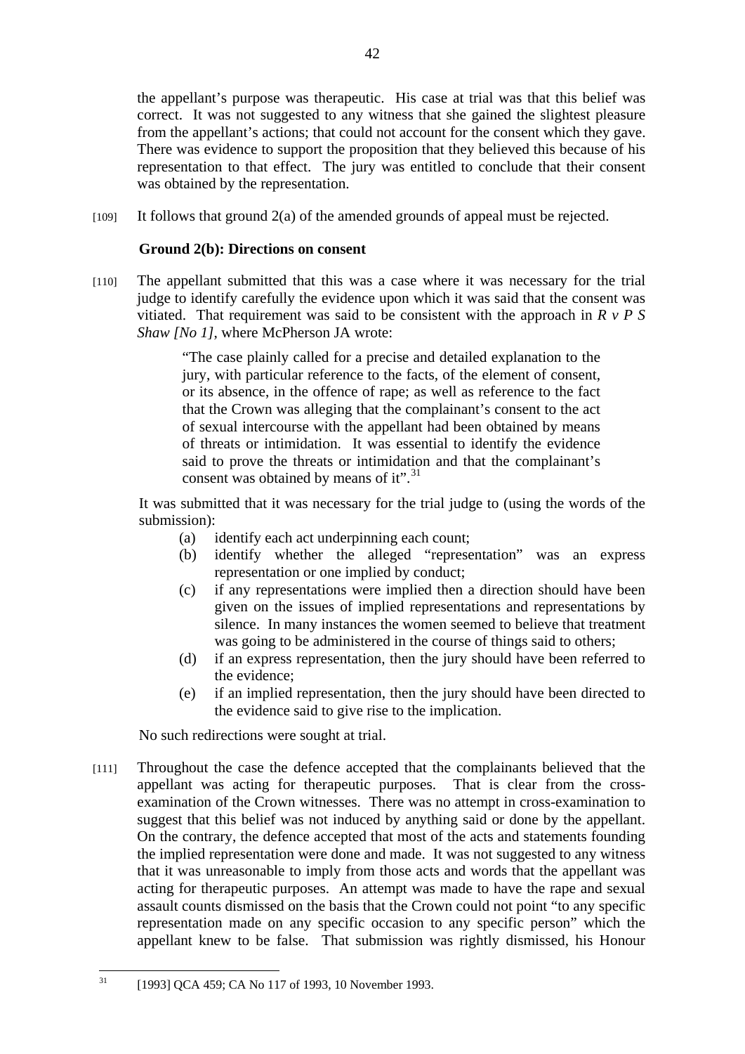the appellant's purpose was therapeutic. His case at trial was that this belief was correct. It was not suggested to any witness that she gained the slightest pleasure from the appellant's actions; that could not account for the consent which they gave. There was evidence to support the proposition that they believed this because of his representation to that effect. The jury was entitled to conclude that their consent was obtained by the representation.

[109] It follows that ground 2(a) of the amended grounds of appeal must be rejected.

**Ground 2(b): Directions on consent**

[110] The appellant submitted that this was a case where it was necessary for the trial judge to identify carefully the evidence upon which it was said that the consent was vitiated. That requirement was said to be consistent with the approach in *R v P S Shaw [No 1]*, where McPherson JA wrote:

> "The case plainly called for a precise and detailed explanation to the jury, with particular reference to the facts, of the element of consent, or its absence, in the offence of rape; as well as reference to the fact that the Crown was alleging that the complainant's consent to the act of sexual intercourse with the appellant had been obtained by means of threats or intimidation. It was essential to identify the evidence said to prove the threats or intimidation and that the complainant's consent was obtained by means of it".[31]

It was submitted that it was necessary for the trial judge to (using the words of the submission):

(a) identify each act underpinning each count;
(b) identify whether the alleged "representation" was an express representation or one implied by conduct;
(c) if any representations were implied then a direction should have been given on the issues of implied representations and representations by silence. In many instances the women seemed to believe that treatment was going to be administered in the course of things said to others;
(d) if an express representation, then the jury should have been referred to the evidence;
(e) if an implied representation, then the jury should have been directed to the evidence said to give rise to the implication.

No such redirections were sought at trial.

[111] Throughout the case the defence accepted that the complainants believed that the appellant was acting for therapeutic purposes. That is clear from the cross-examination of the Crown witnesses. There was no attempt in cross-examination to suggest that this belief was not induced by anything said or done by the appellant. On the contrary, the defence accepted that most of the acts and statements founding the implied representation were done and made. It was not suggested to any witness that it was unreasonable to imply from those acts and words that the appellant was acting for therapeutic purposes. An attempt was made to have the rape and sexual assault counts dismissed on the basis that the Crown could not point "to any specific representation made on any specific occasion to any specific person" which the appellant knew to be false. That submission was rightly dismissed, his Honour

---

[31] [1993] QCA 459; CA No 117 of 1993, 10 November 1993.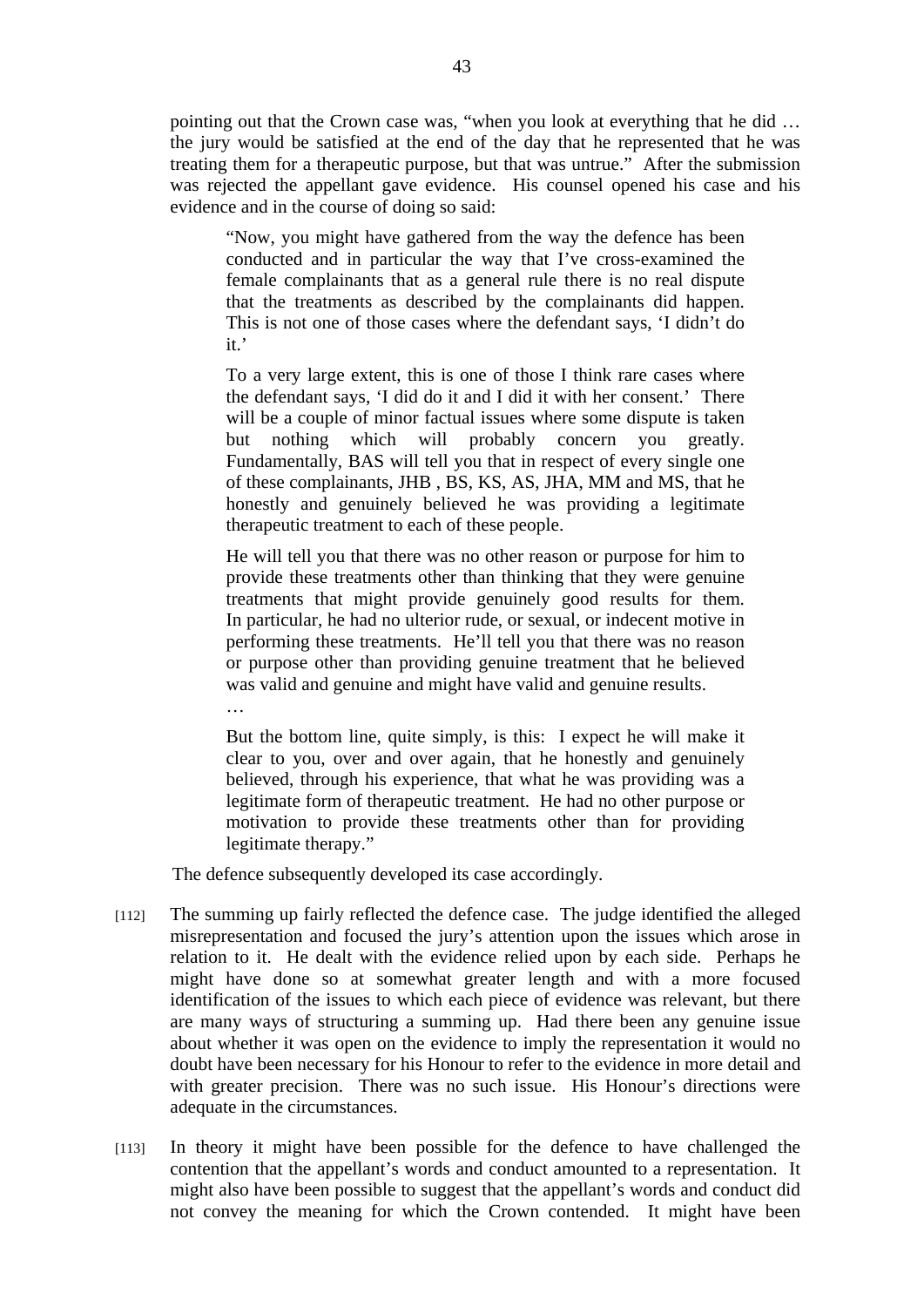pointing out that the Crown case was, "when you look at everything that he did … the jury would be satisfied at the end of the day that he represented that he was treating them for a therapeutic purpose, but that was untrue." After the submission was rejected the appellant gave evidence. His counsel opened his case and his evidence and in the course of doing so said:

> "Now, you might have gathered from the way the defence has been conducted and in particular the way that I've cross-examined the female complainants that as a general rule there is no real dispute that the treatments as described by the complainants did happen. This is not one of those cases where the defendant says, 'I didn't do it.'
>
> To a very large extent, this is one of those I think rare cases where the defendant says, 'I did do it and I did it with her consent.' There will be a couple of minor factual issues where some dispute is taken but nothing which will probably concern you greatly. Fundamentally, BAS will tell you that in respect of every single one of these complainants, JHB , BS, KS, AS, JHA, MM and MS, that he honestly and genuinely believed he was providing a legitimate therapeutic treatment to each of these people.
>
> He will tell you that there was no other reason or purpose for him to provide these treatments other than thinking that they were genuine treatments that might provide genuinely good results for them. In particular, he had no ulterior rude, or sexual, or indecent motive in performing these treatments. He'll tell you that there was no reason or purpose other than providing genuine treatment that he believed was valid and genuine and might have valid and genuine results.
>
> …
>
> But the bottom line, quite simply, is this: I expect he will make it clear to you, over and over again, that he honestly and genuinely believed, through his experience, that what he was providing was a legitimate form of therapeutic treatment. He had no other purpose or motivation to provide these treatments other than for providing legitimate therapy."

The defence subsequently developed its case accordingly.

[112] The summing up fairly reflected the defence case. The judge identified the alleged misrepresentation and focused the jury's attention upon the issues which arose in relation to it. He dealt with the evidence relied upon by each side. Perhaps he might have done so at somewhat greater length and with a more focused identification of the issues to which each piece of evidence was relevant, but there are many ways of structuring a summing up. Had there been any genuine issue about whether it was open on the evidence to imply the representation it would no doubt have been necessary for his Honour to refer to the evidence in more detail and with greater precision. There was no such issue. His Honour's directions were adequate in the circumstances.

[113] In theory it might have been possible for the defence to have challenged the contention that the appellant's words and conduct amounted to a representation. It might also have been possible to suggest that the appellant's words and conduct did not convey the meaning for which the Crown contended. It might have been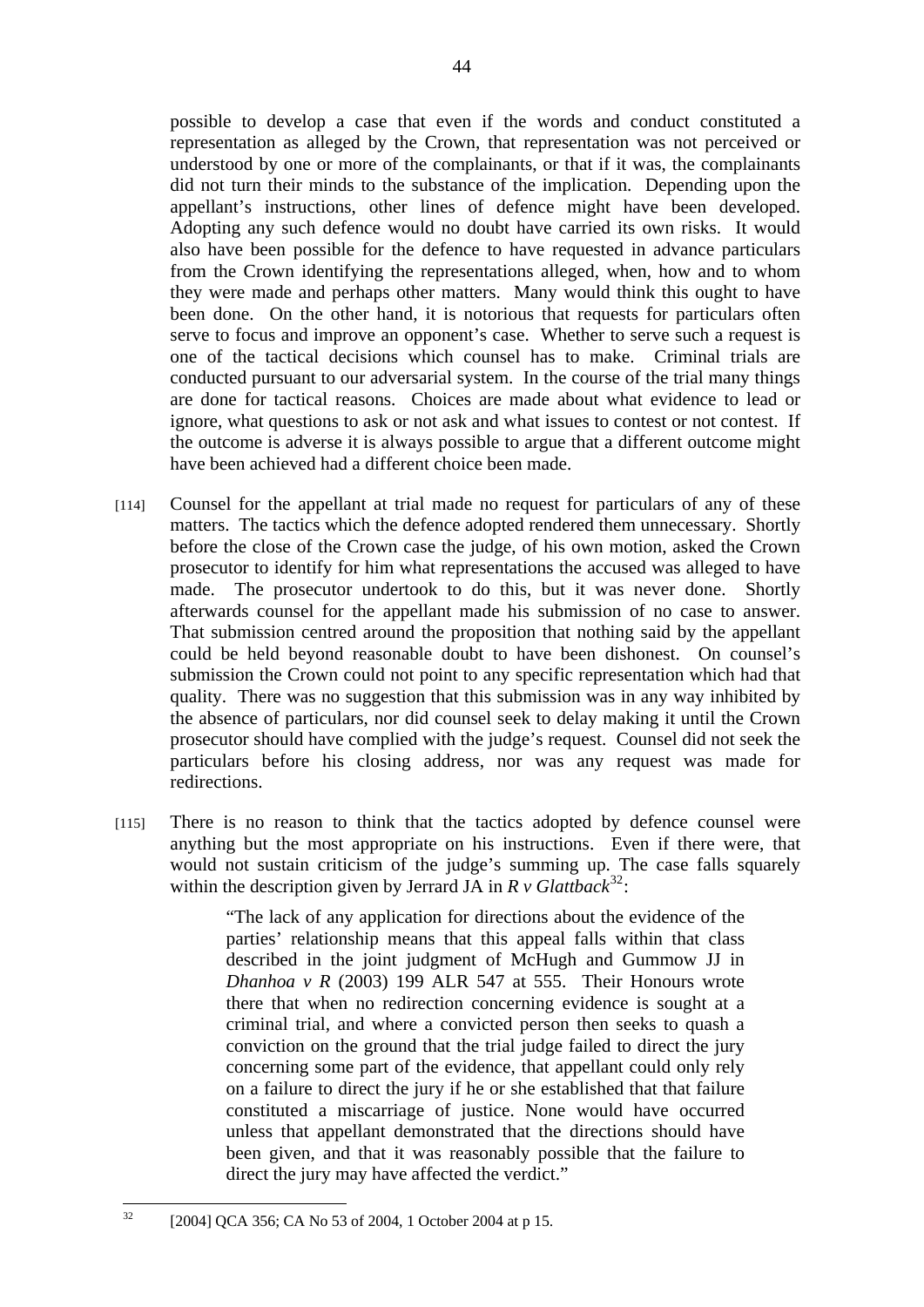possible to develop a case that even if the words and conduct constituted a representation as alleged by the Crown, that representation was not perceived or understood by one or more of the complainants, or that if it was, the complainants did not turn their minds to the substance of the implication. Depending upon the appellant's instructions, other lines of defence might have been developed. Adopting any such defence would no doubt have carried its own risks. It would also have been possible for the defence to have requested in advance particulars from the Crown identifying the representations alleged, when, how and to whom they were made and perhaps other matters. Many would think this ought to have been done. On the other hand, it is notorious that requests for particulars often serve to focus and improve an opponent's case. Whether to serve such a request is one of the tactical decisions which counsel has to make. Criminal trials are conducted pursuant to our adversarial system. In the course of the trial many things are done for tactical reasons. Choices are made about what evidence to lead or ignore, what questions to ask or not ask and what issues to contest or not contest. If the outcome is adverse it is always possible to argue that a different outcome might have been achieved had a different choice been made.

[114] Counsel for the appellant at trial made no request for particulars of any of these matters. The tactics which the defence adopted rendered them unnecessary. Shortly before the close of the Crown case the judge, of his own motion, asked the Crown prosecutor to identify for him what representations the accused was alleged to have made. The prosecutor undertook to do this, but it was never done. Shortly afterwards counsel for the appellant made his submission of no case to answer. That submission centred around the proposition that nothing said by the appellant could be held beyond reasonable doubt to have been dishonest. On counsel's submission the Crown could not point to any specific representation which had that quality. There was no suggestion that this submission was in any way inhibited by the absence of particulars, nor did counsel seek to delay making it until the Crown prosecutor should have complied with the judge's request. Counsel did not seek the particulars before his closing address, nor was any request was made for redirections.

[115] There is no reason to think that the tactics adopted by defence counsel were anything but the most appropriate on his instructions. Even if there were, that would not sustain criticism of the judge's summing up. The case falls squarely within the description given by Jerrard JA in *R v Glattback*[32]:

> "The lack of any application for directions about the evidence of the parties' relationship means that this appeal falls within that class described in the joint judgment of McHugh and Gummow JJ in *Dhanhoa v R* (2003) 199 ALR 547 at 555. Their Honours wrote there that when no redirection concerning evidence is sought at a criminal trial, and where a convicted person then seeks to quash a conviction on the ground that the trial judge failed to direct the jury concerning some part of the evidence, that appellant could only rely on a failure to direct the jury if he or she established that that failure constituted a miscarriage of justice. None would have occurred unless that appellant demonstrated that the directions should have been given, and that it was reasonably possible that the failure to direct the jury may have affected the verdict."

[32] [2004] QCA 356; CA No 53 of 2004, 1 October 2004 at p 15.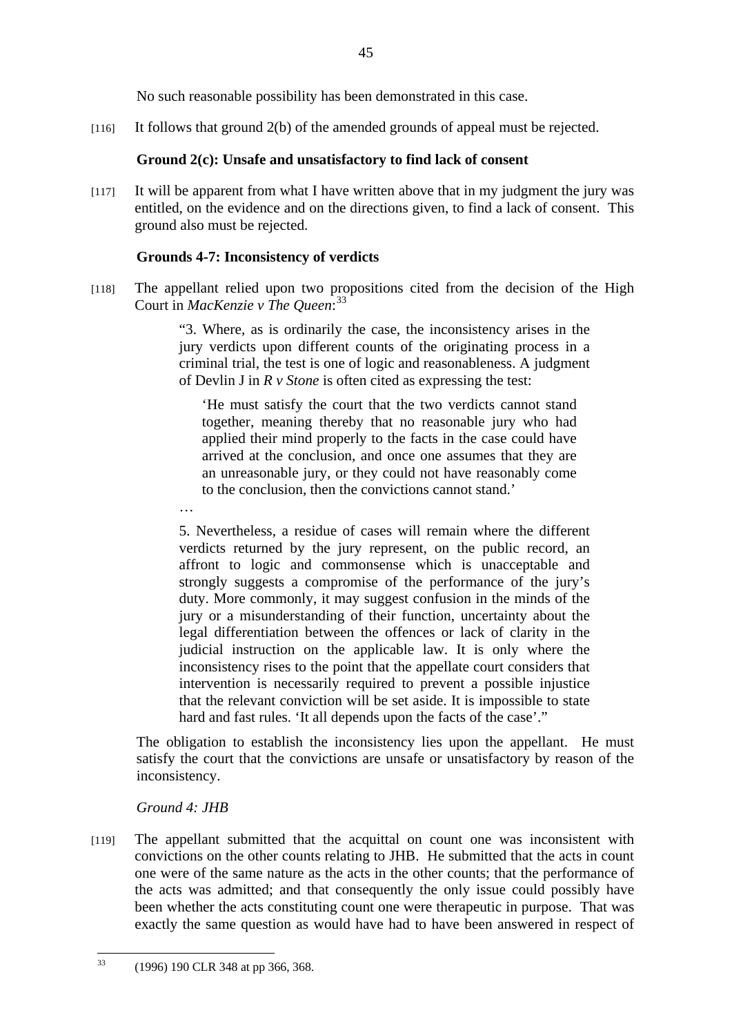No such reasonable possibility has been demonstrated in this case.

[116] It follows that ground 2(b) of the amended grounds of appeal must be rejected.

**Ground 2(c): Unsafe and unsatisfactory to find lack of consent**

[117] It will be apparent from what I have written above that in my judgment the jury was entitled, on the evidence and on the directions given, to find a lack of consent. This ground also must be rejected.

**Grounds 4-7: Inconsistency of verdicts**

[118] The appellant relied upon two propositions cited from the decision of the High Court in *MacKenzie v The Queen*:[33]

> "3. Where, as is ordinarily the case, the inconsistency arises in the jury verdicts upon different counts of the originating process in a criminal trial, the test is one of logic and reasonableness. A judgment of Devlin J in *R v Stone* is often cited as expressing the test:
>
> > 'He must satisfy the court that the two verdicts cannot stand together, meaning thereby that no reasonable jury who had applied their mind properly to the facts in the case could have arrived at the conclusion, and once one assumes that they are an unreasonable jury, or they could not have reasonably come to the conclusion, then the convictions cannot stand.'
>
> …
>
> 5. Nevertheless, a residue of cases will remain where the different verdicts returned by the jury represent, on the public record, an affront to logic and commonsense which is unacceptable and strongly suggests a compromise of the performance of the jury's duty. More commonly, it may suggest confusion in the minds of the jury or a misunderstanding of their function, uncertainty about the legal differentiation between the offences or lack of clarity in the judicial instruction on the applicable law. It is only where the inconsistency rises to the point that the appellate court considers that intervention is necessarily required to prevent a possible injustice that the relevant conviction will be set aside. It is impossible to state hard and fast rules. 'It all depends upon the facts of the case'."

The obligation to establish the inconsistency lies upon the appellant. He must satisfy the court that the convictions are unsafe or unsatisfactory by reason of the inconsistency.

*Ground 4: JHB*

[119] The appellant submitted that the acquittal on count one was inconsistent with convictions on the other counts relating to JHB. He submitted that the acts in count one were of the same nature as the acts in the other counts; that the performance of the acts was admitted; and that consequently the only issue could possibly have been whether the acts constituting count one were therapeutic in purpose. That was exactly the same question as would have had to have been answered in respect of

---

[33] (1996) 190 CLR 348 at pp 366, 368.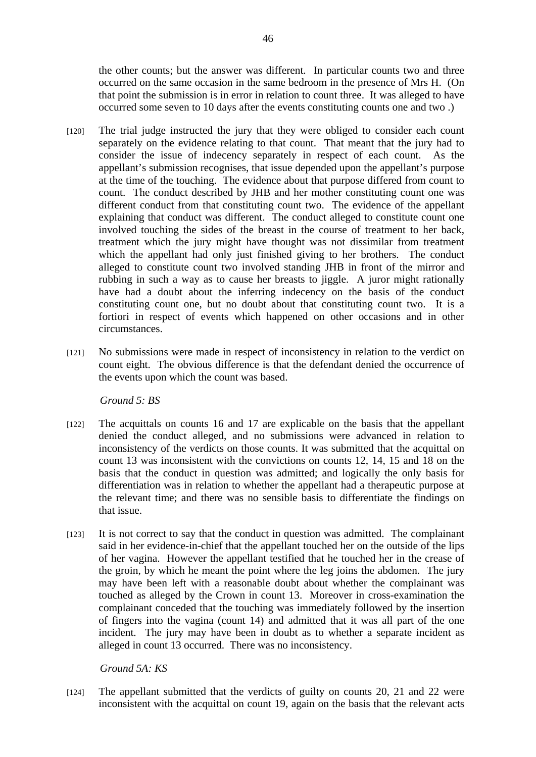the other counts; but the answer was different. In particular counts two and three occurred on the same occasion in the same bedroom in the presence of Mrs H. (On that point the submission is in error in relation to count three. It was alleged to have occurred some seven to 10 days after the events constituting counts one and two .)

[120] The trial judge instructed the jury that they were obliged to consider each count separately on the evidence relating to that count. That meant that the jury had to consider the issue of indecency separately in respect of each count. As the appellant's submission recognises, that issue depended upon the appellant's purpose at the time of the touching. The evidence about that purpose differed from count to count. The conduct described by JHB and her mother constituting count one was different conduct from that constituting count two. The evidence of the appellant explaining that conduct was different. The conduct alleged to constitute count one involved touching the sides of the breast in the course of treatment to her back, treatment which the jury might have thought was not dissimilar from treatment which the appellant had only just finished giving to her brothers. The conduct alleged to constitute count two involved standing JHB in front of the mirror and rubbing in such a way as to cause her breasts to jiggle. A juror might rationally have had a doubt about the inferring indecency on the basis of the conduct constituting count one, but no doubt about that constituting count two. It is a fortiori in respect of events which happened on other occasions and in other circumstances.

[121] No submissions were made in respect of inconsistency in relation to the verdict on count eight. The obvious difference is that the defendant denied the occurrence of the events upon which the count was based.

*Ground 5: BS*

[122] The acquittals on counts 16 and 17 are explicable on the basis that the appellant denied the conduct alleged, and no submissions were advanced in relation to inconsistency of the verdicts on those counts. It was submitted that the acquittal on count 13 was inconsistent with the convictions on counts 12, 14, 15 and 18 on the basis that the conduct in question was admitted; and logically the only basis for differentiation was in relation to whether the appellant had a therapeutic purpose at the relevant time; and there was no sensible basis to differentiate the findings on that issue.

[123] It is not correct to say that the conduct in question was admitted. The complainant said in her evidence-in-chief that the appellant touched her on the outside of the lips of her vagina. However the appellant testified that he touched her in the crease of the groin, by which he meant the point where the leg joins the abdomen. The jury may have been left with a reasonable doubt about whether the complainant was touched as alleged by the Crown in count 13. Moreover in cross-examination the complainant conceded that the touching was immediately followed by the insertion of fingers into the vagina (count 14) and admitted that it was all part of the one incident. The jury may have been in doubt as to whether a separate incident as alleged in count 13 occurred. There was no inconsistency.

*Ground 5A: KS*

[124] The appellant submitted that the verdicts of guilty on counts 20, 21 and 22 were inconsistent with the acquittal on count 19, again on the basis that the relevant acts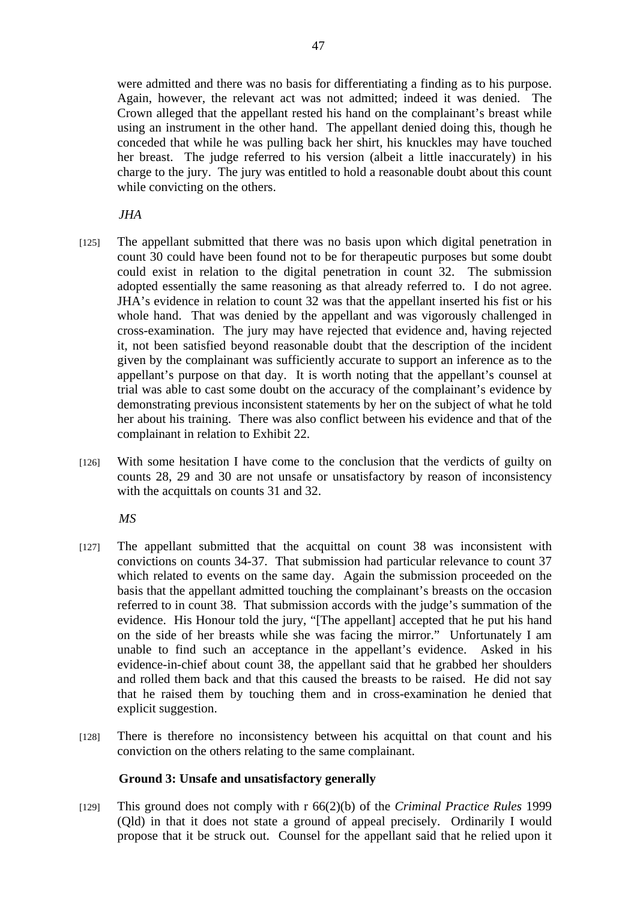were admitted and there was no basis for differentiating a finding as to his purpose. Again, however, the relevant act was not admitted; indeed it was denied. The Crown alleged that the appellant rested his hand on the complainant's breast while using an instrument in the other hand. The appellant denied doing this, though he conceded that while he was pulling back her shirt, his knuckles may have touched her breast. The judge referred to his version (albeit a little inaccurately) in his charge to the jury. The jury was entitled to hold a reasonable doubt about this count while convicting on the others.

*JHA*

[125] The appellant submitted that there was no basis upon which digital penetration in count 30 could have been found not to be for therapeutic purposes but some doubt could exist in relation to the digital penetration in count 32. The submission adopted essentially the same reasoning as that already referred to. I do not agree. JHA's evidence in relation to count 32 was that the appellant inserted his fist or his whole hand. That was denied by the appellant and was vigorously challenged in cross-examination. The jury may have rejected that evidence and, having rejected it, not been satisfied beyond reasonable doubt that the description of the incident given by the complainant was sufficiently accurate to support an inference as to the appellant's purpose on that day. It is worth noting that the appellant's counsel at trial was able to cast some doubt on the accuracy of the complainant's evidence by demonstrating previous inconsistent statements by her on the subject of what he told her about his training. There was also conflict between his evidence and that of the complainant in relation to Exhibit 22.

[126] With some hesitation I have come to the conclusion that the verdicts of guilty on counts 28, 29 and 30 are not unsafe or unsatisfactory by reason of inconsistency with the acquittals on counts 31 and 32.

*MS*

[127] The appellant submitted that the acquittal on count 38 was inconsistent with convictions on counts 34-37. That submission had particular relevance to count 37 which related to events on the same day. Again the submission proceeded on the basis that the appellant admitted touching the complainant's breasts on the occasion referred to in count 38. That submission accords with the judge's summation of the evidence. His Honour told the jury, "[The appellant] accepted that he put his hand on the side of her breasts while she was facing the mirror." Unfortunately I am unable to find such an acceptance in the appellant's evidence. Asked in his evidence-in-chief about count 38, the appellant said that he grabbed her shoulders and rolled them back and that this caused the breasts to be raised. He did not say that he raised them by touching them and in cross-examination he denied that explicit suggestion.

[128] There is therefore no inconsistency between his acquittal on that count and his conviction on the others relating to the same complainant.

**Ground 3: Unsafe and unsatisfactory generally**

[129] This ground does not comply with r 66(2)(b) of the *Criminal Practice Rules* 1999 (Qld) in that it does not state a ground of appeal precisely. Ordinarily I would propose that it be struck out. Counsel for the appellant said that he relied upon it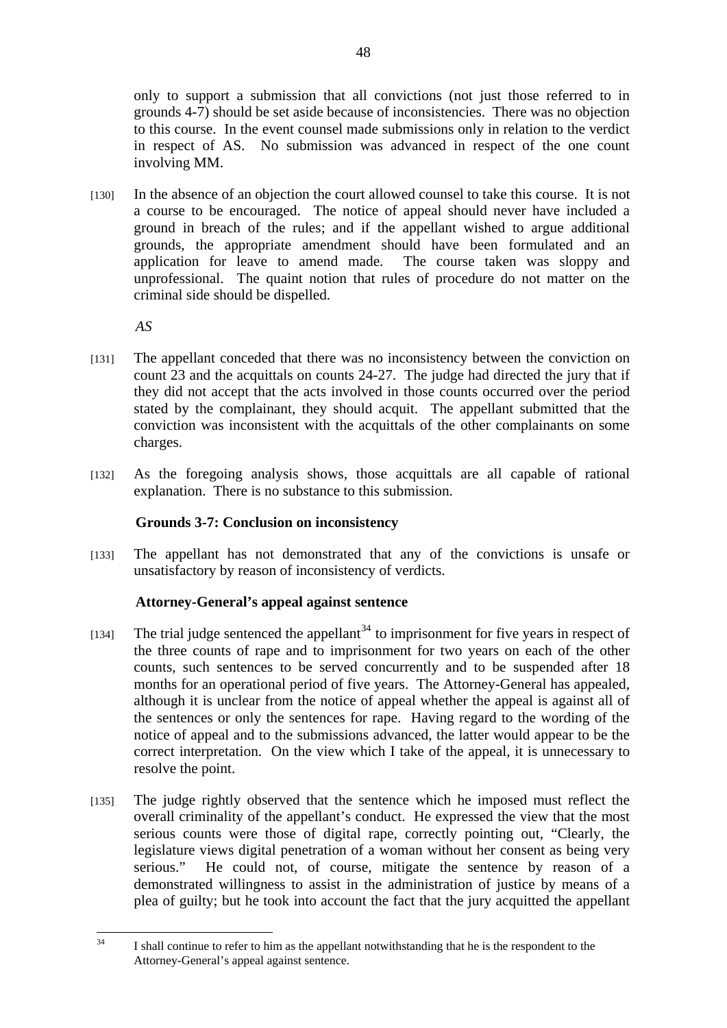only to support a submission that all convictions (not just those referred to in grounds 4-7) should be set aside because of inconsistencies. There was no objection to this course. In the event counsel made submissions only in relation to the verdict in respect of AS. No submission was advanced in respect of the one count involving MM.

[130] In the absence of an objection the court allowed counsel to take this course. It is not a course to be encouraged. The notice of appeal should never have included a ground in breach of the rules; and if the appellant wished to argue additional grounds, the appropriate amendment should have been formulated and an application for leave to amend made. The course taken was sloppy and unprofessional. The quaint notion that rules of procedure do not matter on the criminal side should be dispelled.

*AS*

[131] The appellant conceded that there was no inconsistency between the conviction on count 23 and the acquittals on counts 24-27. The judge had directed the jury that if they did not accept that the acts involved in those counts occurred over the period stated by the complainant, they should acquit. The appellant submitted that the conviction was inconsistent with the acquittals of the other complainants on some charges.

[132] As the foregoing analysis shows, those acquittals are all capable of rational explanation. There is no substance to this submission.

**Grounds 3-7: Conclusion on inconsistency**

[133] The appellant has not demonstrated that any of the convictions is unsafe or unsatisfactory by reason of inconsistency of verdicts.

**Attorney-General's appeal against sentence**

[134] The trial judge sentenced the appellant[34] to imprisonment for five years in respect of the three counts of rape and to imprisonment for two years on each of the other counts, such sentences to be served concurrently and to be suspended after 18 months for an operational period of five years. The Attorney-General has appealed, although it is unclear from the notice of appeal whether the appeal is against all of the sentences or only the sentences for rape. Having regard to the wording of the notice of appeal and to the submissions advanced, the latter would appear to be the correct interpretation. On the view which I take of the appeal, it is unnecessary to resolve the point.

[135] The judge rightly observed that the sentence which he imposed must reflect the overall criminality of the appellant's conduct. He expressed the view that the most serious counts were those of digital rape, correctly pointing out, "Clearly, the legislature views digital penetration of a woman without her consent as being very serious." He could not, of course, mitigate the sentence by reason of a demonstrated willingness to assist in the administration of justice by means of a plea of guilty; but he took into account the fact that the jury acquitted the appellant

---

[34] I shall continue to refer to him as the appellant notwithstanding that he is the respondent to the Attorney-General's appeal against sentence.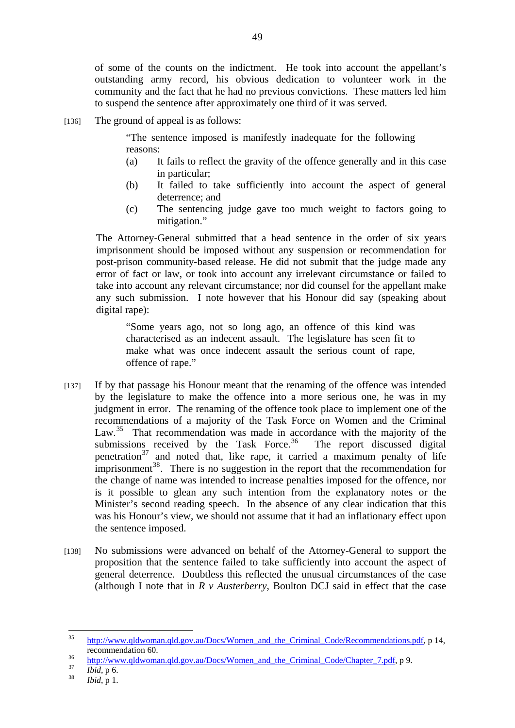of some of the counts on the indictment. He took into account the appellant's outstanding army record, his obvious dedication to volunteer work in the community and the fact that he had no previous convictions. These matters led him to suspend the sentence after approximately one third of it was served.

[136] The ground of appeal is as follows:

> "The sentence imposed is manifestly inadequate for the following reasons:
>
> (a) It fails to reflect the gravity of the offence generally and in this case in particular;
>
> (b) It failed to take sufficiently into account the aspect of general deterrence; and
>
> (c) The sentencing judge gave too much weight to factors going to mitigation."

The Attorney-General submitted that a head sentence in the order of six years imprisonment should be imposed without any suspension or recommendation for post-prison community-based release. He did not submit that the judge made any error of fact or law, or took into account any irrelevant circumstance or failed to take into account any relevant circumstance; nor did counsel for the appellant make any such submission. I note however that his Honour did say (speaking about digital rape):

> "Some years ago, not so long ago, an offence of this kind was characterised as an indecent assault. The legislature has seen fit to make what was once indecent assault the serious count of rape, offence of rape."

[137] If by that passage his Honour meant that the renaming of the offence was intended by the legislature to make the offence into a more serious one, he was in my judgment in error. The renaming of the offence took place to implement one of the recommendations of a majority of the Task Force on Women and the Criminal Law.[35] That recommendation was made in accordance with the majority of the submissions received by the Task Force.[36] The report discussed digital penetration[37] and noted that, like rape, it carried a maximum penalty of life imprisonment[38]. There is no suggestion in the report that the recommendation for the change of name was intended to increase penalties imposed for the offence, nor is it possible to glean any such intention from the explanatory notes or the Minister's second reading speech. In the absence of any clear indication that this was his Honour's view, we should not assume that it had an inflationary effect upon the sentence imposed.

[138] No submissions were advanced on behalf of the Attorney-General to support the proposition that the sentence failed to take sufficiently into account the aspect of general deterrence. Doubtless this reflected the unusual circumstances of the case (although I note that in *R v Austerberry*, Boulton DCJ said in effect that the case

---

[35] http://www.qldwoman.qld.gov.au/Docs/Women_and_the_Criminal_Code/Recommendations.pdf, p 14, recommendation 60.

[36] http://www.qldwoman.qld.gov.au/Docs/Women_and_the_Criminal_Code/Chapter_7.pdf, p 9.

[37] *Ibid*, p 6.

[38] *Ibid*, p 1.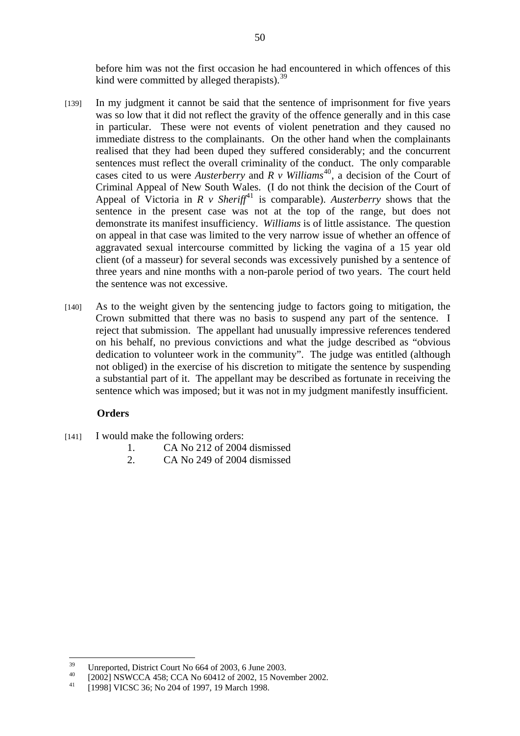before him was not the first occasion he had encountered in which offences of this kind were committed by alleged therapists).[39]

[139] In my judgment it cannot be said that the sentence of imprisonment for five years was so low that it did not reflect the gravity of the offence generally and in this case in particular. These were not events of violent penetration and they caused no immediate distress to the complainants. On the other hand when the complainants realised that they had been duped they suffered considerably; and the concurrent sentences must reflect the overall criminality of the conduct. The only comparable cases cited to us were *Austerberry* and *R v Williams*[40], a decision of the Court of Criminal Appeal of New South Wales. (I do not think the decision of the Court of Appeal of Victoria in *R v Sheriff*[41] is comparable). *Austerberry* shows that the sentence in the present case was not at the top of the range, but does not demonstrate its manifest insufficiency. *Williams* is of little assistance. The question on appeal in that case was limited to the very narrow issue of whether an offence of aggravated sexual intercourse committed by licking the vagina of a 15 year old client (of a masseur) for several seconds was excessively punished by a sentence of three years and nine months with a non-parole period of two years. The court held the sentence was not excessive.

[140] As to the weight given by the sentencing judge to factors going to mitigation, the Crown submitted that there was no basis to suspend any part of the sentence. I reject that submission. The appellant had unusually impressive references tendered on his behalf, no previous convictions and what the judge described as "obvious dedication to volunteer work in the community". The judge was entitled (although not obliged) in the exercise of his discretion to mitigate the sentence by suspending a substantial part of it. The appellant may be described as fortunate in receiving the sentence which was imposed; but it was not in my judgment manifestly insufficient.

**Orders**

[141] I would make the following orders:

1. CA No 212 of 2004 dismissed
2. CA No 249 of 2004 dismissed

---

[39] Unreported, District Court No 664 of 2003, 6 June 2003.

[40] [2002] NSWCCA 458; CCA No 60412 of 2002, 15 November 2002.

[41] [1998] VICSC 36; No 204 of 1997, 19 March 1998.